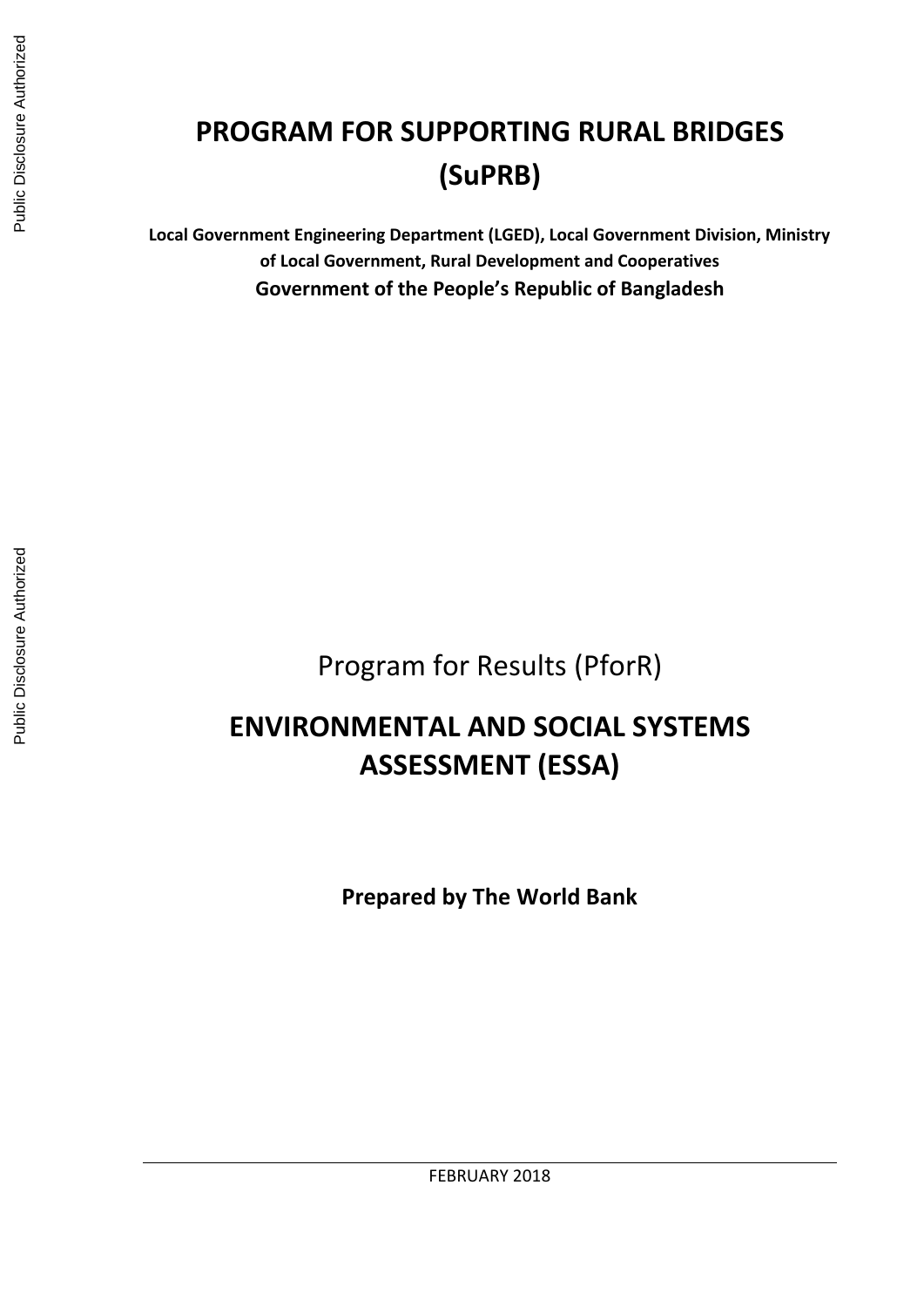# PROGRAM FOR SUPPORTING RURAL BRIDGES (SuPRB)

**Local Government Engineering Department (LGED), Local Government Division, Ministry of Local Government, Rural Development and Cooperatives**

**Government of the People's Republic of Bangladesh**

Program for Results (PforR)

# ENVIRONMENTAL AND SOCIAL SYSTEMS ASSESSMENT (ESSA)

**Prepared by The World Bank**

FEBRUARY 2018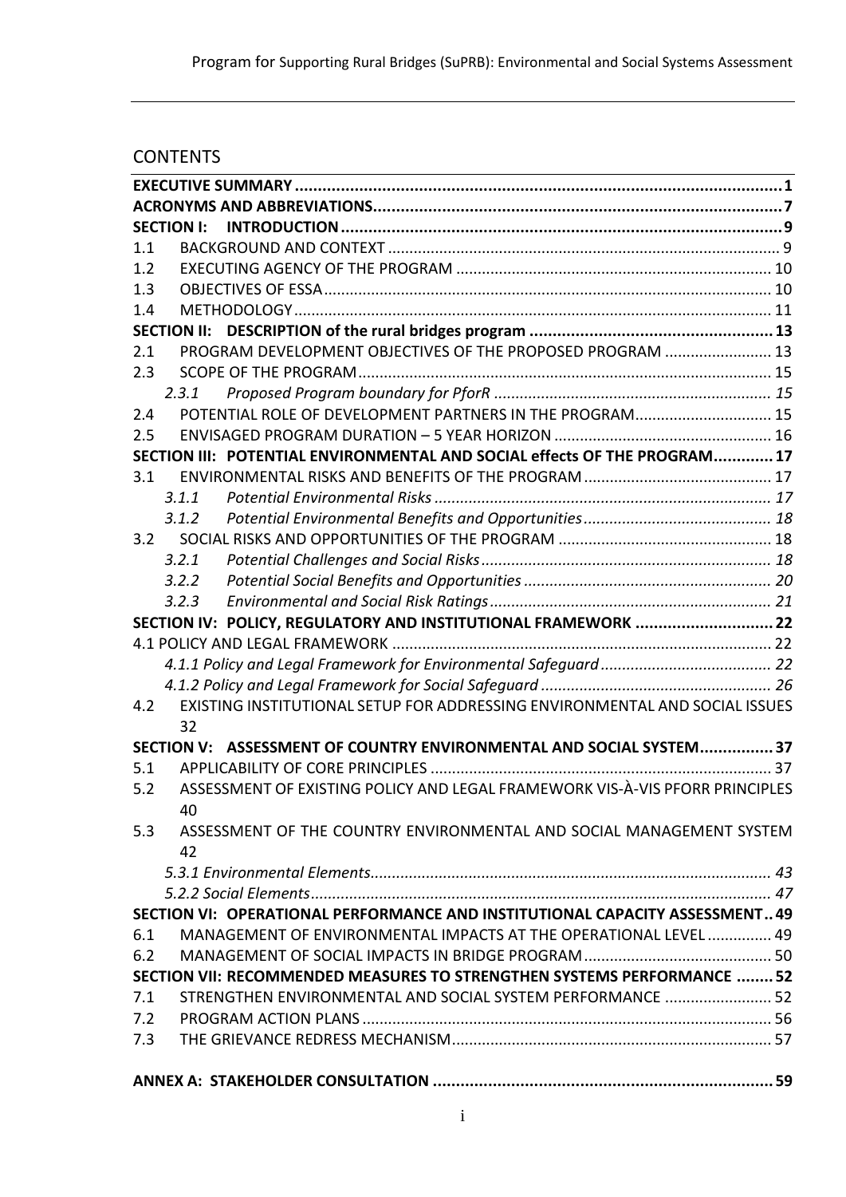## CONTENTS

**EXECUTIVE SUMMARY** .......... **1**

**ACRONYMS AND ABBREVIATIONS** .......... **7**

**SECTION I: INTRODUCTION** .......... **9**

1.1 BACKGROUND AND CONTEXT .......... 9

1.2 EXECUTING AGENCY OF THE PROGRAM .......... 10

1.3 OBJECTIVES OF ESSA .......... 10

1.4 METHODOLOGY .......... 11

**SECTION II: DESCRIPTION of the rural bridges program** .......... **13**

2.1 PROGRAM DEVELOPMENT OBJECTIVES OF THE PROPOSED PROGRAM .......... 13

2.3 SCOPE OF THE PROGRAM .......... 15

*2.3.1 Proposed Program boundary for PforR* .......... *15*

2.4 POTENTIAL ROLE OF DEVELOPMENT PARTNERS IN THE PROGRAM .......... 15

2.5 ENVISAGED PROGRAM DURATION – 5 YEAR HORIZON .......... 16

**SECTION III: POTENTIAL ENVIRONMENTAL AND SOCIAL effects OF THE PROGRAM** .......... **17**

3.1 ENVIRONMENTAL RISKS AND BENEFITS OF THE PROGRAM .......... 17

*3.1.1 Potential Environmental Risks* .......... *17*

*3.1.2 Potential Environmental Benefits and Opportunities* .......... *18*

3.2 SOCIAL RISKS AND OPPORTUNITIES OF THE PROGRAM .......... 18

*3.2.1 Potential Challenges and Social Risks* .......... *18*

*3.2.2 Potential Social Benefits and Opportunities* .......... *20*

*3.2.3 Environmental and Social Risk Ratings* .......... *21*

**SECTION IV: POLICY, REGULATORY AND INSTITUTIONAL FRAMEWORK** .......... **22**

4.1 POLICY AND LEGAL FRAMEWORK .......... 22

*4.1.1 Policy and Legal Framework for Environmental Safeguard* .......... *22*

*4.1.2 Policy and Legal Framework for Social Safeguard* .......... *26*

4.2 EXISTING INSTITUTIONAL SETUP FOR ADDRESSING ENVIRONMENTAL AND SOCIAL ISSUES .......... 32

**SECTION V: ASSESSMENT OF COUNTRY ENVIRONMENTAL AND SOCIAL SYSTEM** .......... **37**

5.1 APPLICABILITY OF CORE PRINCIPLES .......... 37

5.2 ASSESSMENT OF EXISTING POLICY AND LEGAL FRAMEWORK VIS-À-VIS PFORR PRINCIPLES .......... 40

5.3 ASSESSMENT OF THE COUNTRY ENVIRONMENTAL AND SOCIAL MANAGEMENT SYSTEM .......... 42

*5.3.1 Environmental Elements* .......... *43*

*5.2.2 Social Elements* .......... *47*

**SECTION VI: OPERATIONAL PERFORMANCE AND INSTITUTIONAL CAPACITY ASSESSMENT** .......... **49**

6.1 MANAGEMENT OF ENVIRONMENTAL IMPACTS AT THE OPERATIONAL LEVEL .......... 49

6.2 MANAGEMENT OF SOCIAL IMPACTS IN BRIDGE PROGRAM .......... 50

**SECTION VII: RECOMMENDED MEASURES TO STRENGTHEN SYSTEMS PERFORMANCE** .......... **52**

7.1 STRENGTHEN ENVIRONMENTAL AND SOCIAL SYSTEM PERFORMANCE .......... 52

7.2 PROGRAM ACTION PLANS .......... 56

7.3 THE GRIEVANCE REDRESS MECHANISM .......... 57

**ANNEX A: STAKEHOLDER CONSULTATION** .......... **59**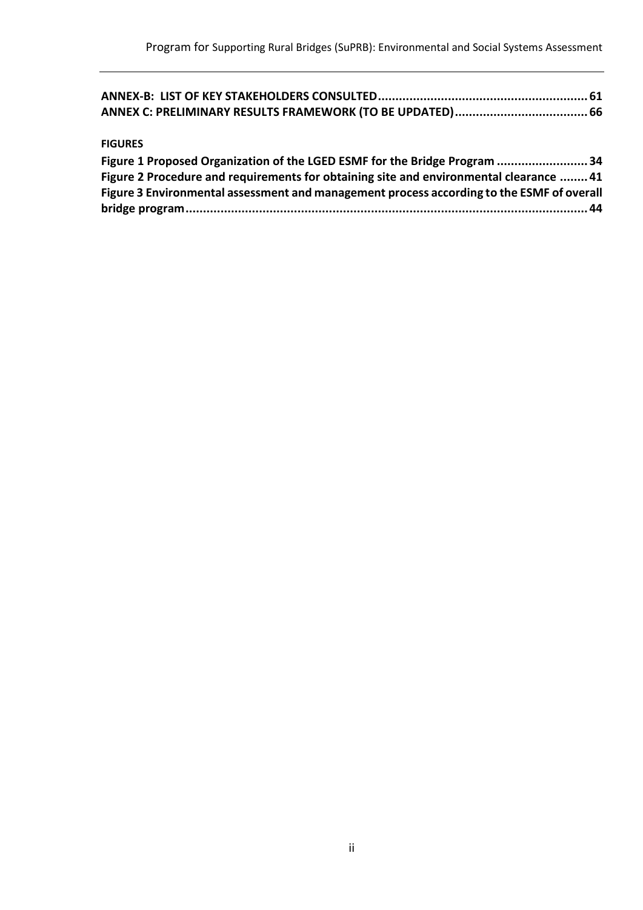**ANNEX-B: LIST OF KEY STAKEHOLDERS CONSULTED........................................................... 61**
**ANNEX C: PRELIMINARY RESULTS FRAMEWORK (TO BE UPDATED)..................................... 66**

**FIGURES**

**Figure 1 Proposed Organization of the LGED ESMF for the Bridge Program ......................... 34**
**Figure 2 Procedure and requirements for obtaining site and environmental clearance ........ 41**
**Figure 3 Environmental assessment and management process according to the ESMF of overall bridge program.................................................................................................................. 44**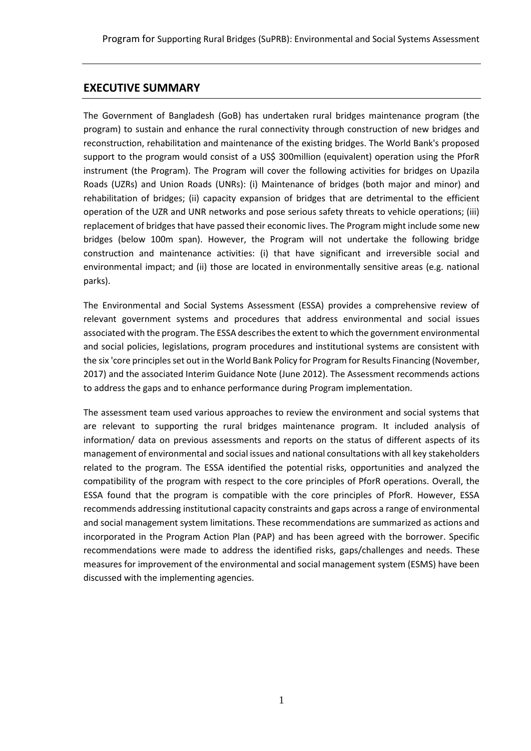## EXECUTIVE SUMMARY

The Government of Bangladesh (GoB) has undertaken rural bridges maintenance program (the program) to sustain and enhance the rural connectivity through construction of new bridges and reconstruction, rehabilitation and maintenance of the existing bridges. The World Bank's proposed support to the program would consist of a US$ 300million (equivalent) operation using the PforR instrument (the Program). The Program will cover the following activities for bridges on Upazila Roads (UZRs) and Union Roads (UNRs): (i) Maintenance of bridges (both major and minor) and rehabilitation of bridges; (ii) capacity expansion of bridges that are detrimental to the efficient operation of the UZR and UNR networks and pose serious safety threats to vehicle operations; (iii) replacement of bridges that have passed their economic lives. The Program might include some new bridges (below 100m span). However, the Program will not undertake the following bridge construction and maintenance activities: (i) that have significant and irreversible social and environmental impact; and (ii) those are located in environmentally sensitive areas (e.g. national parks).

The Environmental and Social Systems Assessment (ESSA) provides a comprehensive review of relevant government systems and procedures that address environmental and social issues associated with the program. The ESSA describes the extent to which the government environmental and social policies, legislations, program procedures and institutional systems are consistent with the six 'core principles set out in the World Bank Policy for Program for Results Financing (November, 2017) and the associated Interim Guidance Note (June 2012). The Assessment recommends actions to address the gaps and to enhance performance during Program implementation.

The assessment team used various approaches to review the environment and social systems that are relevant to supporting the rural bridges maintenance program. It included analysis of information/ data on previous assessments and reports on the status of different aspects of its management of environmental and social issues and national consultations with all key stakeholders related to the program. The ESSA identified the potential risks, opportunities and analyzed the compatibility of the program with respect to the core principles of PforR operations. Overall, the ESSA found that the program is compatible with the core principles of PforR. However, ESSA recommends addressing institutional capacity constraints and gaps across a range of environmental and social management system limitations. These recommendations are summarized as actions and incorporated in the Program Action Plan (PAP) and has been agreed with the borrower. Specific recommendations were made to address the identified risks, gaps/challenges and needs. These measures for improvement of the environmental and social management system (ESMS) have been discussed with the implementing agencies.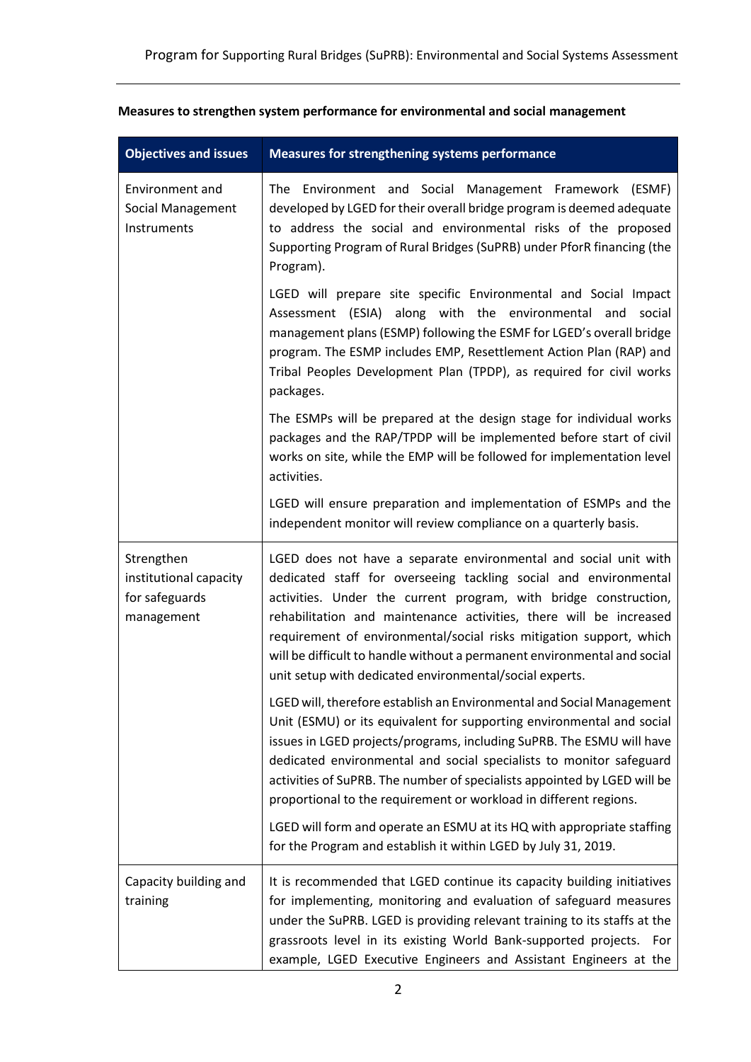**Measures to strengthen system performance for environmental and social management**

| Objectives and issues | Measures for strengthening systems performance |
|---|---|
| Environment and Social Management Instruments | The Environment and Social Management Framework (ESMF) developed by LGED for their overall bridge program is deemed adequate to address the social and environmental risks of the proposed Supporting Program of Rural Bridges (SuPRB) under PforR financing (the Program).<br><br>LGED will prepare site specific Environmental and Social Impact Assessment (ESIA) along with the environmental and social management plans (ESMP) following the ESMF for LGED's overall bridge program. The ESMP includes EMP, Resettlement Action Plan (RAP) and Tribal Peoples Development Plan (TPDP), as required for civil works packages.<br><br>The ESMPs will be prepared at the design stage for individual works packages and the RAP/TPDP will be implemented before start of civil works on site, while the EMP will be followed for implementation level activities.<br><br>LGED will ensure preparation and implementation of ESMPs and the independent monitor will review compliance on a quarterly basis. |
| Strengthen institutional capacity for safeguards management | LGED does not have a separate environmental and social unit with dedicated staff for overseeing tackling social and environmental activities. Under the current program, with bridge construction, rehabilitation and maintenance activities, there will be increased requirement of environmental/social risks mitigation support, which will be difficult to handle without a permanent environmental and social unit setup with dedicated environmental/social experts.<br><br>LGED will, therefore establish an Environmental and Social Management Unit (ESMU) or its equivalent for supporting environmental and social issues in LGED projects/programs, including SuPRB. The ESMU will have dedicated environmental and social specialists to monitor safeguard activities of SuPRB. The number of specialists appointed by LGED will be proportional to the requirement or workload in different regions.<br><br>LGED will form and operate an ESMU at its HQ with appropriate staffing for the Program and establish it within LGED by July 31, 2019. |
| Capacity building and training | It is recommended that LGED continue its capacity building initiatives for implementing, monitoring and evaluation of safeguard measures under the SuPRB. LGED is providing relevant training to its staffs at the grassroots level in its existing World Bank-supported projects. For example, LGED Executive Engineers and Assistant Engineers at the |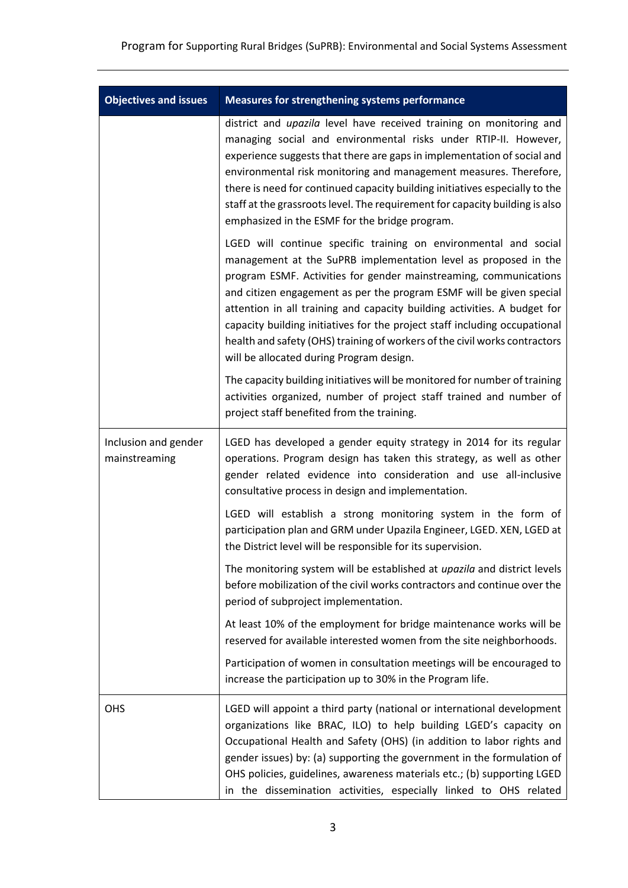| Objectives and issues | Measures for strengthening systems performance |
|---|---|
| | district and *upazila* level have received training on monitoring and managing social and environmental risks under RTIP-II. However, experience suggests that there are gaps in implementation of social and environmental risk monitoring and management measures. Therefore, there is need for continued capacity building initiatives especially to the staff at the grassroots level. The requirement for capacity building is also emphasized in the ESMF for the bridge program.<br><br>LGED will continue specific training on environmental and social management at the SuPRB implementation level as proposed in the program ESMF. Activities for gender mainstreaming, communications and citizen engagement as per the program ESMF will be given special attention in all training and capacity building activities. A budget for capacity building initiatives for the project staff including occupational health and safety (OHS) training of workers of the civil works contractors will be allocated during Program design.<br><br>The capacity building initiatives will be monitored for number of training activities organized, number of project staff trained and number of project staff benefited from the training. |
| Inclusion and gender mainstreaming | LGED has developed a gender equity strategy in 2014 for its regular operations. Program design has taken this strategy, as well as other gender related evidence into consideration and use all-inclusive consultative process in design and implementation.<br><br>LGED will establish a strong monitoring system in the form of participation plan and GRM under Upazila Engineer, LGED. XEN, LGED at the District level will be responsible for its supervision.<br><br>The monitoring system will be established at *upazila* and district levels before mobilization of the civil works contractors and continue over the period of subproject implementation.<br><br>At least 10% of the employment for bridge maintenance works will be reserved for available interested women from the site neighborhoods.<br><br>Participation of women in consultation meetings will be encouraged to increase the participation up to 30% in the Program life. |
| OHS | LGED will appoint a third party (national or international development organizations like BRAC, ILO) to help building LGED's capacity on Occupational Health and Safety (OHS) (in addition to labor rights and gender issues) by: (a) supporting the government in the formulation of OHS policies, guidelines, awareness materials etc.; (b) supporting LGED in the dissemination activities, especially linked to OHS related |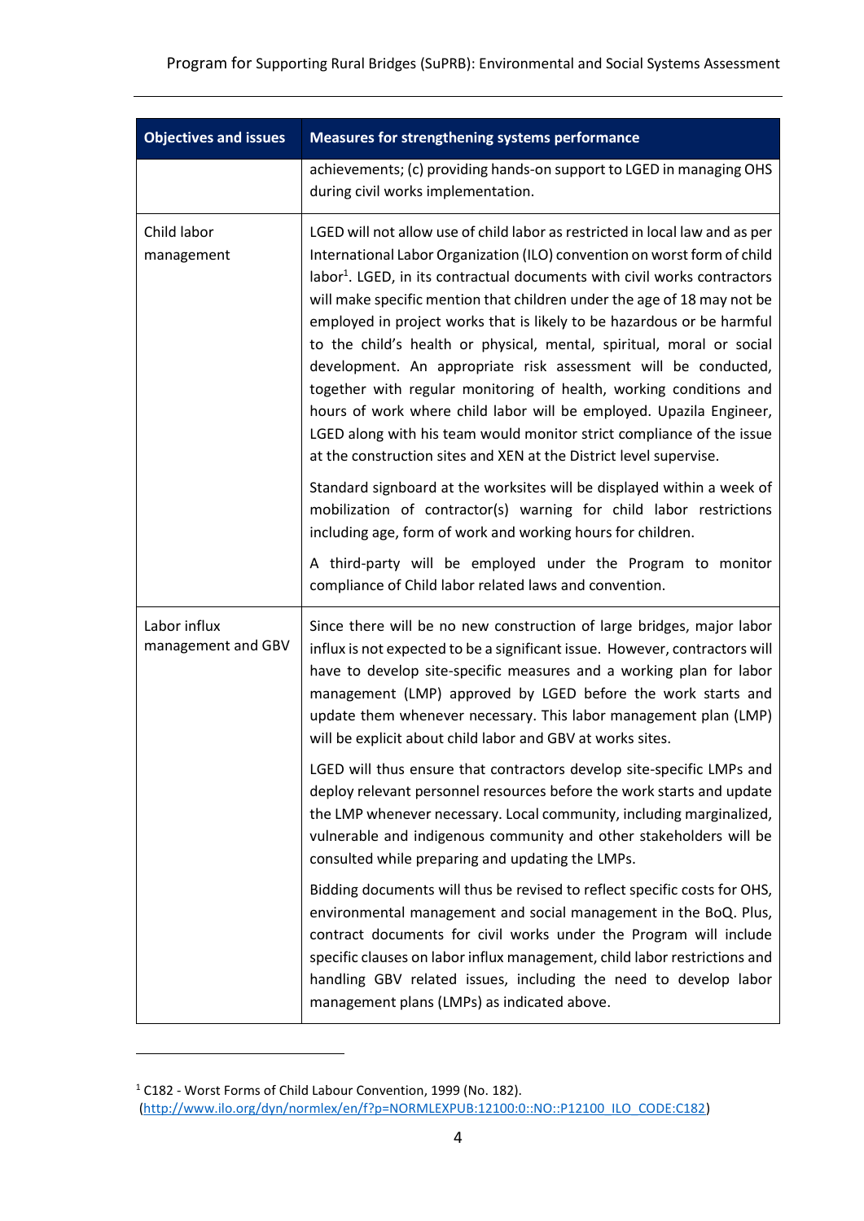| Objectives and issues | Measures for strengthening systems performance |
|---|---|
| | achievements; (c) providing hands-on support to LGED in managing OHS during civil works implementation. |
| Child labor management | LGED will not allow use of child labor as restricted in local law and as per International Labor Organization (ILO) convention on worst form of child labor[1]. LGED, in its contractual documents with civil works contractors will make specific mention that children under the age of 18 may not be employed in project works that is likely to be hazardous or be harmful to the child's health or physical, mental, spiritual, moral or social development. An appropriate risk assessment will be conducted, together with regular monitoring of health, working conditions and hours of work where child labor will be employed. Upazila Engineer, LGED along with his team would monitor strict compliance of the issue at the construction sites and XEN at the District level supervise.<br><br>Standard signboard at the worksites will be displayed within a week of mobilization of contractor(s) warning for child labor restrictions including age, form of work and working hours for children.<br><br>A third-party will be employed under the Program to monitor compliance of Child labor related laws and convention. |
| Labor influx management and GBV | Since there will be no new construction of large bridges, major labor influx is not expected to be a significant issue. However, contractors will have to develop site-specific measures and a working plan for labor management (LMP) approved by LGED before the work starts and update them whenever necessary. This labor management plan (LMP) will be explicit about child labor and GBV at works sites.<br><br>LGED will thus ensure that contractors develop site-specific LMPs and deploy relevant personnel resources before the work starts and update the LMP whenever necessary. Local community, including marginalized, vulnerable and indigenous community and other stakeholders will be consulted while preparing and updating the LMPs.<br><br>Bidding documents will thus be revised to reflect specific costs for OHS, environmental management and social management in the BoQ. Plus, contract documents for civil works under the Program will include specific clauses on labor influx management, child labor restrictions and handling GBV related issues, including the need to develop labor management plans (LMPs) as indicated above. |

[1] C182 - Worst Forms of Child Labour Convention, 1999 (No. 182). (http://www.ilo.org/dyn/normlex/en/f?p=NORMLEXPUB:12100:0::NO::P12100_ILO_CODE:C182)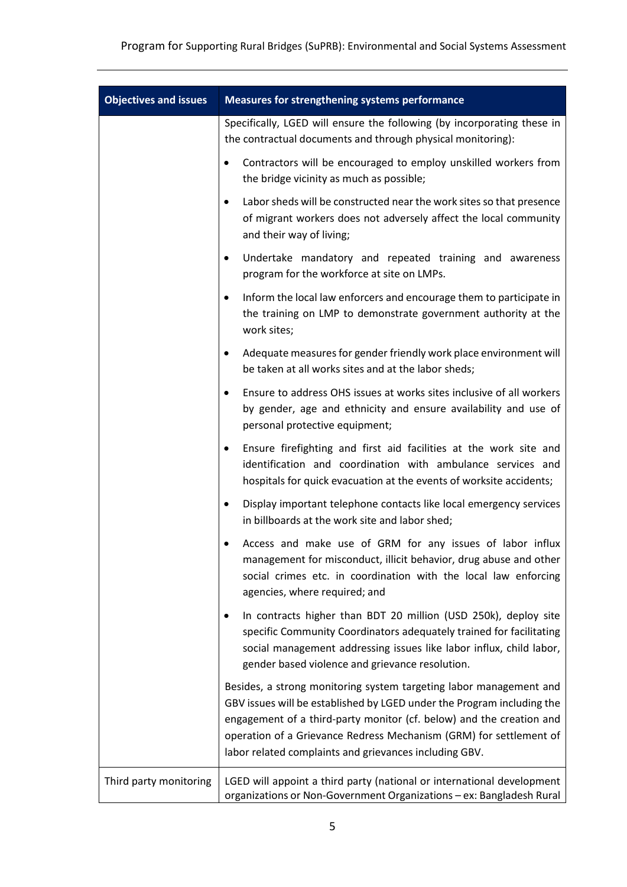| Objectives and issues | Measures for strengthening systems performance |
|---|---|
| | Specifically, LGED will ensure the following (by incorporating these in the contractual documents and through physical monitoring):<br>• Contractors will be encouraged to employ unskilled workers from the bridge vicinity as much as possible;<br>• Labor sheds will be constructed near the work sites so that presence of migrant workers does not adversely affect the local community and their way of living;<br>• Undertake mandatory and repeated training and awareness program for the workforce at site on LMPs.<br>• Inform the local law enforcers and encourage them to participate in the training on LMP to demonstrate government authority at the work sites;<br>• Adequate measures for gender friendly work place environment will be taken at all works sites and at the labor sheds;<br>• Ensure to address OHS issues at works sites inclusive of all workers by gender, age and ethnicity and ensure availability and use of personal protective equipment;<br>• Ensure firefighting and first aid facilities at the work site and identification and coordination with ambulance services and hospitals for quick evacuation at the events of worksite accidents;<br>• Display important telephone contacts like local emergency services in billboards at the work site and labor shed;<br>• Access and make use of GRM for any issues of labor influx management for misconduct, illicit behavior, drug abuse and other social crimes etc. in coordination with the local law enforcing agencies, where required; and<br>• In contracts higher than BDT 20 million (USD 250k), deploy site specific Community Coordinators adequately trained for facilitating social management addressing issues like labor influx, child labor, gender based violence and grievance resolution.<br>Besides, a strong monitoring system targeting labor management and GBV issues will be established by LGED under the Program including the engagement of a third-party monitor (cf. below) and the creation and operation of a Grievance Redress Mechanism (GRM) for settlement of labor related complaints and grievances including GBV. |
| Third party monitoring | LGED will appoint a third party (national or international development organizations or Non-Government Organizations – ex: Bangladesh Rural |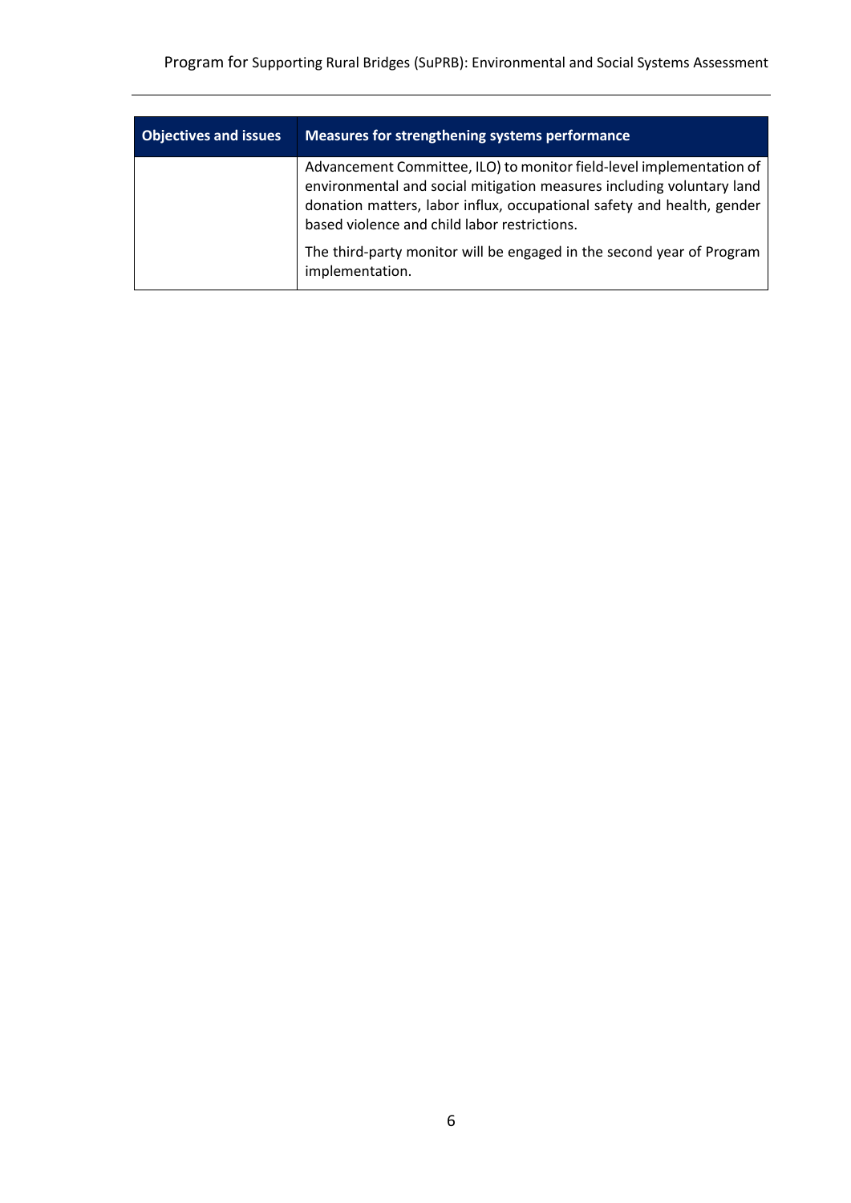| Objectives and issues | Measures for strengthening systems performance |
|---|---|
| | Advancement Committee, ILO) to monitor field-level implementation of environmental and social mitigation measures including voluntary land donation matters, labor influx, occupational safety and health, gender based violence and child labor restrictions.<br><br>The third-party monitor will be engaged in the second year of Program implementation. |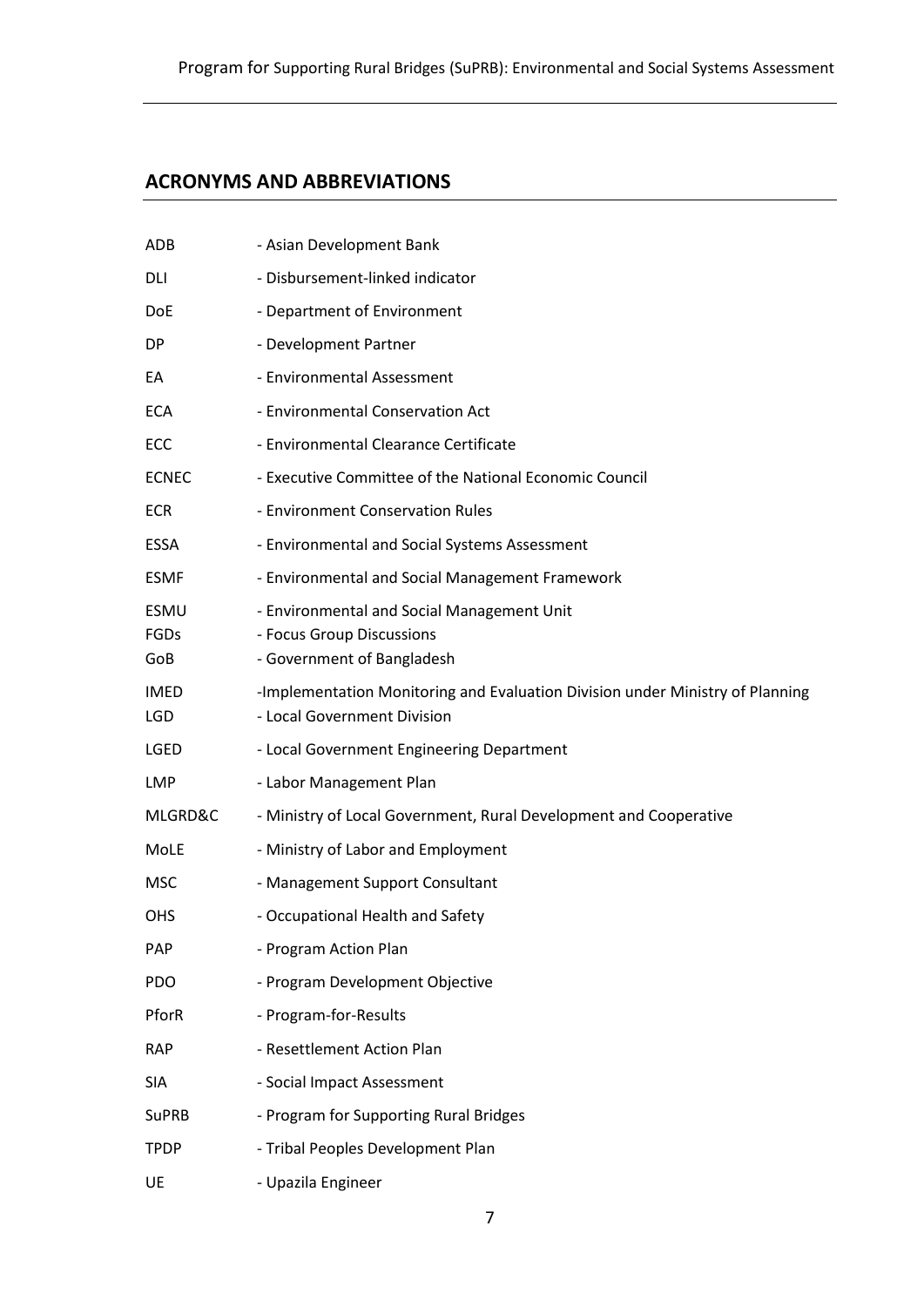## ACRONYMS AND ABBREVIATIONS

| | |
|---|---|
| ADB | - Asian Development Bank |
| DLI | - Disbursement-linked indicator |
| DoE | - Department of Environment |
| DP | - Development Partner |
| EA | - Environmental Assessment |
| ECA | - Environmental Conservation Act |
| ECC | - Environmental Clearance Certificate |
| ECNEC | - Executive Committee of the National Economic Council |
| ECR | - Environment Conservation Rules |
| ESSA | - Environmental and Social Systems Assessment |
| ESMF | - Environmental and Social Management Framework |
| ESMU | - Environmental and Social Management Unit |
| FGDs | - Focus Group Discussions |
| GoB | - Government of Bangladesh |
| IMED | -Implementation Monitoring and Evaluation Division under Ministry of Planning |
| LGD | - Local Government Division |
| LGED | - Local Government Engineering Department |
| LMP | - Labor Management Plan |
| MLGRD&C | - Ministry of Local Government, Rural Development and Cooperative |
| MoLE | - Ministry of Labor and Employment |
| MSC | - Management Support Consultant |
| OHS | - Occupational Health and Safety |
| PAP | - Program Action Plan |
| PDO | - Program Development Objective |
| PforR | - Program-for-Results |
| RAP | - Resettlement Action Plan |
| SIA | - Social Impact Assessment |
| SuPRB | - Program for Supporting Rural Bridges |
| TPDP | - Tribal Peoples Development Plan |
| UE | - Upazila Engineer |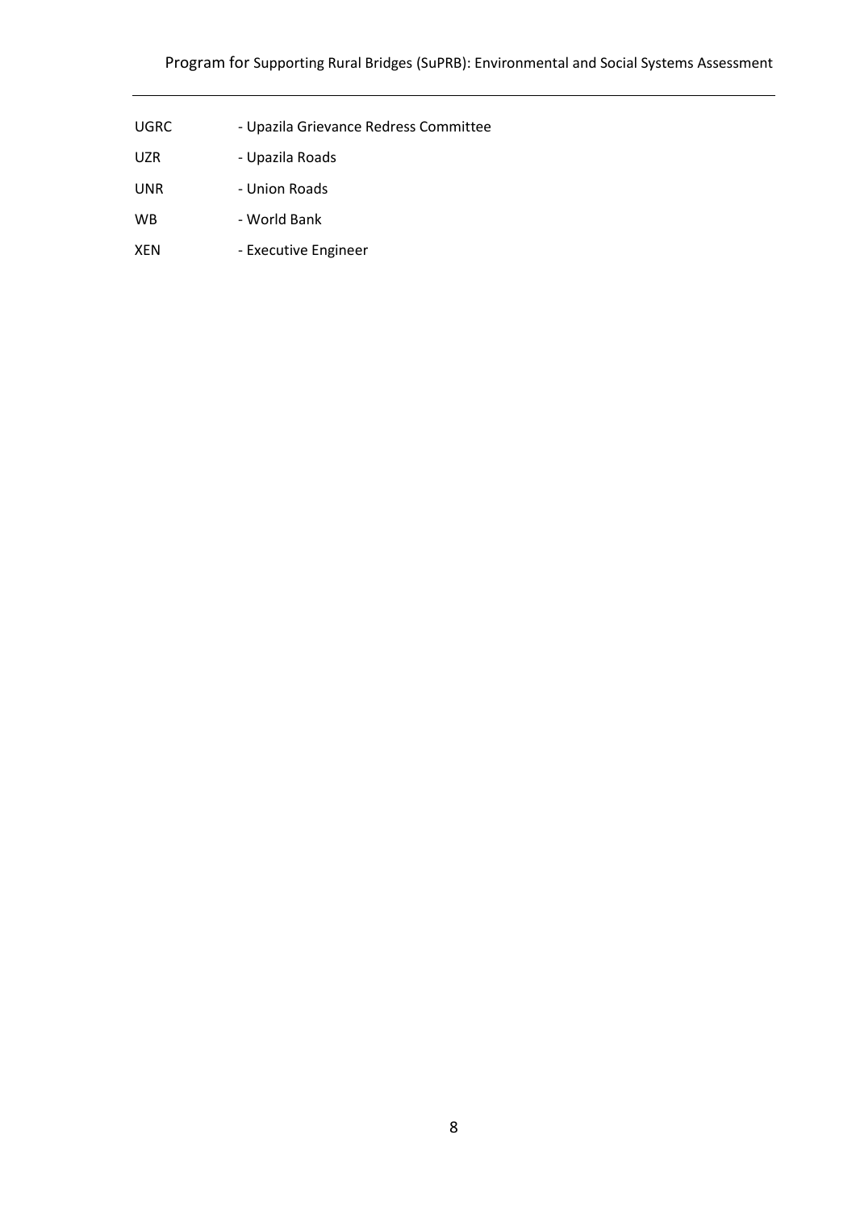| | |
|---|---|
| UGRC | - Upazila Grievance Redress Committee |
| UZR | - Upazila Roads |
| UNR | - Union Roads |
| WB | - World Bank |
| XEN | - Executive Engineer |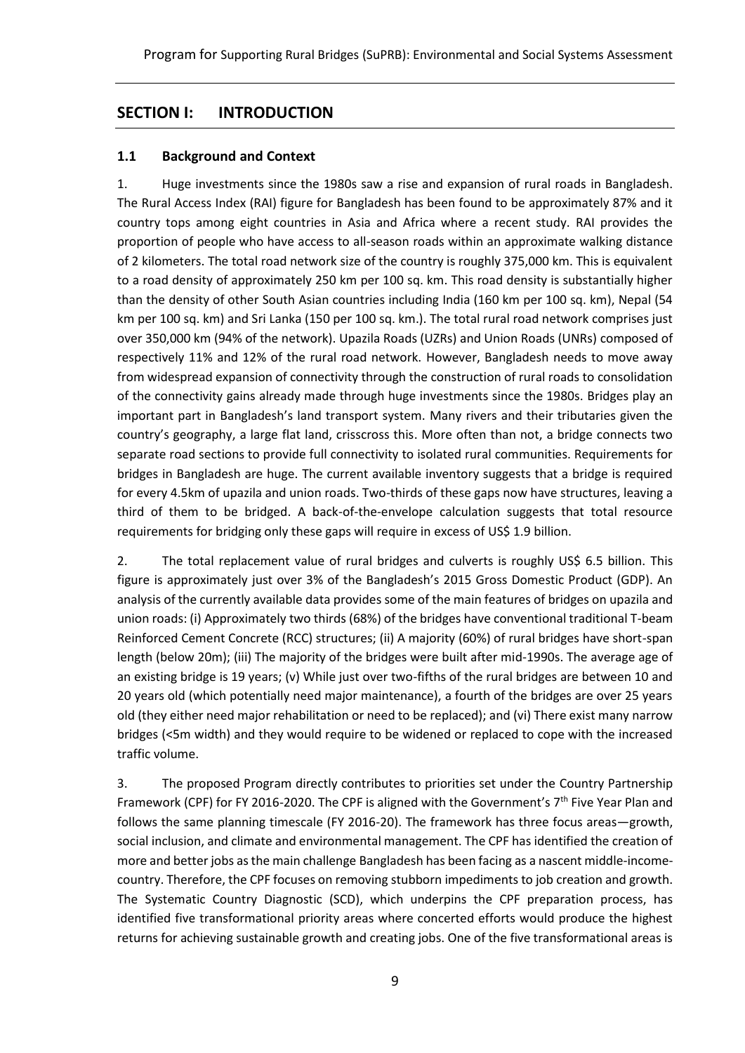## SECTION I: INTRODUCTION

### 1.1 Background and Context

1. Huge investments since the 1980s saw a rise and expansion of rural roads in Bangladesh. The Rural Access Index (RAI) figure for Bangladesh has been found to be approximately 87% and it country tops among eight countries in Asia and Africa where a recent study. RAI provides the proportion of people who have access to all-season roads within an approximate walking distance of 2 kilometers. The total road network size of the country is roughly 375,000 km. This is equivalent to a road density of approximately 250 km per 100 sq. km. This road density is substantially higher than the density of other South Asian countries including India (160 km per 100 sq. km), Nepal (54 km per 100 sq. km) and Sri Lanka (150 per 100 sq. km.). The total rural road network comprises just over 350,000 km (94% of the network). Upazila Roads (UZRs) and Union Roads (UNRs) composed of respectively 11% and 12% of the rural road network. However, Bangladesh needs to move away from widespread expansion of connectivity through the construction of rural roads to consolidation of the connectivity gains already made through huge investments since the 1980s. Bridges play an important part in Bangladesh's land transport system. Many rivers and their tributaries given the country's geography, a large flat land, crisscross this. More often than not, a bridge connects two separate road sections to provide full connectivity to isolated rural communities. Requirements for bridges in Bangladesh are huge. The current available inventory suggests that a bridge is required for every 4.5km of upazila and union roads. Two-thirds of these gaps now have structures, leaving a third of them to be bridged. A back-of-the-envelope calculation suggests that total resource requirements for bridging only these gaps will require in excess of US$ 1.9 billion.

2. The total replacement value of rural bridges and culverts is roughly US$ 6.5 billion. This figure is approximately just over 3% of the Bangladesh's 2015 Gross Domestic Product (GDP). An analysis of the currently available data provides some of the main features of bridges on upazila and union roads: (i) Approximately two thirds (68%) of the bridges have conventional traditional T-beam Reinforced Cement Concrete (RCC) structures; (ii) A majority (60%) of rural bridges have short-span length (below 20m); (iii) The majority of the bridges were built after mid-1990s. The average age of an existing bridge is 19 years; (v) While just over two-fifths of the rural bridges are between 10 and 20 years old (which potentially need major maintenance), a fourth of the bridges are over 25 years old (they either need major rehabilitation or need to be replaced); and (vi) There exist many narrow bridges (<5m width) and they would require to be widened or replaced to cope with the increased traffic volume.

3. The proposed Program directly contributes to priorities set under the Country Partnership Framework (CPF) for FY 2016-2020. The CPF is aligned with the Government's 7th Five Year Plan and follows the same planning timescale (FY 2016-20). The framework has three focus areas—growth, social inclusion, and climate and environmental management. The CPF has identified the creation of more and better jobs as the main challenge Bangladesh has been facing as a nascent middle-income-country. Therefore, the CPF focuses on removing stubborn impediments to job creation and growth. The Systematic Country Diagnostic (SCD), which underpins the CPF preparation process, has identified five transformational priority areas where concerted efforts would produce the highest returns for achieving sustainable growth and creating jobs. One of the five transformational areas is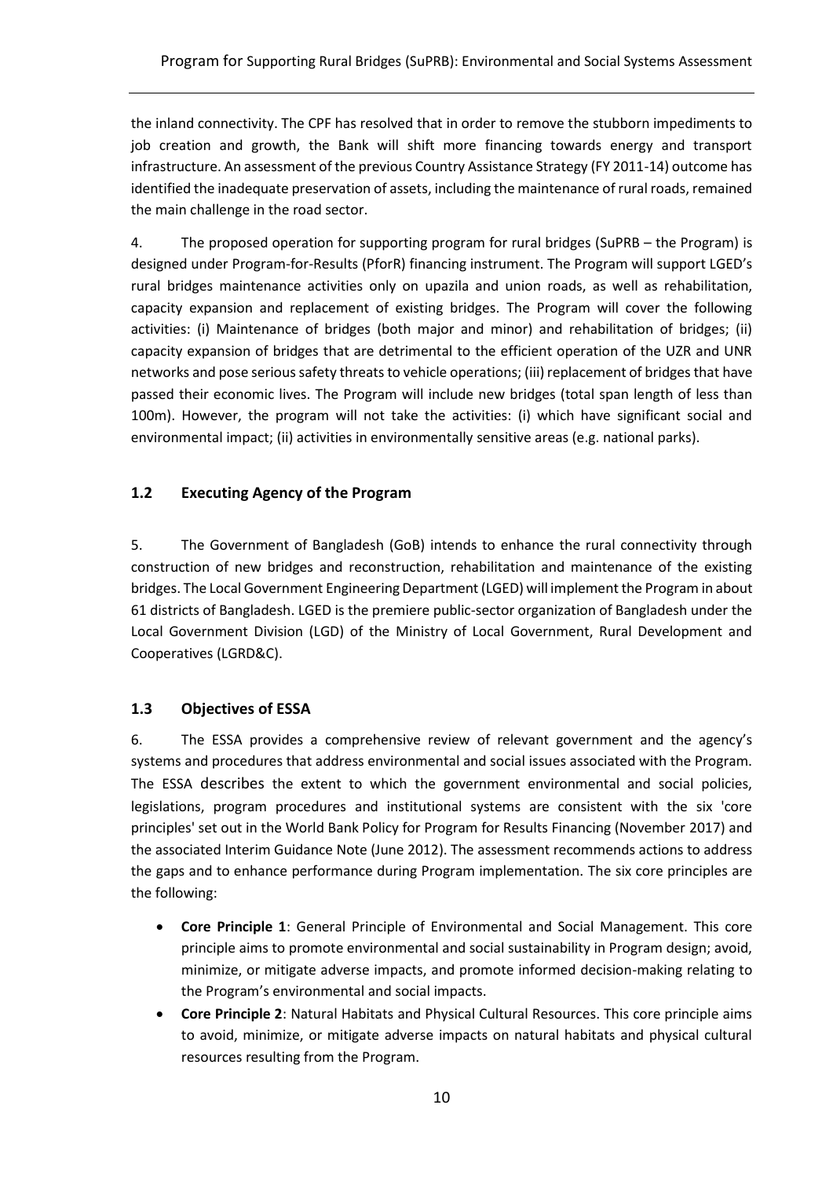the inland connectivity. The CPF has resolved that in order to remove the stubborn impediments to job creation and growth, the Bank will shift more financing towards energy and transport infrastructure. An assessment of the previous Country Assistance Strategy (FY 2011-14) outcome has identified the inadequate preservation of assets, including the maintenance of rural roads, remained the main challenge in the road sector.

4. The proposed operation for supporting program for rural bridges (SuPRB – the Program) is designed under Program-for-Results (PforR) financing instrument. The Program will support LGED's rural bridges maintenance activities only on upazila and union roads, as well as rehabilitation, capacity expansion and replacement of existing bridges. The Program will cover the following activities: (i) Maintenance of bridges (both major and minor) and rehabilitation of bridges; (ii) capacity expansion of bridges that are detrimental to the efficient operation of the UZR and UNR networks and pose serious safety threats to vehicle operations; (iii) replacement of bridges that have passed their economic lives. The Program will include new bridges (total span length of less than 100m). However, the program will not take the activities: (i) which have significant social and environmental impact; (ii) activities in environmentally sensitive areas (e.g. national parks).

## 1.2 Executing Agency of the Program

5. The Government of Bangladesh (GoB) intends to enhance the rural connectivity through construction of new bridges and reconstruction, rehabilitation and maintenance of the existing bridges. The Local Government Engineering Department (LGED) will implement the Program in about 61 districts of Bangladesh. LGED is the premiere public-sector organization of Bangladesh under the Local Government Division (LGD) of the Ministry of Local Government, Rural Development and Cooperatives (LGRD&C).

## 1.3 Objectives of ESSA

6. The ESSA provides a comprehensive review of relevant government and the agency's systems and procedures that address environmental and social issues associated with the Program. The ESSA describes the extent to which the government environmental and social policies, legislations, program procedures and institutional systems are consistent with the six 'core principles' set out in the World Bank Policy for Program for Results Financing (November 2017) and the associated Interim Guidance Note (June 2012). The assessment recommends actions to address the gaps and to enhance performance during Program implementation. The six core principles are the following:

- **Core Principle 1**: General Principle of Environmental and Social Management. This core principle aims to promote environmental and social sustainability in Program design; avoid, minimize, or mitigate adverse impacts, and promote informed decision-making relating to the Program's environmental and social impacts.
- **Core Principle 2**: Natural Habitats and Physical Cultural Resources. This core principle aims to avoid, minimize, or mitigate adverse impacts on natural habitats and physical cultural resources resulting from the Program.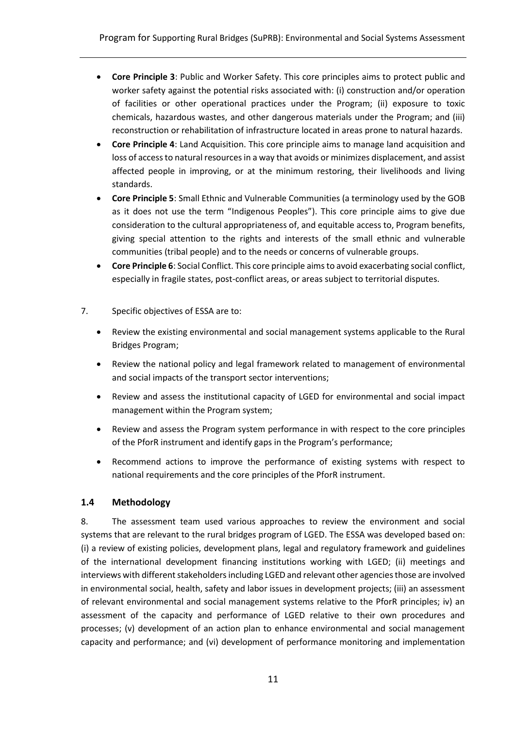- **Core Principle 3**: Public and Worker Safety. This core principles aims to protect public and worker safety against the potential risks associated with: (i) construction and/or operation of facilities or other operational practices under the Program; (ii) exposure to toxic chemicals, hazardous wastes, and other dangerous materials under the Program; and (iii) reconstruction or rehabilitation of infrastructure located in areas prone to natural hazards.
- **Core Principle 4**: Land Acquisition. This core principle aims to manage land acquisition and loss of access to natural resources in a way that avoids or minimizes displacement, and assist affected people in improving, or at the minimum restoring, their livelihoods and living standards.
- **Core Principle 5**: Small Ethnic and Vulnerable Communities (a terminology used by the GOB as it does not use the term "Indigenous Peoples"). This core principle aims to give due consideration to the cultural appropriateness of, and equitable access to, Program benefits, giving special attention to the rights and interests of the small ethnic and vulnerable communities (tribal people) and to the needs or concerns of vulnerable groups.
- **Core Principle 6**: Social Conflict. This core principle aims to avoid exacerbating social conflict, especially in fragile states, post-conflict areas, or areas subject to territorial disputes.

7. Specific objectives of ESSA are to:

- Review the existing environmental and social management systems applicable to the Rural Bridges Program;
- Review the national policy and legal framework related to management of environmental and social impacts of the transport sector interventions;
- Review and assess the institutional capacity of LGED for environmental and social impact management within the Program system;
- Review and assess the Program system performance in with respect to the core principles of the PforR instrument and identify gaps in the Program's performance;
- Recommend actions to improve the performance of existing systems with respect to national requirements and the core principles of the PforR instrument.

### 1.4 Methodology

8. The assessment team used various approaches to review the environment and social systems that are relevant to the rural bridges program of LGED. The ESSA was developed based on: (i) a review of existing policies, development plans, legal and regulatory framework and guidelines of the international development financing institutions working with LGED; (ii) meetings and interviews with different stakeholders including LGED and relevant other agencies those are involved in environmental social, health, safety and labor issues in development projects; (iii) an assessment of relevant environmental and social management systems relative to the PforR principles; iv) an assessment of the capacity and performance of LGED relative to their own procedures and processes; (v) development of an action plan to enhance environmental and social management capacity and performance; and (vi) development of performance monitoring and implementation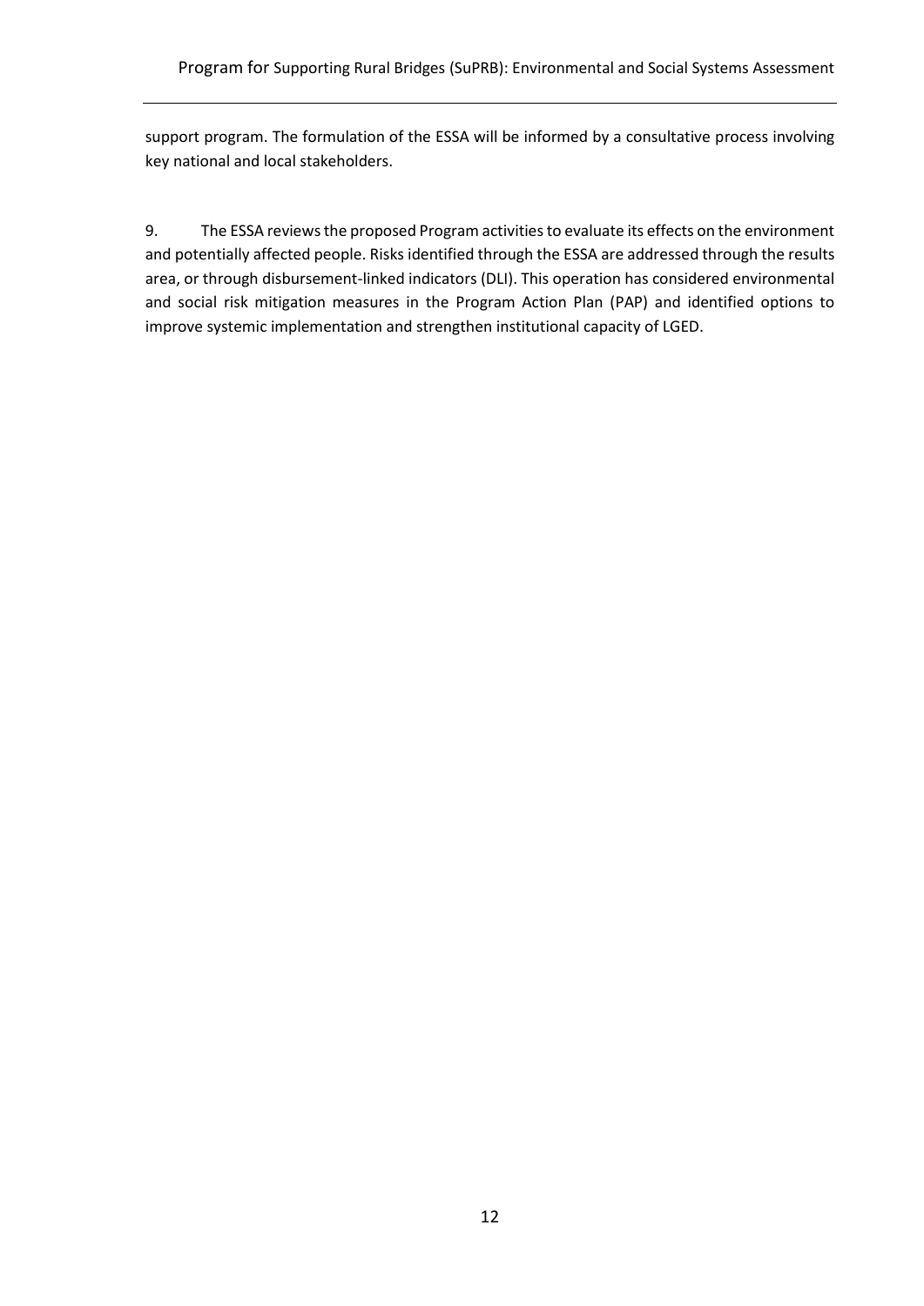support program. The formulation of the ESSA will be informed by a consultative process involving key national and local stakeholders.

9. The ESSA reviews the proposed Program activities to evaluate its effects on the environment and potentially affected people. Risks identified through the ESSA are addressed through the results area, or through disbursement-linked indicators (DLI). This operation has considered environmental and social risk mitigation measures in the Program Action Plan (PAP) and identified options to improve systemic implementation and strengthen institutional capacity of LGED.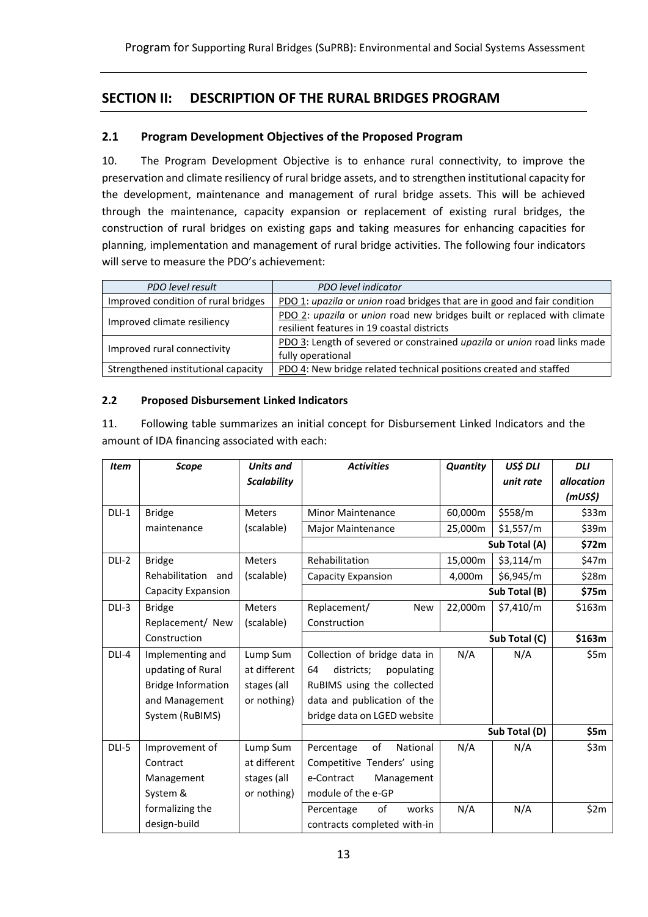## SECTION II: DESCRIPTION OF THE RURAL BRIDGES PROGRAM

### 2.1 Program Development Objectives of the Proposed Program

10. The Program Development Objective is to enhance rural connectivity, to improve the preservation and climate resiliency of rural bridge assets, and to strengthen institutional capacity for the development, maintenance and management of rural bridge assets. This will be achieved through the maintenance, capacity expansion or replacement of existing rural bridges, the construction of rural bridges on existing gaps and taking measures for enhancing capacities for planning, implementation and management of rural bridge activities. The following four indicators will serve to measure the PDO's achievement:

| *PDO level result* | *PDO level indicator* |
|---|---|
| Improved condition of rural bridges | PDO 1: *upazila* or *union* road bridges that are in good and fair condition |
| Improved climate resiliency | PDO 2: *upazila* or *union* road new bridges built or replaced with climate resilient features in 19 coastal districts |
| Improved rural connectivity | PDO 3: Length of severed or constrained *upazila* or *union* road links made fully operational |
| Strengthened institutional capacity | PDO 4: New bridge related technical positions created and staffed |

### 2.2 Proposed Disbursement Linked Indicators

11. Following table summarizes an initial concept for Disbursement Linked Indicators and the amount of IDA financing associated with each:

| *Item* | *Scope* | *Units and Scalability* | *Activities* | *Quantity* | *US$ DLI unit rate* | *DLI allocation (mUS$)* |
|---|---|---|---|---|---|---|
| DLI-1 | Bridge maintenance | Meters (scalable) | Minor Maintenance | 60,000m | $558/m | $33m |
| | | | Major Maintenance | 25,000m | $1,557/m | $39m |
| | | | | | Sub Total (A) | **$72m** |
| DLI-2 | Bridge Rehabilitation and Capacity Expansion | Meters (scalable) | Rehabilitation | 15,000m | $3,114/m | $47m |
| | | | Capacity Expansion | 4,000m | $6,945/m | $28m |
| | | | | | Sub Total (B) | **$75m** |
| DLI-3 | Bridge Replacement/ New Construction | Meters (scalable) | Replacement/ New Construction | 22,000m | $7,410/m | $163m |
| | | | | | Sub Total (C) | **$163m** |
| DLI-4 | Implementing and updating of Rural Bridge Information and Management System (RuBIMS) | Lump Sum at different stages (all or nothing) | Collection of bridge data in 64 districts; populating RuBIMS using the collected data and publication of the bridge data on LGED website | N/A | N/A | $5m |
| | | | | | Sub Total (D) | **$5m** |
| DLI-5 | Improvement of Contract Management System & formalizing the design-build | Lump Sum at different stages (all or nothing) | Percentage of National Competitive Tenders' using e-Contract Management module of the e-GP | N/A | N/A | $3m |
| | | | Percentage of works contracts completed with-in | N/A | N/A | $2m |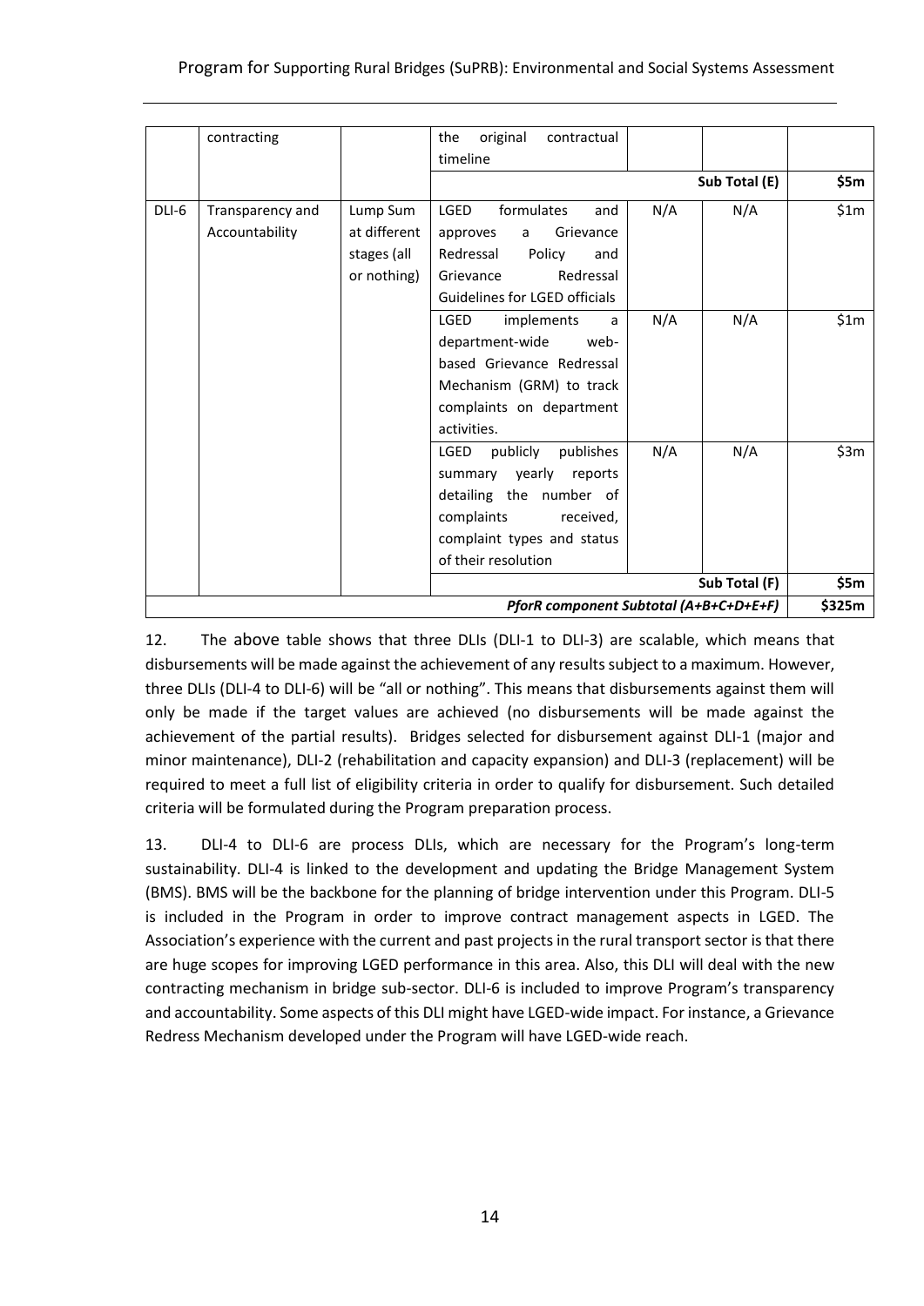|  | contracting |  | the original contractual timeline |  |  |  |
|---|---|---|---|---|---|---|
|  |  |  |  |  | **Sub Total (E)** | **\$5m** |
| DLI-6 | Transparency and Accountability | Lump Sum at different stages (all or nothing) | LGED formulates and approves a Grievance Redressal Policy and Grievance Redressal Guidelines for LGED officials | N/A | N/A | \$1m |
|  |  |  | LGED implements a department-wide web-based Grievance Redressal Mechanism (GRM) to track complaints on department activities. | N/A | N/A | \$1m |
|  |  |  | LGED publicly publishes summary yearly reports detailing the number of complaints received, complaint types and status of their resolution | N/A | N/A | \$3m |
|  |  |  |  |  | **Sub Total (F)** | **\$5m** |
|  |  |  |  |  | ***PforR component Subtotal (A+B+C+D+E+F)*** | **\$325m** |

12. The above table shows that three DLIs (DLI-1 to DLI-3) are scalable, which means that disbursements will be made against the achievement of any results subject to a maximum. However, three DLIs (DLI-4 to DLI-6) will be "all or nothing". This means that disbursements against them will only be made if the target values are achieved (no disbursements will be made against the achievement of the partial results). Bridges selected for disbursement against DLI-1 (major and minor maintenance), DLI-2 (rehabilitation and capacity expansion) and DLI-3 (replacement) will be required to meet a full list of eligibility criteria in order to qualify for disbursement. Such detailed criteria will be formulated during the Program preparation process.

13. DLI-4 to DLI-6 are process DLIs, which are necessary for the Program's long-term sustainability. DLI-4 is linked to the development and updating the Bridge Management System (BMS). BMS will be the backbone for the planning of bridge intervention under this Program. DLI-5 is included in the Program in order to improve contract management aspects in LGED. The Association's experience with the current and past projects in the rural transport sector is that there are huge scopes for improving LGED performance in this area. Also, this DLI will deal with the new contracting mechanism in bridge sub-sector. DLI-6 is included to improve Program's transparency and accountability. Some aspects of this DLI might have LGED-wide impact. For instance, a Grievance Redress Mechanism developed under the Program will have LGED-wide reach.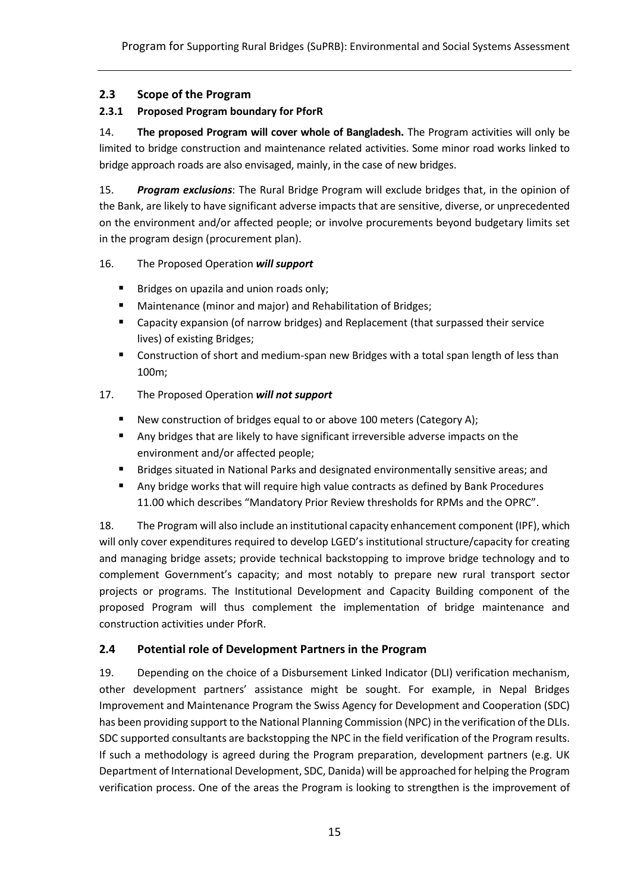## 2.3 Scope of the Program

### 2.3.1 Proposed Program boundary for PforR

14. **The proposed Program will cover whole of Bangladesh.** The Program activities will only be limited to bridge construction and maintenance related activities. Some minor road works linked to bridge approach roads are also envisaged, mainly, in the case of new bridges.

15. ***Program exclusions***: The Rural Bridge Program will exclude bridges that, in the opinion of the Bank, are likely to have significant adverse impacts that are sensitive, diverse, or unprecedented on the environment and/or affected people; or involve procurements beyond budgetary limits set in the program design (procurement plan).

16. The Proposed Operation ***will support***

- Bridges on upazila and union roads only;
- Maintenance (minor and major) and Rehabilitation of Bridges;
- Capacity expansion (of narrow bridges) and Replacement (that surpassed their service lives) of existing Bridges;
- Construction of short and medium-span new Bridges with a total span length of less than 100m;

17. The Proposed Operation ***will not support***

- New construction of bridges equal to or above 100 meters (Category A);
- Any bridges that are likely to have significant irreversible adverse impacts on the environment and/or affected people;
- Bridges situated in National Parks and designated environmentally sensitive areas; and
- Any bridge works that will require high value contracts as defined by Bank Procedures 11.00 which describes "Mandatory Prior Review thresholds for RPMs and the OPRC".

18. The Program will also include an institutional capacity enhancement component (IPF), which will only cover expenditures required to develop LGED's institutional structure/capacity for creating and managing bridge assets; provide technical backstopping to improve bridge technology and to complement Government's capacity; and most notably to prepare new rural transport sector projects or programs. The Institutional Development and Capacity Building component of the proposed Program will thus complement the implementation of bridge maintenance and construction activities under PforR.

## 2.4 Potential role of Development Partners in the Program

19. Depending on the choice of a Disbursement Linked Indicator (DLI) verification mechanism, other development partners' assistance might be sought. For example, in Nepal Bridges Improvement and Maintenance Program the Swiss Agency for Development and Cooperation (SDC) has been providing support to the National Planning Commission (NPC) in the verification of the DLIs. SDC supported consultants are backstopping the NPC in the field verification of the Program results. If such a methodology is agreed during the Program preparation, development partners (e.g. UK Department of International Development, SDC, Danida) will be approached for helping the Program verification process. One of the areas the Program is looking to strengthen is the improvement of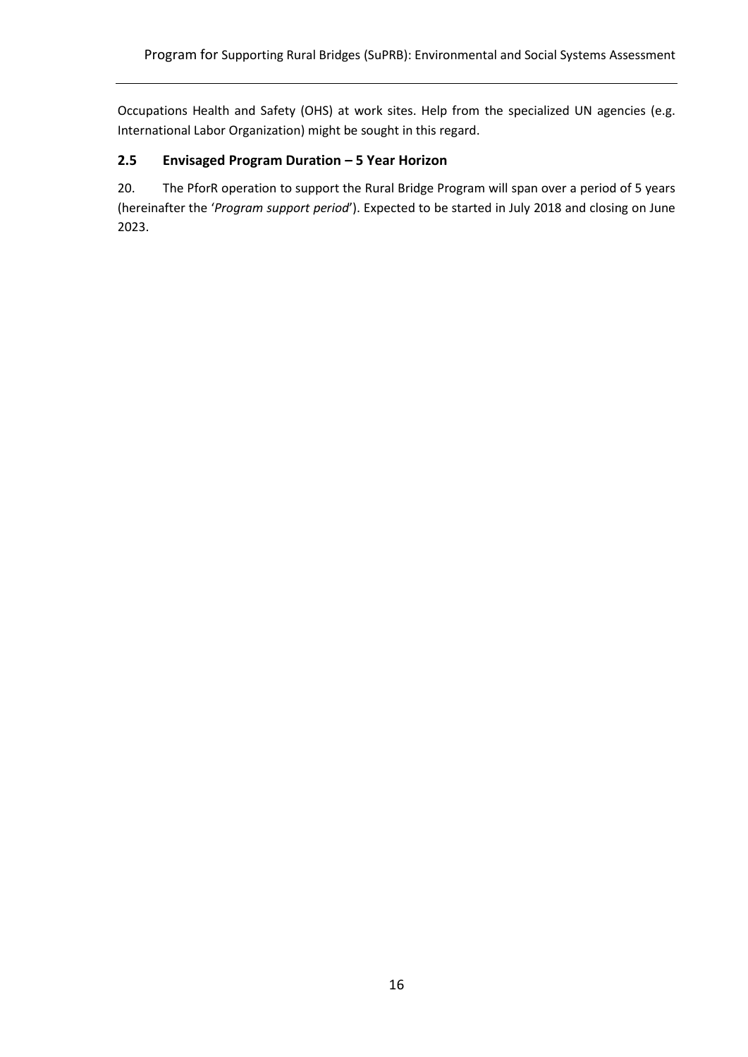Occupations Health and Safety (OHS) at work sites. Help from the specialized UN agencies (e.g. International Labor Organization) might be sought in this regard.

## 2.5 Envisaged Program Duration – 5 Year Horizon

20. The PforR operation to support the Rural Bridge Program will span over a period of 5 years (hereinafter the '*Program support period*'). Expected to be started in July 2018 and closing on June 2023.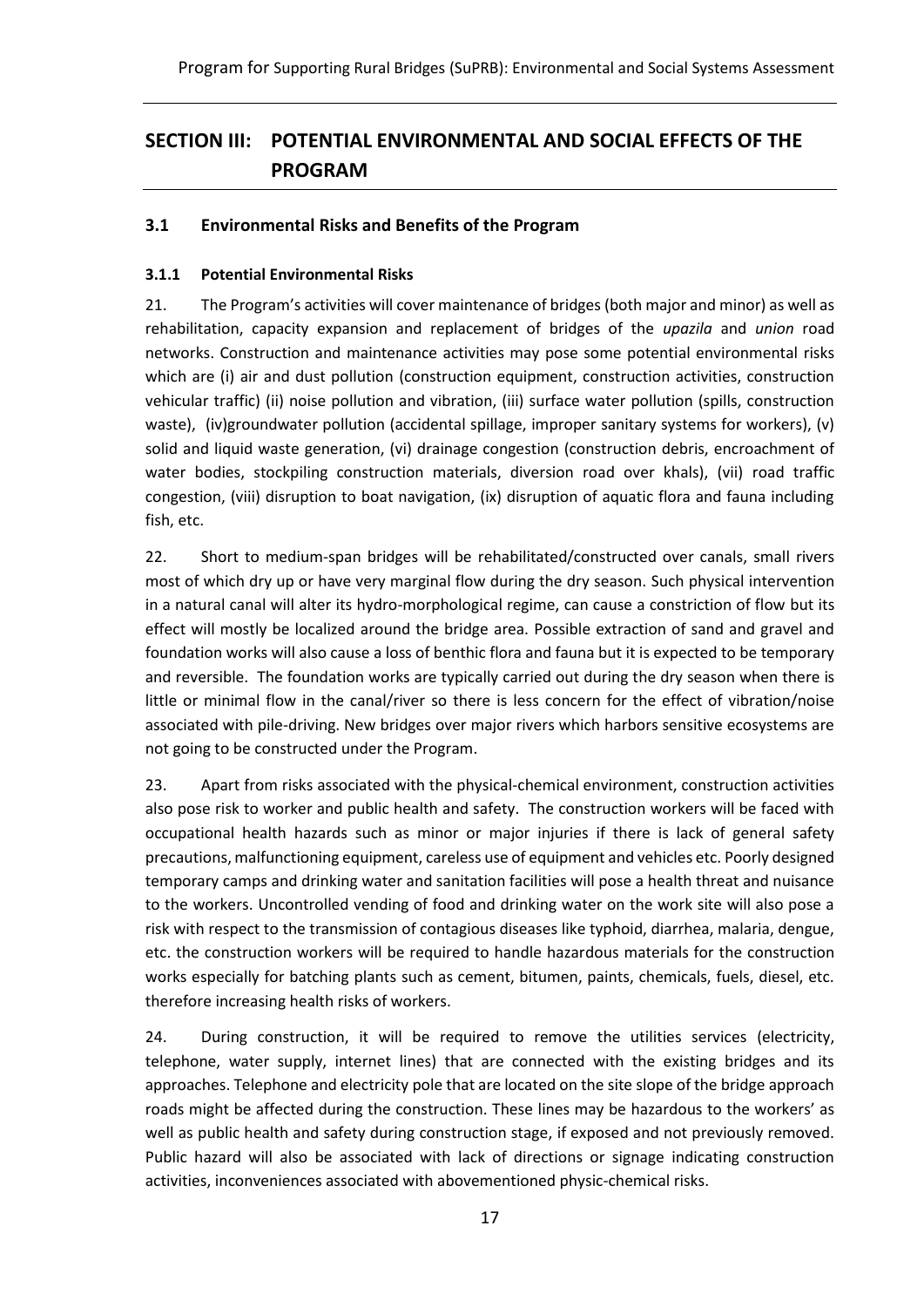# SECTION III: POTENTIAL ENVIRONMENTAL AND SOCIAL EFFECTS OF THE PROGRAM

## 3.1 Environmental Risks and Benefits of the Program

### 3.1.1 Potential Environmental Risks

21. The Program's activities will cover maintenance of bridges (both major and minor) as well as rehabilitation, capacity expansion and replacement of bridges of the *upazila* and *union* road networks. Construction and maintenance activities may pose some potential environmental risks which are (i) air and dust pollution (construction equipment, construction activities, construction vehicular traffic) (ii) noise pollution and vibration, (iii) surface water pollution (spills, construction waste), (iv)groundwater pollution (accidental spillage, improper sanitary systems for workers), (v) solid and liquid waste generation, (vi) drainage congestion (construction debris, encroachment of water bodies, stockpiling construction materials, diversion road over khals), (vii) road traffic congestion, (viii) disruption to boat navigation, (ix) disruption of aquatic flora and fauna including fish, etc.

22. Short to medium-span bridges will be rehabilitated/constructed over canals, small rivers most of which dry up or have very marginal flow during the dry season. Such physical intervention in a natural canal will alter its hydro-morphological regime, can cause a constriction of flow but its effect will mostly be localized around the bridge area. Possible extraction of sand and gravel and foundation works will also cause a loss of benthic flora and fauna but it is expected to be temporary and reversible. The foundation works are typically carried out during the dry season when there is little or minimal flow in the canal/river so there is less concern for the effect of vibration/noise associated with pile-driving. New bridges over major rivers which harbors sensitive ecosystems are not going to be constructed under the Program.

23. Apart from risks associated with the physical-chemical environment, construction activities also pose risk to worker and public health and safety. The construction workers will be faced with occupational health hazards such as minor or major injuries if there is lack of general safety precautions, malfunctioning equipment, careless use of equipment and vehicles etc. Poorly designed temporary camps and drinking water and sanitation facilities will pose a health threat and nuisance to the workers. Uncontrolled vending of food and drinking water on the work site will also pose a risk with respect to the transmission of contagious diseases like typhoid, diarrhea, malaria, dengue, etc. the construction workers will be required to handle hazardous materials for the construction works especially for batching plants such as cement, bitumen, paints, chemicals, fuels, diesel, etc. therefore increasing health risks of workers.

24. During construction, it will be required to remove the utilities services (electricity, telephone, water supply, internet lines) that are connected with the existing bridges and its approaches. Telephone and electricity pole that are located on the site slope of the bridge approach roads might be affected during the construction. These lines may be hazardous to the workers' as well as public health and safety during construction stage, if exposed and not previously removed. Public hazard will also be associated with lack of directions or signage indicating construction activities, inconveniences associated with abovementioned physic-chemical risks.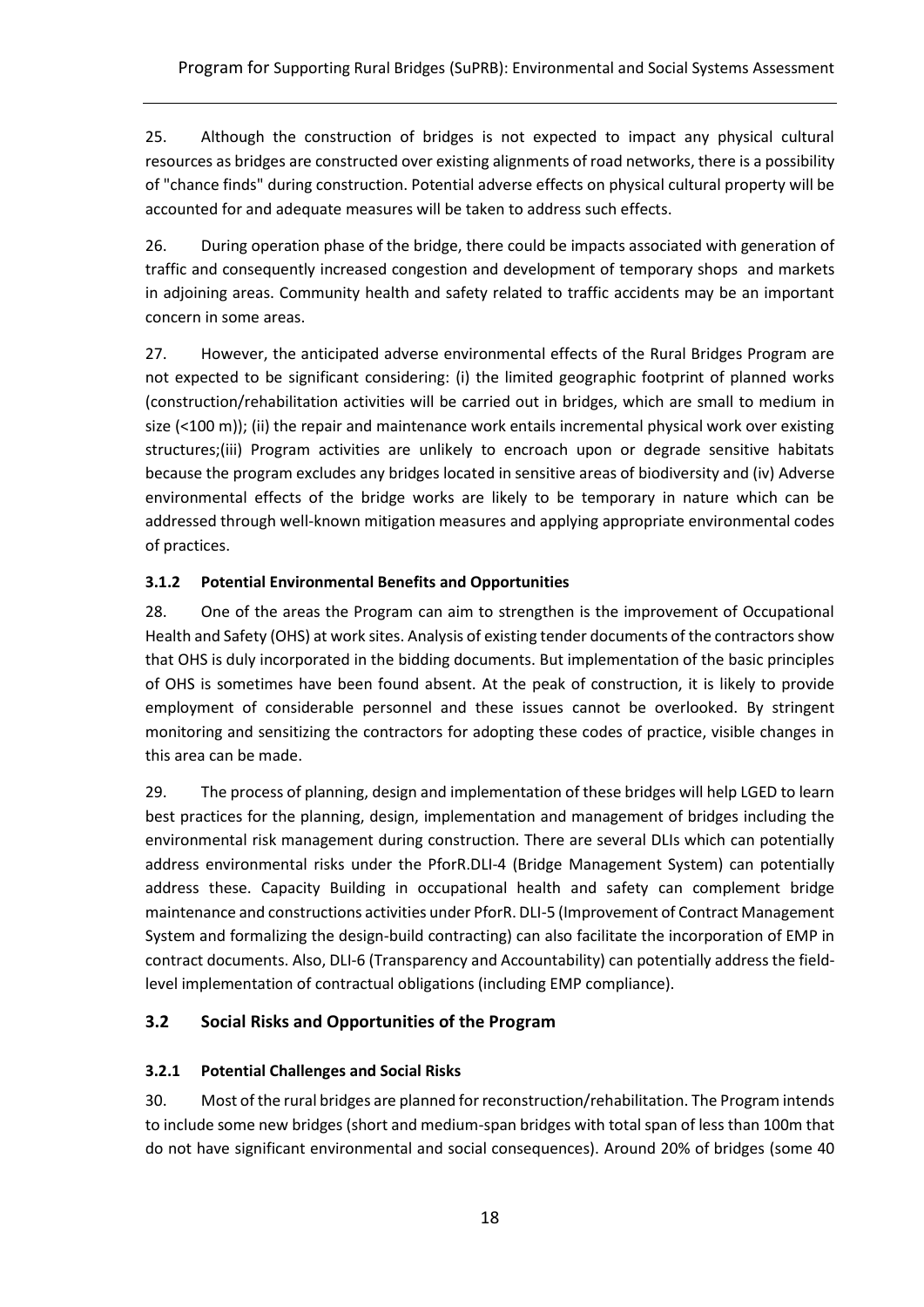25. Although the construction of bridges is not expected to impact any physical cultural resources as bridges are constructed over existing alignments of road networks, there is a possibility of "chance finds" during construction. Potential adverse effects on physical cultural property will be accounted for and adequate measures will be taken to address such effects.

26. During operation phase of the bridge, there could be impacts associated with generation of traffic and consequently increased congestion and development of temporary shops and markets in adjoining areas. Community health and safety related to traffic accidents may be an important concern in some areas.

27. However, the anticipated adverse environmental effects of the Rural Bridges Program are not expected to be significant considering: (i) the limited geographic footprint of planned works (construction/rehabilitation activities will be carried out in bridges, which are small to medium in size (<100 m)); (ii) the repair and maintenance work entails incremental physical work over existing structures;(iii) Program activities are unlikely to encroach upon or degrade sensitive habitats because the program excludes any bridges located in sensitive areas of biodiversity and (iv) Adverse environmental effects of the bridge works are likely to be temporary in nature which can be addressed through well-known mitigation measures and applying appropriate environmental codes of practices.

### 3.1.2 Potential Environmental Benefits and Opportunities

28. One of the areas the Program can aim to strengthen is the improvement of Occupational Health and Safety (OHS) at work sites. Analysis of existing tender documents of the contractors show that OHS is duly incorporated in the bidding documents. But implementation of the basic principles of OHS is sometimes have been found absent. At the peak of construction, it is likely to provide employment of considerable personnel and these issues cannot be overlooked. By stringent monitoring and sensitizing the contractors for adopting these codes of practice, visible changes in this area can be made.

29. The process of planning, design and implementation of these bridges will help LGED to learn best practices for the planning, design, implementation and management of bridges including the environmental risk management during construction. There are several DLIs which can potentially address environmental risks under the PforR.DLI-4 (Bridge Management System) can potentially address these. Capacity Building in occupational health and safety can complement bridge maintenance and constructions activities under PforR. DLI-5 (Improvement of Contract Management System and formalizing the design-build contracting) can also facilitate the incorporation of EMP in contract documents. Also, DLI-6 (Transparency and Accountability) can potentially address the field-level implementation of contractual obligations (including EMP compliance).

## 3.2 Social Risks and Opportunities of the Program

### 3.2.1 Potential Challenges and Social Risks

30. Most of the rural bridges are planned for reconstruction/rehabilitation. The Program intends to include some new bridges (short and medium-span bridges with total span of less than 100m that do not have significant environmental and social consequences). Around 20% of bridges (some 40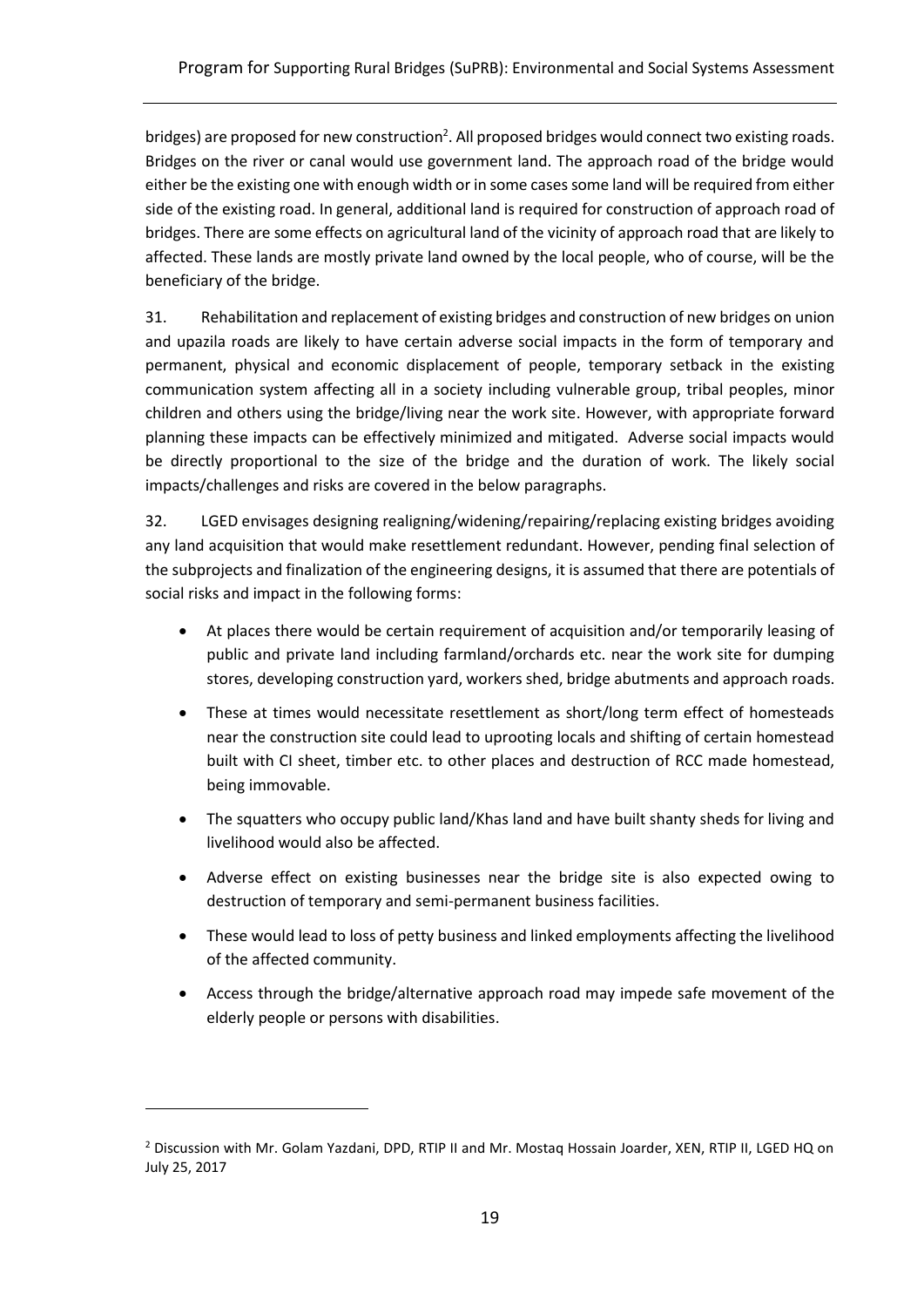bridges) are proposed for new construction[2]. All proposed bridges would connect two existing roads. Bridges on the river or canal would use government land. The approach road of the bridge would either be the existing one with enough width or in some cases some land will be required from either side of the existing road. In general, additional land is required for construction of approach road of bridges. There are some effects on agricultural land of the vicinity of approach road that are likely to affected. These lands are mostly private land owned by the local people, who of course, will be the beneficiary of the bridge.

31. Rehabilitation and replacement of existing bridges and construction of new bridges on union and upazila roads are likely to have certain adverse social impacts in the form of temporary and permanent, physical and economic displacement of people, temporary setback in the existing communication system affecting all in a society including vulnerable group, tribal peoples, minor children and others using the bridge/living near the work site. However, with appropriate forward planning these impacts can be effectively minimized and mitigated. Adverse social impacts would be directly proportional to the size of the bridge and the duration of work. The likely social impacts/challenges and risks are covered in the below paragraphs.

32. LGED envisages designing realigning/widening/repairing/replacing existing bridges avoiding any land acquisition that would make resettlement redundant. However, pending final selection of the subprojects and finalization of the engineering designs, it is assumed that there are potentials of social risks and impact in the following forms:

- At places there would be certain requirement of acquisition and/or temporarily leasing of public and private land including farmland/orchards etc. near the work site for dumping stores, developing construction yard, workers shed, bridge abutments and approach roads.
- These at times would necessitate resettlement as short/long term effect of homesteads near the construction site could lead to uprooting locals and shifting of certain homestead built with CI sheet, timber etc. to other places and destruction of RCC made homestead, being immovable.
- The squatters who occupy public land/Khas land and have built shanty sheds for living and livelihood would also be affected.
- Adverse effect on existing businesses near the bridge site is also expected owing to destruction of temporary and semi-permanent business facilities.
- These would lead to loss of petty business and linked employments affecting the livelihood of the affected community.
- Access through the bridge/alternative approach road may impede safe movement of the elderly people or persons with disabilities.

---

[2] Discussion with Mr. Golam Yazdani, DPD, RTIP II and Mr. Mostaq Hossain Joarder, XEN, RTIP II, LGED HQ on July 25, 2017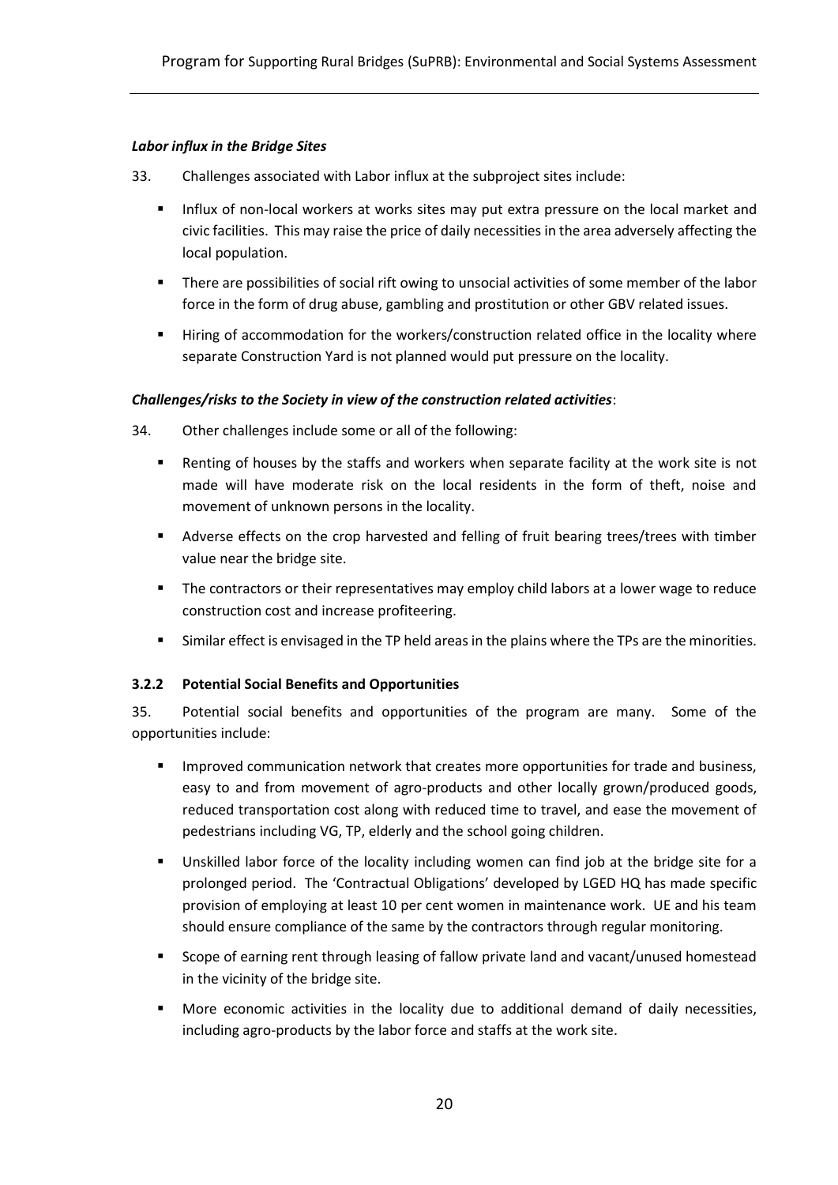***Labor influx in the Bridge Sites***

33. Challenges associated with Labor influx at the subproject sites include:

- Influx of non-local workers at works sites may put extra pressure on the local market and civic facilities. This may raise the price of daily necessities in the area adversely affecting the local population.
- There are possibilities of social rift owing to unsocial activities of some member of the labor force in the form of drug abuse, gambling and prostitution or other GBV related issues.
- Hiring of accommodation for the workers/construction related office in the locality where separate Construction Yard is not planned would put pressure on the locality.

***Challenges/risks to the Society in view of the construction related activities***:

34. Other challenges include some or all of the following:

- Renting of houses by the staffs and workers when separate facility at the work site is not made will have moderate risk on the local residents in the form of theft, noise and movement of unknown persons in the locality.
- Adverse effects on the crop harvested and felling of fruit bearing trees/trees with timber value near the bridge site.
- The contractors or their representatives may employ child labors at a lower wage to reduce construction cost and increase profiteering.
- Similar effect is envisaged in the TP held areas in the plains where the TPs are the minorities.

### 3.2.2 Potential Social Benefits and Opportunities

35. Potential social benefits and opportunities of the program are many. Some of the opportunities include:

- Improved communication network that creates more opportunities for trade and business, easy to and from movement of agro-products and other locally grown/produced goods, reduced transportation cost along with reduced time to travel, and ease the movement of pedestrians including VG, TP, elderly and the school going children.
- Unskilled labor force of the locality including women can find job at the bridge site for a prolonged period. The 'Contractual Obligations' developed by LGED HQ has made specific provision of employing at least 10 per cent women in maintenance work. UE and his team should ensure compliance of the same by the contractors through regular monitoring.
- Scope of earning rent through leasing of fallow private land and vacant/unused homestead in the vicinity of the bridge site.
- More economic activities in the locality due to additional demand of daily necessities, including agro-products by the labor force and staffs at the work site.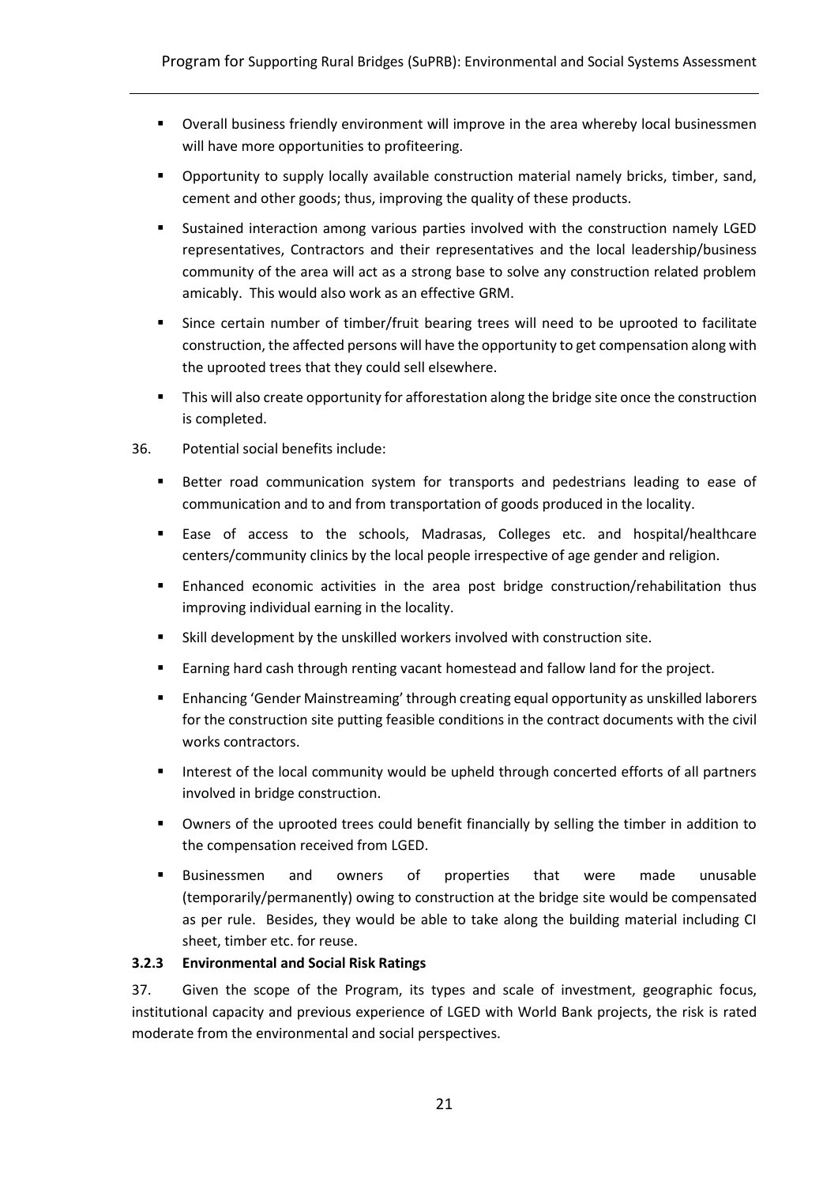- Overall business friendly environment will improve in the area whereby local businessmen will have more opportunities to profiteering.
- Opportunity to supply locally available construction material namely bricks, timber, sand, cement and other goods; thus, improving the quality of these products.
- Sustained interaction among various parties involved with the construction namely LGED representatives, Contractors and their representatives and the local leadership/business community of the area will act as a strong base to solve any construction related problem amicably. This would also work as an effective GRM.
- Since certain number of timber/fruit bearing trees will need to be uprooted to facilitate construction, the affected persons will have the opportunity to get compensation along with the uprooted trees that they could sell elsewhere.
- This will also create opportunity for afforestation along the bridge site once the construction is completed.

36. Potential social benefits include:

- Better road communication system for transports and pedestrians leading to ease of communication and to and from transportation of goods produced in the locality.
- Ease of access to the schools, Madrasas, Colleges etc. and hospital/healthcare centers/community clinics by the local people irrespective of age gender and religion.
- Enhanced economic activities in the area post bridge construction/rehabilitation thus improving individual earning in the locality.
- Skill development by the unskilled workers involved with construction site.
- Earning hard cash through renting vacant homestead and fallow land for the project.
- Enhancing 'Gender Mainstreaming' through creating equal opportunity as unskilled laborers for the construction site putting feasible conditions in the contract documents with the civil works contractors.
- Interest of the local community would be upheld through concerted efforts of all partners involved in bridge construction.
- Owners of the uprooted trees could benefit financially by selling the timber in addition to the compensation received from LGED.
- Businessmen and owners of properties that were made unusable (temporarily/permanently) owing to construction at the bridge site would be compensated as per rule. Besides, they would be able to take along the building material including CI sheet, timber etc. for reuse.

### 3.2.3 Environmental and Social Risk Ratings

37. Given the scope of the Program, its types and scale of investment, geographic focus, institutional capacity and previous experience of LGED with World Bank projects, the risk is rated moderate from the environmental and social perspectives.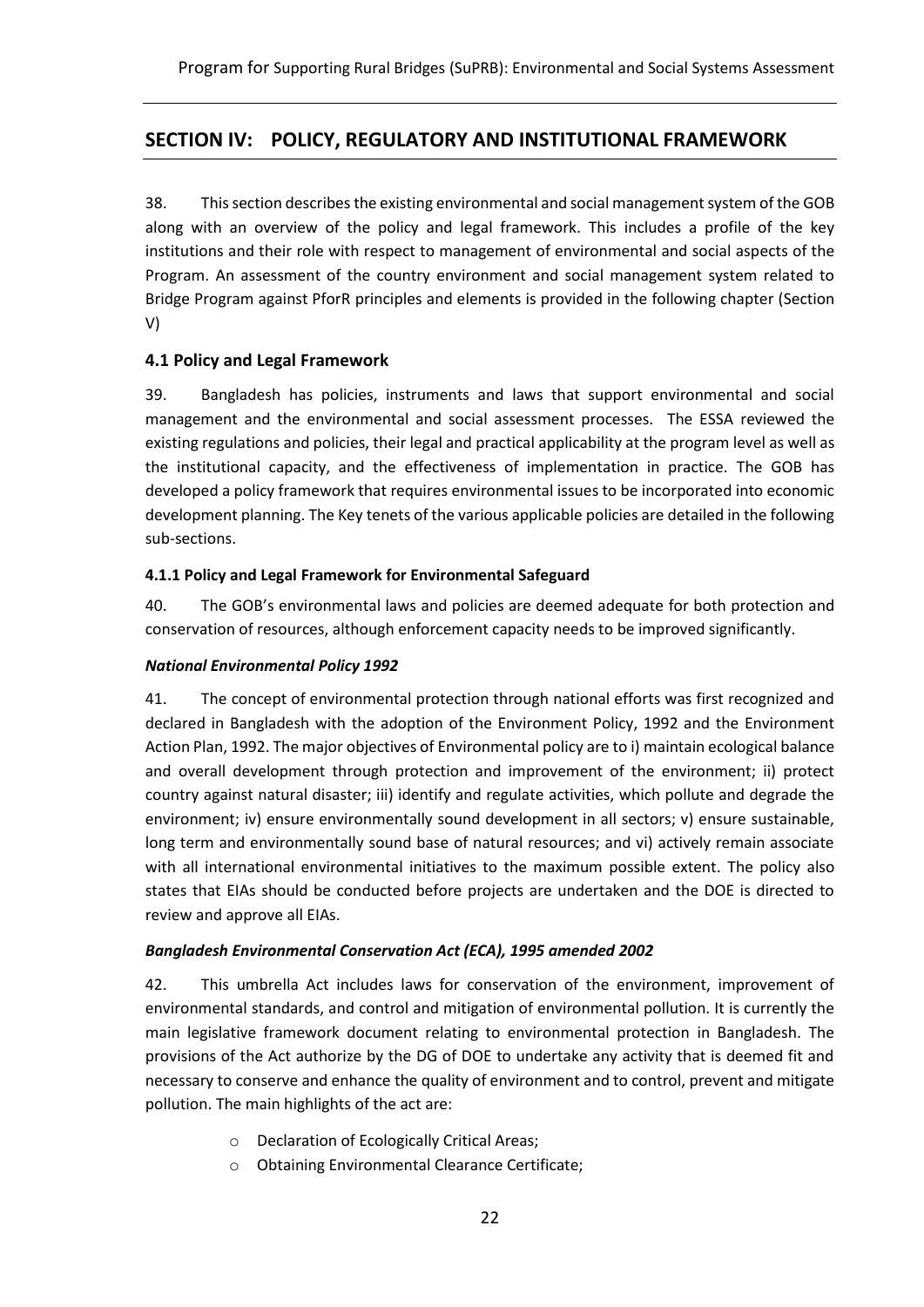## SECTION IV: POLICY, REGULATORY AND INSTITUTIONAL FRAMEWORK

38. This section describes the existing environmental and social management system of the GOB along with an overview of the policy and legal framework. This includes a profile of the key institutions and their role with respect to management of environmental and social aspects of the Program. An assessment of the country environment and social management system related to Bridge Program against PforR principles and elements is provided in the following chapter (Section V)

### 4.1 Policy and Legal Framework

39. Bangladesh has policies, instruments and laws that support environmental and social management and the environmental and social assessment processes. The ESSA reviewed the existing regulations and policies, their legal and practical applicability at the program level as well as the institutional capacity, and the effectiveness of implementation in practice. The GOB has developed a policy framework that requires environmental issues to be incorporated into economic development planning. The Key tenets of the various applicable policies are detailed in the following sub-sections.

#### 4.1.1 Policy and Legal Framework for Environmental Safeguard

40. The GOB's environmental laws and policies are deemed adequate for both protection and conservation of resources, although enforcement capacity needs to be improved significantly.

***National Environmental Policy 1992***

41. The concept of environmental protection through national efforts was first recognized and declared in Bangladesh with the adoption of the Environment Policy, 1992 and the Environment Action Plan, 1992. The major objectives of Environmental policy are to i) maintain ecological balance and overall development through protection and improvement of the environment; ii) protect country against natural disaster; iii) identify and regulate activities, which pollute and degrade the environment; iv) ensure environmentally sound development in all sectors; v) ensure sustainable, long term and environmentally sound base of natural resources; and vi) actively remain associate with all international environmental initiatives to the maximum possible extent. The policy also states that EIAs should be conducted before projects are undertaken and the DOE is directed to review and approve all EIAs.

***Bangladesh Environmental Conservation Act (ECA), 1995 amended 2002***

42. This umbrella Act includes laws for conservation of the environment, improvement of environmental standards, and control and mitigation of environmental pollution. It is currently the main legislative framework document relating to environmental protection in Bangladesh. The provisions of the Act authorize by the DG of DOE to undertake any activity that is deemed fit and necessary to conserve and enhance the quality of environment and to control, prevent and mitigate pollution. The main highlights of the act are:

- Declaration of Ecologically Critical Areas;
- Obtaining Environmental Clearance Certificate;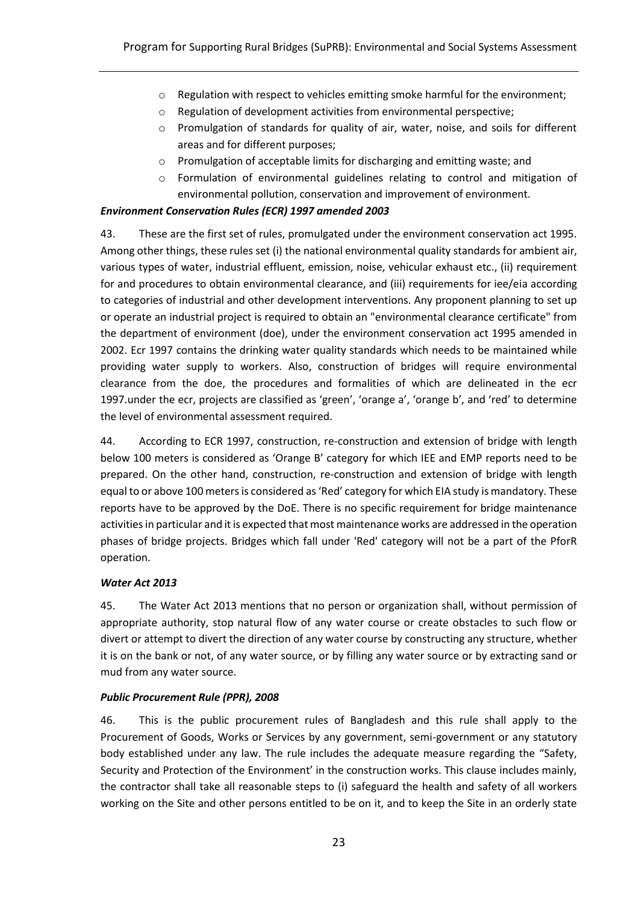- Regulation with respect to vehicles emitting smoke harmful for the environment;
- Regulation of development activities from environmental perspective;
- Promulgation of standards for quality of air, water, noise, and soils for different areas and for different purposes;
- Promulgation of acceptable limits for discharging and emitting waste; and
- Formulation of environmental guidelines relating to control and mitigation of environmental pollution, conservation and improvement of environment.

***Environment Conservation Rules (ECR) 1997 amended 2003***

43. These are the first set of rules, promulgated under the environment conservation act 1995. Among other things, these rules set (i) the national environmental quality standards for ambient air, various types of water, industrial effluent, emission, noise, vehicular exhaust etc., (ii) requirement for and procedures to obtain environmental clearance, and (iii) requirements for iee/eia according to categories of industrial and other development interventions. Any proponent planning to set up or operate an industrial project is required to obtain an "environmental clearance certificate" from the department of environment (doe), under the environment conservation act 1995 amended in 2002. Ecr 1997 contains the drinking water quality standards which needs to be maintained while providing water supply to workers. Also, construction of bridges will require environmental clearance from the doe, the procedures and formalities of which are delineated in the ecr 1997.under the ecr, projects are classified as 'green', 'orange a', 'orange b', and 'red' to determine the level of environmental assessment required.

44. According to ECR 1997, construction, re-construction and extension of bridge with length below 100 meters is considered as 'Orange B' category for which IEE and EMP reports need to be prepared. On the other hand, construction, re-construction and extension of bridge with length equal to or above 100 meters is considered as 'Red' category for which EIA study is mandatory. These reports have to be approved by the DoE. There is no specific requirement for bridge maintenance activities in particular and it is expected that most maintenance works are addressed in the operation phases of bridge projects. Bridges which fall under 'Red' category will not be a part of the PforR operation.

***Water Act 2013***

45. The Water Act 2013 mentions that no person or organization shall, without permission of appropriate authority, stop natural flow of any water course or create obstacles to such flow or divert or attempt to divert the direction of any water course by constructing any structure, whether it is on the bank or not, of any water source, or by filling any water source or by extracting sand or mud from any water source.

***Public Procurement Rule (PPR), 2008***

46. This is the public procurement rules of Bangladesh and this rule shall apply to the Procurement of Goods, Works or Services by any government, semi-government or any statutory body established under any law. The rule includes the adequate measure regarding the "Safety, Security and Protection of the Environment' in the construction works. This clause includes mainly, the contractor shall take all reasonable steps to (i) safeguard the health and safety of all workers working on the Site and other persons entitled to be on it, and to keep the Site in an orderly state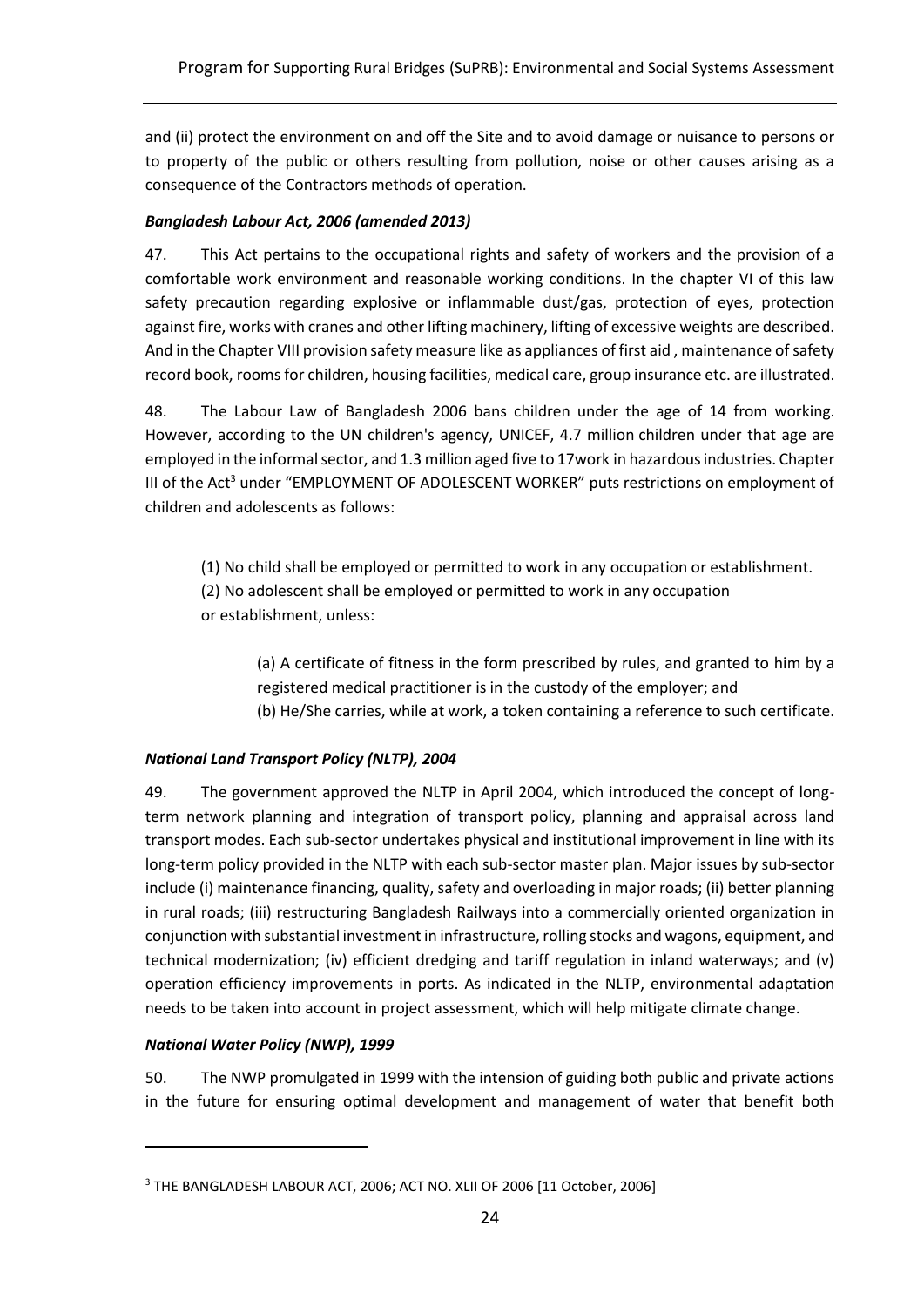and (ii) protect the environment on and off the Site and to avoid damage or nuisance to persons or to property of the public or others resulting from pollution, noise or other causes arising as a consequence of the Contractors methods of operation.

***Bangladesh Labour Act, 2006 (amended 2013)***

47. This Act pertains to the occupational rights and safety of workers and the provision of a comfortable work environment and reasonable working conditions. In the chapter VI of this law safety precaution regarding explosive or inflammable dust/gas, protection of eyes, protection against fire, works with cranes and other lifting machinery, lifting of excessive weights are described. And in the Chapter VIII provision safety measure like as appliances of first aid , maintenance of safety record book, rooms for children, housing facilities, medical care, group insurance etc. are illustrated.

48. The Labour Law of Bangladesh 2006 bans children under the age of 14 from working. However, according to the UN children's agency, UNICEF, 4.7 million children under that age are employed in the informal sector, and 1.3 million aged five to 17work in hazardous industries. Chapter III of the Act[3] under "EMPLOYMENT OF ADOLESCENT WORKER" puts restrictions on employment of children and adolescents as follows:

> (1) No child shall be employed or permitted to work in any occupation or establishment.
> (2) No adolescent shall be employed or permitted to work in any occupation or establishment, unless:
>
> > (a) A certificate of fitness in the form prescribed by rules, and granted to him by a registered medical practitioner is in the custody of the employer; and
> > (b) He/She carries, while at work, a token containing a reference to such certificate.

***National Land Transport Policy (NLTP), 2004***

49. The government approved the NLTP in April 2004, which introduced the concept of long-term network planning and integration of transport policy, planning and appraisal across land transport modes. Each sub-sector undertakes physical and institutional improvement in line with its long-term policy provided in the NLTP with each sub-sector master plan. Major issues by sub-sector include (i) maintenance financing, quality, safety and overloading in major roads; (ii) better planning in rural roads; (iii) restructuring Bangladesh Railways into a commercially oriented organization in conjunction with substantial investment in infrastructure, rolling stocks and wagons, equipment, and technical modernization; (iv) efficient dredging and tariff regulation in inland waterways; and (v) operation efficiency improvements in ports. As indicated in the NLTP, environmental adaptation needs to be taken into account in project assessment, which will help mitigate climate change.

***National Water Policy (NWP), 1999***

50. The NWP promulgated in 1999 with the intension of guiding both public and private actions in the future for ensuring optimal development and management of water that benefit both

---

[3] THE BANGLADESH LABOUR ACT, 2006; ACT NO. XLII OF 2006 [11 October, 2006]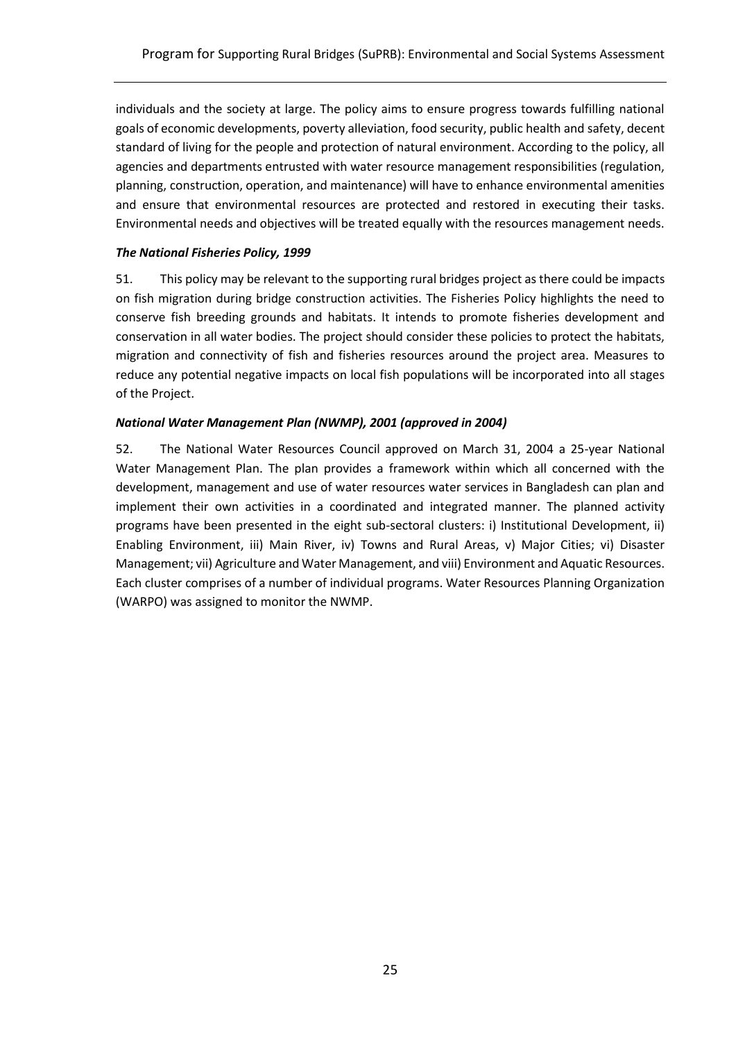individuals and the society at large. The policy aims to ensure progress towards fulfilling national goals of economic developments, poverty alleviation, food security, public health and safety, decent standard of living for the people and protection of natural environment. According to the policy, all agencies and departments entrusted with water resource management responsibilities (regulation, planning, construction, operation, and maintenance) will have to enhance environmental amenities and ensure that environmental resources are protected and restored in executing their tasks. Environmental needs and objectives will be treated equally with the resources management needs.

***The National Fisheries Policy, 1999***

51. This policy may be relevant to the supporting rural bridges project as there could be impacts on fish migration during bridge construction activities. The Fisheries Policy highlights the need to conserve fish breeding grounds and habitats. It intends to promote fisheries development and conservation in all water bodies. The project should consider these policies to protect the habitats, migration and connectivity of fish and fisheries resources around the project area. Measures to reduce any potential negative impacts on local fish populations will be incorporated into all stages of the Project.

***National Water Management Plan (NWMP), 2001 (approved in 2004)***

52. The National Water Resources Council approved on March 31, 2004 a 25-year National Water Management Plan. The plan provides a framework within which all concerned with the development, management and use of water resources water services in Bangladesh can plan and implement their own activities in a coordinated and integrated manner. The planned activity programs have been presented in the eight sub-sectoral clusters: i) Institutional Development, ii) Enabling Environment, iii) Main River, iv) Towns and Rural Areas, v) Major Cities; vi) Disaster Management; vii) Agriculture and Water Management, and viii) Environment and Aquatic Resources. Each cluster comprises of a number of individual programs. Water Resources Planning Organization (WARPO) was assigned to monitor the NWMP.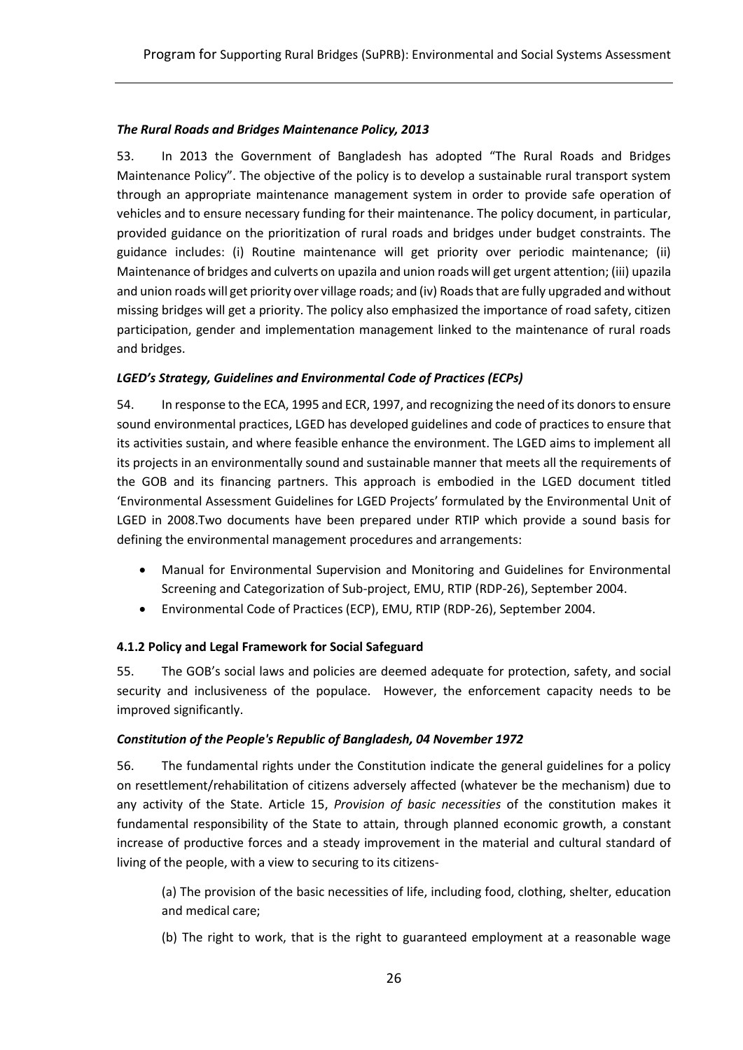***The Rural Roads and Bridges Maintenance Policy, 2013***

53. In 2013 the Government of Bangladesh has adopted "The Rural Roads and Bridges Maintenance Policy". The objective of the policy is to develop a sustainable rural transport system through an appropriate maintenance management system in order to provide safe operation of vehicles and to ensure necessary funding for their maintenance. The policy document, in particular, provided guidance on the prioritization of rural roads and bridges under budget constraints. The guidance includes: (i) Routine maintenance will get priority over periodic maintenance; (ii) Maintenance of bridges and culverts on upazila and union roads will get urgent attention; (iii) upazila and union roads will get priority over village roads; and (iv) Roads that are fully upgraded and without missing bridges will get a priority. The policy also emphasized the importance of road safety, citizen participation, gender and implementation management linked to the maintenance of rural roads and bridges.

***LGED's Strategy, Guidelines and Environmental Code of Practices (ECPs)***

54. In response to the ECA, 1995 and ECR, 1997, and recognizing the need of its donors to ensure sound environmental practices, LGED has developed guidelines and code of practices to ensure that its activities sustain, and where feasible enhance the environment. The LGED aims to implement all its projects in an environmentally sound and sustainable manner that meets all the requirements of the GOB and its financing partners. This approach is embodied in the LGED document titled 'Environmental Assessment Guidelines for LGED Projects' formulated by the Environmental Unit of LGED in 2008.Two documents have been prepared under RTIP which provide a sound basis for defining the environmental management procedures and arrangements:

- Manual for Environmental Supervision and Monitoring and Guidelines for Environmental Screening and Categorization of Sub-project, EMU, RTIP (RDP-26), September 2004.
- Environmental Code of Practices (ECP), EMU, RTIP (RDP-26), September 2004.

**4.1.2 Policy and Legal Framework for Social Safeguard**

55. The GOB's social laws and policies are deemed adequate for protection, safety, and social security and inclusiveness of the populace. However, the enforcement capacity needs to be improved significantly.

***Constitution of the People's Republic of Bangladesh, 04 November 1972***

56. The fundamental rights under the Constitution indicate the general guidelines for a policy on resettlement/rehabilitation of citizens adversely affected (whatever be the mechanism) due to any activity of the State. Article 15, *Provision of basic necessities* of the constitution makes it fundamental responsibility of the State to attain, through planned economic growth, a constant increase of productive forces and a steady improvement in the material and cultural standard of living of the people, with a view to securing to its citizens-

(a) The provision of the basic necessities of life, including food, clothing, shelter, education and medical care;

(b) The right to work, that is the right to guaranteed employment at a reasonable wage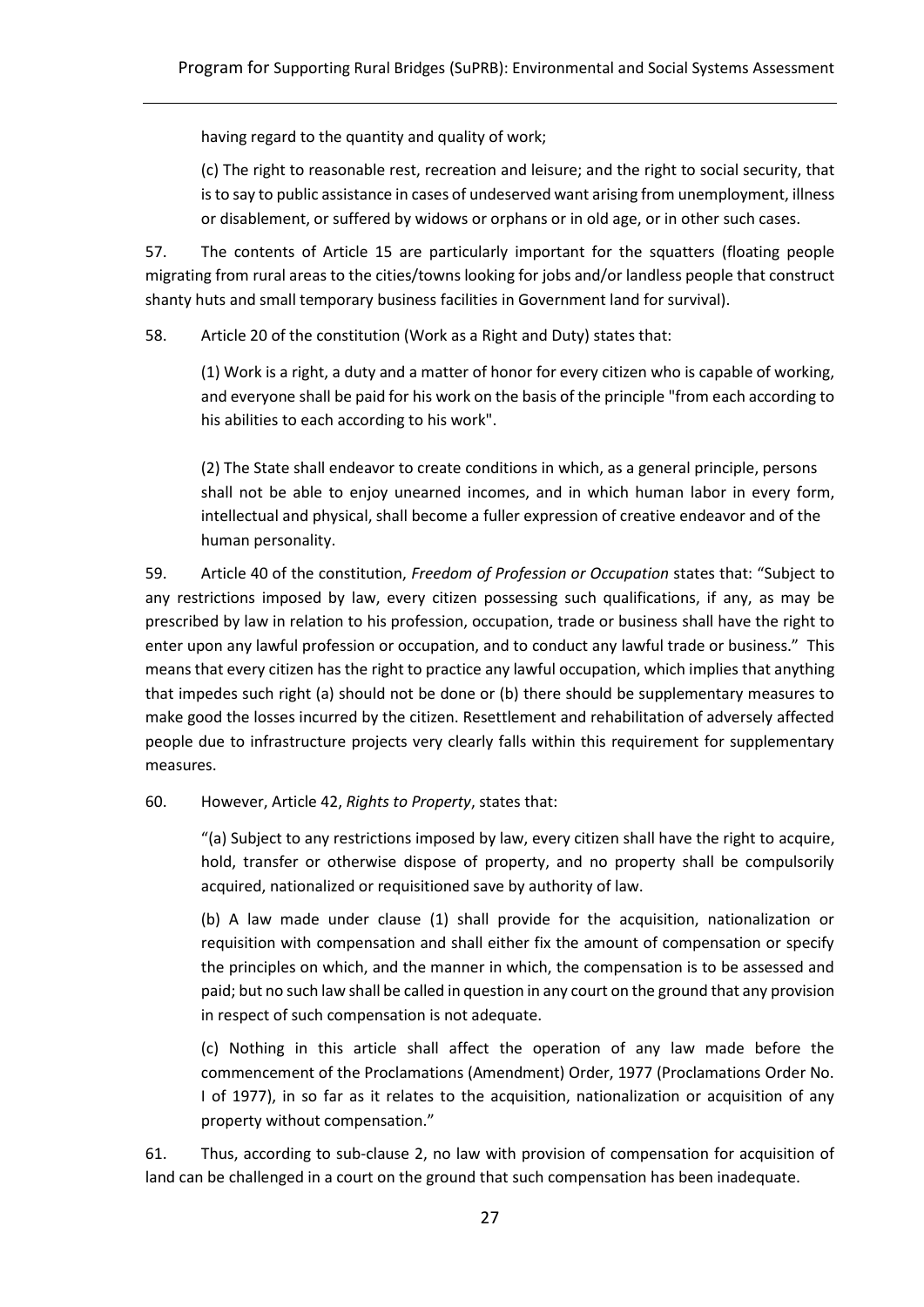having regard to the quantity and quality of work;

(c) The right to reasonable rest, recreation and leisure; and the right to social security, that is to say to public assistance in cases of undeserved want arising from unemployment, illness or disablement, or suffered by widows or orphans or in old age, or in other such cases.

57. The contents of Article 15 are particularly important for the squatters (floating people migrating from rural areas to the cities/towns looking for jobs and/or landless people that construct shanty huts and small temporary business facilities in Government land for survival).

58. Article 20 of the constitution (Work as a Right and Duty) states that:

(1) Work is a right, a duty and a matter of honor for every citizen who is capable of working, and everyone shall be paid for his work on the basis of the principle "from each according to his abilities to each according to his work".

(2) The State shall endeavor to create conditions in which, as a general principle, persons shall not be able to enjoy unearned incomes, and in which human labor in every form, intellectual and physical, shall become a fuller expression of creative endeavor and of the human personality.

59. Article 40 of the constitution, *Freedom of Profession or Occupation* states that: "Subject to any restrictions imposed by law, every citizen possessing such qualifications, if any, as may be prescribed by law in relation to his profession, occupation, trade or business shall have the right to enter upon any lawful profession or occupation, and to conduct any lawful trade or business." This means that every citizen has the right to practice any lawful occupation, which implies that anything that impedes such right (a) should not be done or (b) there should be supplementary measures to make good the losses incurred by the citizen. Resettlement and rehabilitation of adversely affected people due to infrastructure projects very clearly falls within this requirement for supplementary measures.

60. However, Article 42, *Rights to Property*, states that:

"(a) Subject to any restrictions imposed by law, every citizen shall have the right to acquire, hold, transfer or otherwise dispose of property, and no property shall be compulsorily acquired, nationalized or requisitioned save by authority of law.

(b) A law made under clause (1) shall provide for the acquisition, nationalization or requisition with compensation and shall either fix the amount of compensation or specify the principles on which, and the manner in which, the compensation is to be assessed and paid; but no such law shall be called in question in any court on the ground that any provision in respect of such compensation is not adequate.

(c) Nothing in this article shall affect the operation of any law made before the commencement of the Proclamations (Amendment) Order, 1977 (Proclamations Order No. I of 1977), in so far as it relates to the acquisition, nationalization or acquisition of any property without compensation."

61. Thus, according to sub-clause 2, no law with provision of compensation for acquisition of land can be challenged in a court on the ground that such compensation has been inadequate.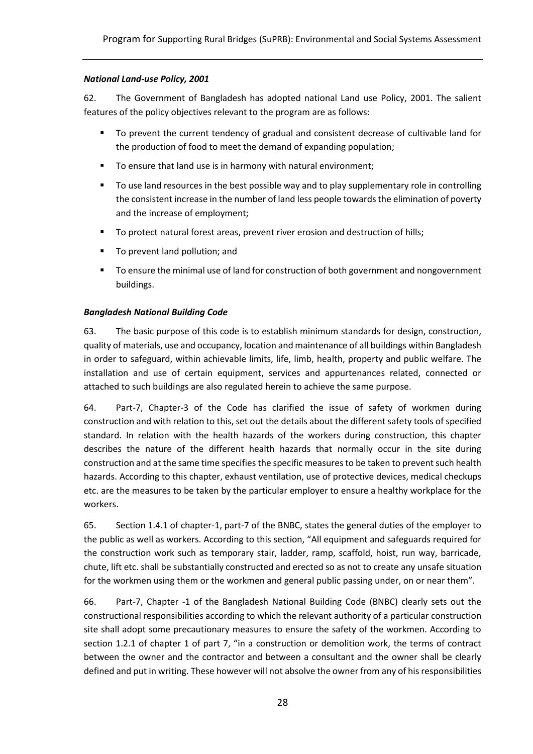***National Land-use Policy, 2001***

62. The Government of Bangladesh has adopted national Land use Policy, 2001. The salient features of the policy objectives relevant to the program are as follows:

- To prevent the current tendency of gradual and consistent decrease of cultivable land for the production of food to meet the demand of expanding population;
- To ensure that land use is in harmony with natural environment;
- To use land resources in the best possible way and to play supplementary role in controlling the consistent increase in the number of land less people towards the elimination of poverty and the increase of employment;
- To protect natural forest areas, prevent river erosion and destruction of hills;
- To prevent land pollution; and
- To ensure the minimal use of land for construction of both government and nongovernment buildings.

***Bangladesh National Building Code***

63. The basic purpose of this code is to establish minimum standards for design, construction, quality of materials, use and occupancy, location and maintenance of all buildings within Bangladesh in order to safeguard, within achievable limits, life, limb, health, property and public welfare. The installation and use of certain equipment, services and appurtenances related, connected or attached to such buildings are also regulated herein to achieve the same purpose.

64. Part-7, Chapter-3 of the Code has clarified the issue of safety of workmen during construction and with relation to this, set out the details about the different safety tools of specified standard. In relation with the health hazards of the workers during construction, this chapter describes the nature of the different health hazards that normally occur in the site during construction and at the same time specifies the specific measures to be taken to prevent such health hazards. According to this chapter, exhaust ventilation, use of protective devices, medical checkups etc. are the measures to be taken by the particular employer to ensure a healthy workplace for the workers.

65. Section 1.4.1 of chapter-1, part-7 of the BNBC, states the general duties of the employer to the public as well as workers. According to this section, "All equipment and safeguards required for the construction work such as temporary stair, ladder, ramp, scaffold, hoist, run way, barricade, chute, lift etc. shall be substantially constructed and erected so as not to create any unsafe situation for the workmen using them or the workmen and general public passing under, on or near them".

66. Part-7, Chapter -1 of the Bangladesh National Building Code (BNBC) clearly sets out the constructional responsibilities according to which the relevant authority of a particular construction site shall adopt some precautionary measures to ensure the safety of the workmen. According to section 1.2.1 of chapter 1 of part 7, "in a construction or demolition work, the terms of contract between the owner and the contractor and between a consultant and the owner shall be clearly defined and put in writing. These however will not absolve the owner from any of his responsibilities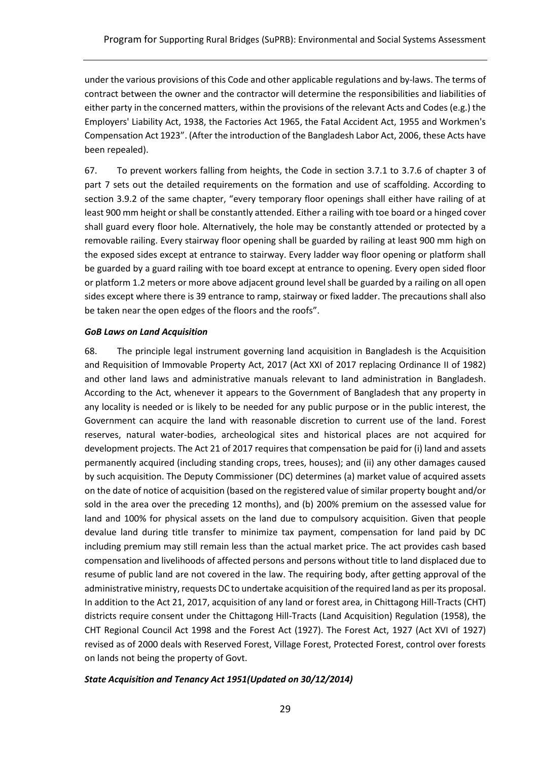under the various provisions of this Code and other applicable regulations and by-laws. The terms of contract between the owner and the contractor will determine the responsibilities and liabilities of either party in the concerned matters, within the provisions of the relevant Acts and Codes (e.g.) the Employers' Liability Act, 1938, the Factories Act 1965, the Fatal Accident Act, 1955 and Workmen's Compensation Act 1923". (After the introduction of the Bangladesh Labor Act, 2006, these Acts have been repealed).

67. To prevent workers falling from heights, the Code in section 3.7.1 to 3.7.6 of chapter 3 of part 7 sets out the detailed requirements on the formation and use of scaffolding. According to section 3.9.2 of the same chapter, "every temporary floor openings shall either have railing of at least 900 mm height or shall be constantly attended. Either a railing with toe board or a hinged cover shall guard every floor hole. Alternatively, the hole may be constantly attended or protected by a removable railing. Every stairway floor opening shall be guarded by railing at least 900 mm high on the exposed sides except at entrance to stairway. Every ladder way floor opening or platform shall be guarded by a guard railing with toe board except at entrance to opening. Every open sided floor or platform 1.2 meters or more above adjacent ground level shall be guarded by a railing on all open sides except where there is 39 entrance to ramp, stairway or fixed ladder. The precautions shall also be taken near the open edges of the floors and the roofs".

***GoB Laws on Land Acquisition***

68. The principle legal instrument governing land acquisition in Bangladesh is the Acquisition and Requisition of Immovable Property Act, 2017 (Act XXI of 2017 replacing Ordinance II of 1982) and other land laws and administrative manuals relevant to land administration in Bangladesh. According to the Act, whenever it appears to the Government of Bangladesh that any property in any locality is needed or is likely to be needed for any public purpose or in the public interest, the Government can acquire the land with reasonable discretion to current use of the land. Forest reserves, natural water-bodies, archeological sites and historical places are not acquired for development projects. The Act 21 of 2017 requires that compensation be paid for (i) land and assets permanently acquired (including standing crops, trees, houses); and (ii) any other damages caused by such acquisition. The Deputy Commissioner (DC) determines (a) market value of acquired assets on the date of notice of acquisition (based on the registered value of similar property bought and/or sold in the area over the preceding 12 months), and (b) 200% premium on the assessed value for land and 100% for physical assets on the land due to compulsory acquisition. Given that people devalue land during title transfer to minimize tax payment, compensation for land paid by DC including premium may still remain less than the actual market price. The act provides cash based compensation and livelihoods of affected persons and persons without title to land displaced due to resume of public land are not covered in the law. The requiring body, after getting approval of the administrative ministry, requests DC to undertake acquisition of the required land as per its proposal. In addition to the Act 21, 2017, acquisition of any land or forest area, in Chittagong Hill-Tracts (CHT) districts require consent under the Chittagong Hill-Tracts (Land Acquisition) Regulation (1958), the CHT Regional Council Act 1998 and the Forest Act (1927). The Forest Act, 1927 (Act XVI of 1927) revised as of 2000 deals with Reserved Forest, Village Forest, Protected Forest, control over forests on lands not being the property of Govt.

***State Acquisition and Tenancy Act 1951(Updated on 30/12/2014)***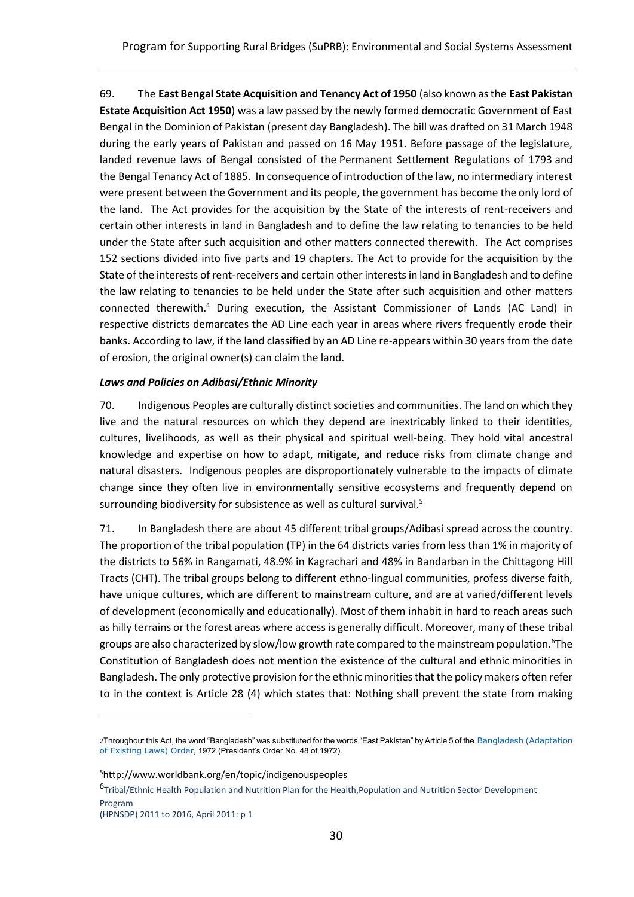69. The **East Bengal State Acquisition and Tenancy Act of 1950** (also known as the **East Pakistan Estate Acquisition Act 1950**) was a law passed by the newly formed democratic Government of East Bengal in the Dominion of Pakistan (present day Bangladesh). The bill was drafted on 31 March 1948 during the early years of Pakistan and passed on 16 May 1951. Before passage of the legislature, landed revenue laws of Bengal consisted of the Permanent Settlement Regulations of 1793 and the Bengal Tenancy Act of 1885. In consequence of introduction of the law, no intermediary interest were present between the Government and its people, the government has become the only lord of the land. The Act provides for the acquisition by the State of the interests of rent-receivers and certain other interests in land in Bangladesh and to define the law relating to tenancies to be held under the State after such acquisition and other matters connected therewith. The Act comprises 152 sections divided into five parts and 19 chapters. The Act to provide for the acquisition by the State of the interests of rent-receivers and certain other interests in land in Bangladesh and to define the law relating to tenancies to be held under the State after such acquisition and other matters connected therewith.[4] During execution, the Assistant Commissioner of Lands (AC Land) in respective districts demarcates the AD Line each year in areas where rivers frequently erode their banks. According to law, if the land classified by an AD Line re-appears within 30 years from the date of erosion, the original owner(s) can claim the land.

***Laws and Policies on Adibasi/Ethnic Minority***

70. Indigenous Peoples are culturally distinct societies and communities. The land on which they live and the natural resources on which they depend are inextricably linked to their identities, cultures, livelihoods, as well as their physical and spiritual well-being. They hold vital ancestral knowledge and expertise on how to adapt, mitigate, and reduce risks from climate change and natural disasters. Indigenous peoples are disproportionately vulnerable to the impacts of climate change since they often live in environmentally sensitive ecosystems and frequently depend on surrounding biodiversity for subsistence as well as cultural survival.[5]

71. In Bangladesh there are about 45 different tribal groups/Adibasi spread across the country. The proportion of the tribal population (TP) in the 64 districts varies from less than 1% in majority of the districts to 56% in Rangamati, 48.9% in Kagrachari and 48% in Bandarban in the Chittagong Hill Tracts (CHT). The tribal groups belong to different ethno-lingual communities, profess diverse faith, have unique cultures, which are different to mainstream culture, and are at varied/different levels of development (economically and educationally). Most of them inhabit in hard to reach areas such as hilly terrains or the forest areas where access is generally difficult. Moreover, many of these tribal groups are also characterized by slow/low growth rate compared to the mainstream population.[6]The Constitution of Bangladesh does not mention the existence of the cultural and ethnic minorities in Bangladesh. The only protective provision for the ethnic minorities that the policy makers often refer to in the context is Article 28 (4) which states that: Nothing shall prevent the state from making

---

[2]Throughout this Act, the word "Bangladesh" was substituted for the words "East Pakistan" by Article 5 of the [Bangladesh (Adaptation of Existing Laws) Order](), 1972 (President's Order No. 48 of 1972).

[5]http://www.worldbank.org/en/topic/indigenouspeoples

[6]Tribal/Ethnic Health Population and Nutrition Plan for the Health,Population and Nutrition Sector Development Program (HPNSDP) 2011 to 2016, April 2011: p 1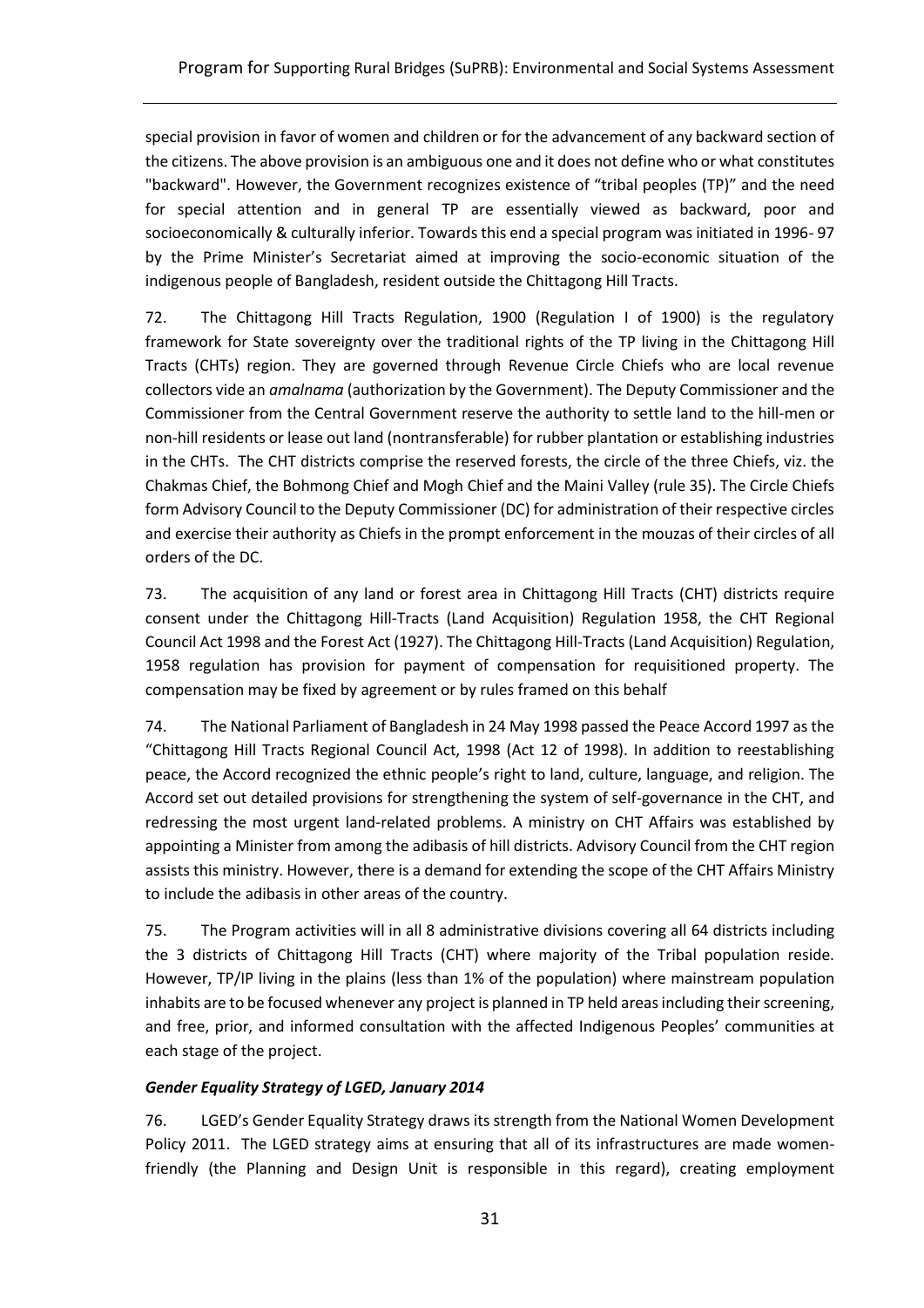special provision in favor of women and children or for the advancement of any backward section of the citizens. The above provision is an ambiguous one and it does not define who or what constitutes "backward". However, the Government recognizes existence of "tribal peoples (TP)" and the need for special attention and in general TP are essentially viewed as backward, poor and socioeconomically & culturally inferior. Towards this end a special program was initiated in 1996- 97 by the Prime Minister's Secretariat aimed at improving the socio-economic situation of the indigenous people of Bangladesh, resident outside the Chittagong Hill Tracts.

72. The Chittagong Hill Tracts Regulation, 1900 (Regulation I of 1900) is the regulatory framework for State sovereignty over the traditional rights of the TP living in the Chittagong Hill Tracts (CHTs) region. They are governed through Revenue Circle Chiefs who are local revenue collectors vide an *amalnama* (authorization by the Government). The Deputy Commissioner and the Commissioner from the Central Government reserve the authority to settle land to the hill-men or non-hill residents or lease out land (nontransferable) for rubber plantation or establishing industries in the CHTs. The CHT districts comprise the reserved forests, the circle of the three Chiefs, viz. the Chakmas Chief, the Bohmong Chief and Mogh Chief and the Maini Valley (rule 35). The Circle Chiefs form Advisory Council to the Deputy Commissioner (DC) for administration of their respective circles and exercise their authority as Chiefs in the prompt enforcement in the mouzas of their circles of all orders of the DC.

73. The acquisition of any land or forest area in Chittagong Hill Tracts (CHT) districts require consent under the Chittagong Hill-Tracts (Land Acquisition) Regulation 1958, the CHT Regional Council Act 1998 and the Forest Act (1927). The Chittagong Hill-Tracts (Land Acquisition) Regulation, 1958 regulation has provision for payment of compensation for requisitioned property. The compensation may be fixed by agreement or by rules framed on this behalf

74. The National Parliament of Bangladesh in 24 May 1998 passed the Peace Accord 1997 as the "Chittagong Hill Tracts Regional Council Act, 1998 (Act 12 of 1998). In addition to reestablishing peace, the Accord recognized the ethnic people's right to land, culture, language, and religion. The Accord set out detailed provisions for strengthening the system of self-governance in the CHT, and redressing the most urgent land-related problems. A ministry on CHT Affairs was established by appointing a Minister from among the adibasis of hill districts. Advisory Council from the CHT region assists this ministry. However, there is a demand for extending the scope of the CHT Affairs Ministry to include the adibasis in other areas of the country.

75. The Program activities will in all 8 administrative divisions covering all 64 districts including the 3 districts of Chittagong Hill Tracts (CHT) where majority of the Tribal population reside. However, TP/IP living in the plains (less than 1% of the population) where mainstream population inhabits are to be focused whenever any project is planned in TP held areas including their screening, and free, prior, and informed consultation with the affected Indigenous Peoples' communities at each stage of the project.

***Gender Equality Strategy of LGED, January 2014***

76. LGED's Gender Equality Strategy draws its strength from the National Women Development Policy 2011. The LGED strategy aims at ensuring that all of its infrastructures are made women-friendly (the Planning and Design Unit is responsible in this regard), creating employment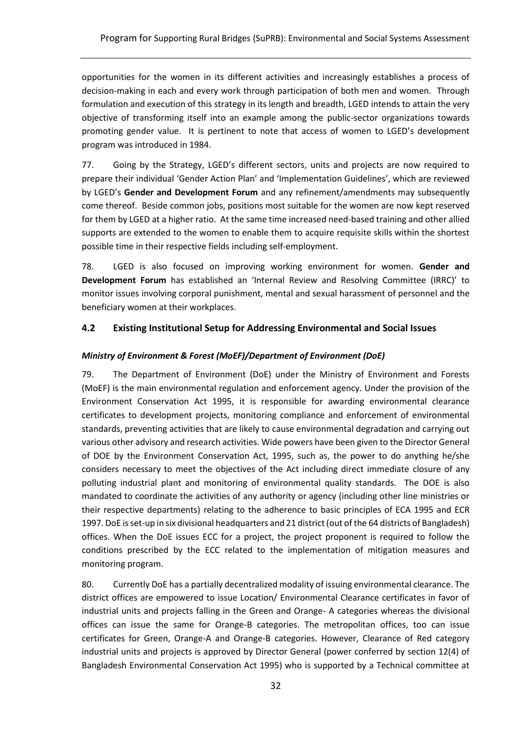opportunities for the women in its different activities and increasingly establishes a process of decision-making in each and every work through participation of both men and women. Through formulation and execution of this strategy in its length and breadth, LGED intends to attain the very objective of transforming itself into an example among the public-sector organizations towards promoting gender value. It is pertinent to note that access of women to LGED's development program was introduced in 1984.

77. Going by the Strategy, LGED's different sectors, units and projects are now required to prepare their individual 'Gender Action Plan' and 'Implementation Guidelines', which are reviewed by LGED's **Gender and Development Forum** and any refinement/amendments may subsequently come thereof. Beside common jobs, positions most suitable for the women are now kept reserved for them by LGED at a higher ratio. At the same time increased need-based training and other allied supports are extended to the women to enable them to acquire requisite skills within the shortest possible time in their respective fields including self-employment.

78. LGED is also focused on improving working environment for women. **Gender and Development Forum** has established an 'Internal Review and Resolving Committee (IRRC)' to monitor issues involving corporal punishment, mental and sexual harassment of personnel and the beneficiary women at their workplaces.

## 4.2 Existing Institutional Setup for Addressing Environmental and Social Issues

***Ministry of Environment & Forest (MoEF)/Department of Environment (DoE)***

79. The Department of Environment (DoE) under the Ministry of Environment and Forests (MoEF) is the main environmental regulation and enforcement agency. Under the provision of the Environment Conservation Act 1995, it is responsible for awarding environmental clearance certificates to development projects, monitoring compliance and enforcement of environmental standards, preventing activities that are likely to cause environmental degradation and carrying out various other advisory and research activities. Wide powers have been given to the Director General of DOE by the Environment Conservation Act, 1995, such as, the power to do anything he/she considers necessary to meet the objectives of the Act including direct immediate closure of any polluting industrial plant and monitoring of environmental quality standards. The DOE is also mandated to coordinate the activities of any authority or agency (including other line ministries or their respective departments) relating to the adherence to basic principles of ECA 1995 and ECR 1997. DoE is set-up in six divisional headquarters and 21 district (out of the 64 districts of Bangladesh) offices. When the DoE issues ECC for a project, the project proponent is required to follow the conditions prescribed by the ECC related to the implementation of mitigation measures and monitoring program.

80. Currently DoE has a partially decentralized modality of issuing environmental clearance. The district offices are empowered to issue Location/ Environmental Clearance certificates in favor of industrial units and projects falling in the Green and Orange- A categories whereas the divisional offices can issue the same for Orange-B categories. The metropolitan offices, too can issue certificates for Green, Orange-A and Orange-B categories. However, Clearance of Red category industrial units and projects is approved by Director General (power conferred by section 12(4) of Bangladesh Environmental Conservation Act 1995) who is supported by a Technical committee at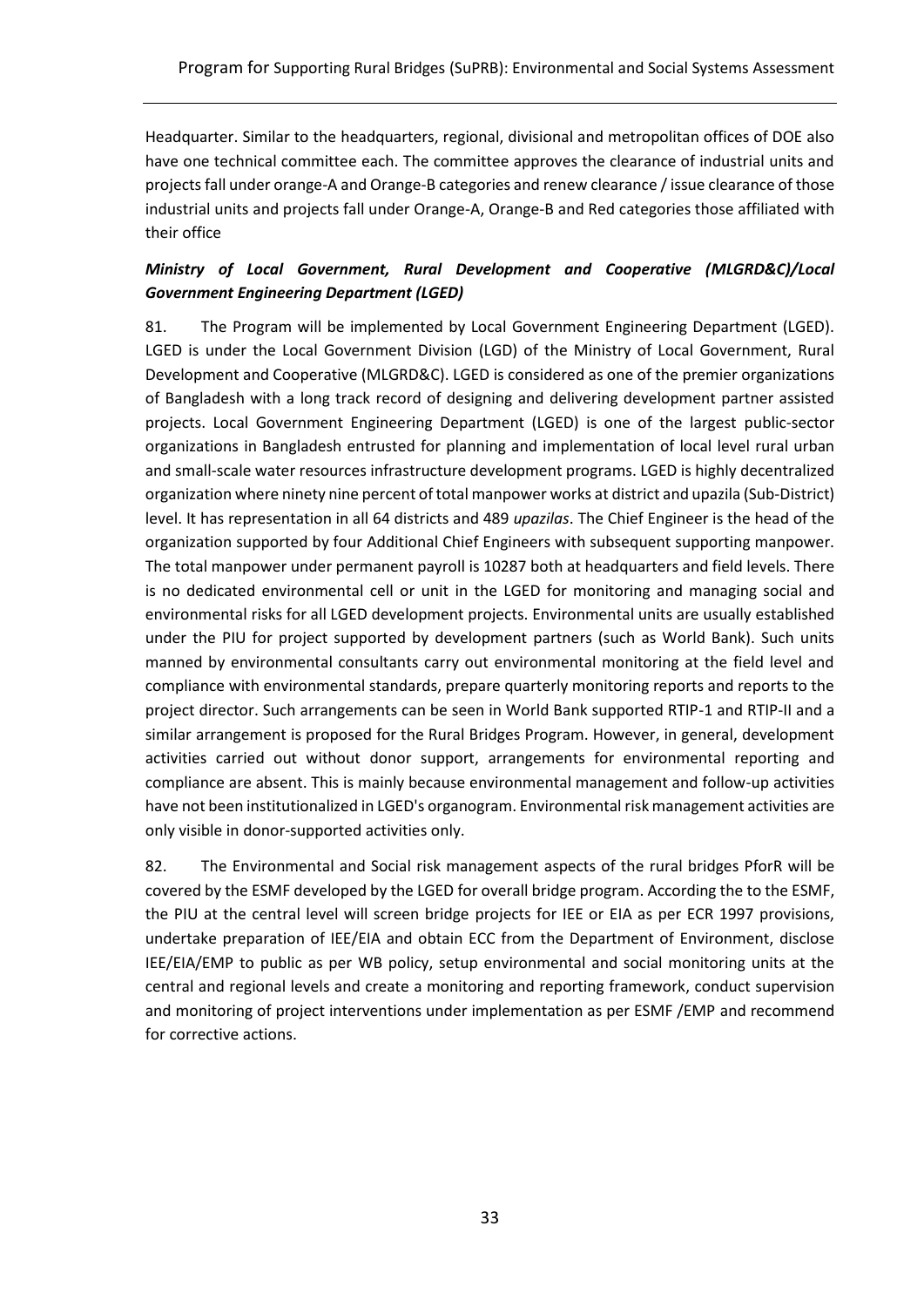Headquarter. Similar to the headquarters, regional, divisional and metropolitan offices of DOE also have one technical committee each. The committee approves the clearance of industrial units and projects fall under orange-A and Orange-B categories and renew clearance / issue clearance of those industrial units and projects fall under Orange-A, Orange-B and Red categories those affiliated with their office

***Ministry of Local Government, Rural Development and Cooperative (MLGRD&C)/Local Government Engineering Department (LGED)***

81. The Program will be implemented by Local Government Engineering Department (LGED). LGED is under the Local Government Division (LGD) of the Ministry of Local Government, Rural Development and Cooperative (MLGRD&C). LGED is considered as one of the premier organizations of Bangladesh with a long track record of designing and delivering development partner assisted projects. Local Government Engineering Department (LGED) is one of the largest public-sector organizations in Bangladesh entrusted for planning and implementation of local level rural urban and small-scale water resources infrastructure development programs. LGED is highly decentralized organization where ninety nine percent of total manpower works at district and upazila (Sub-District) level. It has representation in all 64 districts and 489 *upazilas*. The Chief Engineer is the head of the organization supported by four Additional Chief Engineers with subsequent supporting manpower. The total manpower under permanent payroll is 10287 both at headquarters and field levels. There is no dedicated environmental cell or unit in the LGED for monitoring and managing social and environmental risks for all LGED development projects. Environmental units are usually established under the PIU for project supported by development partners (such as World Bank). Such units manned by environmental consultants carry out environmental monitoring at the field level and compliance with environmental standards, prepare quarterly monitoring reports and reports to the project director. Such arrangements can be seen in World Bank supported RTIP-1 and RTIP-II and a similar arrangement is proposed for the Rural Bridges Program. However, in general, development activities carried out without donor support, arrangements for environmental reporting and compliance are absent. This is mainly because environmental management and follow-up activities have not been institutionalized in LGED's organogram. Environmental risk management activities are only visible in donor-supported activities only.

82. The Environmental and Social risk management aspects of the rural bridges PforR will be covered by the ESMF developed by the LGED for overall bridge program. According the to the ESMF, the PIU at the central level will screen bridge projects for IEE or EIA as per ECR 1997 provisions, undertake preparation of IEE/EIA and obtain ECC from the Department of Environment, disclose IEE/EIA/EMP to public as per WB policy, setup environmental and social monitoring units at the central and regional levels and create a monitoring and reporting framework, conduct supervision and monitoring of project interventions under implementation as per ESMF /EMP and recommend for corrective actions.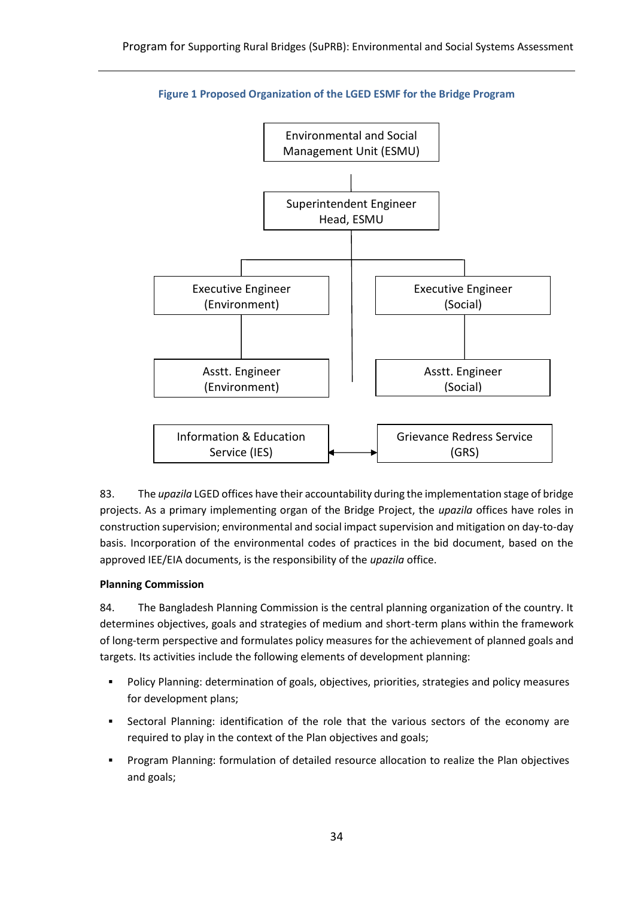**Figure 1 Proposed Organization of the LGED ESMF for the Bridge Program**

Environmental and Social Management Unit (ESMU)

Superintendent Engineer Head, ESMU

Executive Engineer (Environment)

Executive Engineer (Social)

Asstt. Engineer (Environment)

Asstt. Engineer (Social)

Information & Education Service (IES)

Grievance Redress Service (GRS)

83. The *upazila* LGED offices have their accountability during the implementation stage of bridge projects. As a primary implementing organ of the Bridge Project, the *upazila* offices have roles in construction supervision; environmental and social impact supervision and mitigation on day-to-day basis. Incorporation of the environmental codes of practices in the bid document, based on the approved IEE/EIA documents, is the responsibility of the *upazila* office.

**Planning Commission**

84. The Bangladesh Planning Commission is the central planning organization of the country. It determines objectives, goals and strategies of medium and short-term plans within the framework of long-term perspective and formulates policy measures for the achievement of planned goals and targets. Its activities include the following elements of development planning:

- Policy Planning: determination of goals, objectives, priorities, strategies and policy measures for development plans;
- Sectoral Planning: identification of the role that the various sectors of the economy are required to play in the context of the Plan objectives and goals;
- Program Planning: formulation of detailed resource allocation to realize the Plan objectives and goals;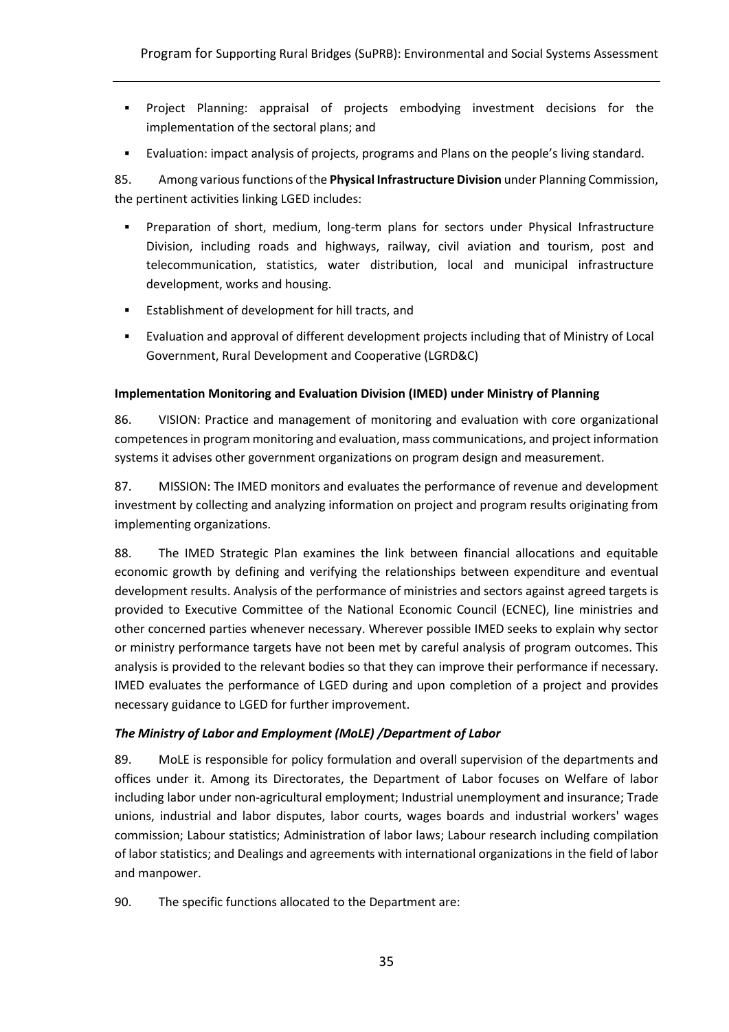- Project Planning: appraisal of projects embodying investment decisions for the implementation of the sectoral plans; and
- Evaluation: impact analysis of projects, programs and Plans on the people's living standard.

85. Among various functions of the **Physical Infrastructure Division** under Planning Commission, the pertinent activities linking LGED includes:

- Preparation of short, medium, long-term plans for sectors under Physical Infrastructure Division, including roads and highways, railway, civil aviation and tourism, post and telecommunication, statistics, water distribution, local and municipal infrastructure development, works and housing.
- Establishment of development for hill tracts, and
- Evaluation and approval of different development projects including that of Ministry of Local Government, Rural Development and Cooperative (LGRD&C)

**Implementation Monitoring and Evaluation Division (IMED) under Ministry of Planning**

86. VISION: Practice and management of monitoring and evaluation with core organizational competences in program monitoring and evaluation, mass communications, and project information systems it advises other government organizations on program design and measurement.

87. MISSION: The IMED monitors and evaluates the performance of revenue and development investment by collecting and analyzing information on project and program results originating from implementing organizations.

88. The IMED Strategic Plan examines the link between financial allocations and equitable economic growth by defining and verifying the relationships between expenditure and eventual development results. Analysis of the performance of ministries and sectors against agreed targets is provided to Executive Committee of the National Economic Council (ECNEC), line ministries and other concerned parties whenever necessary. Wherever possible IMED seeks to explain why sector or ministry performance targets have not been met by careful analysis of program outcomes. This analysis is provided to the relevant bodies so that they can improve their performance if necessary. IMED evaluates the performance of LGED during and upon completion of a project and provides necessary guidance to LGED for further improvement.

***The Ministry of Labor and Employment (MoLE) /Department of Labor***

89. MoLE is responsible for policy formulation and overall supervision of the departments and offices under it. Among its Directorates, the Department of Labor focuses on Welfare of labor including labor under non-agricultural employment; Industrial unemployment and insurance; Trade unions, industrial and labor disputes, labor courts, wages boards and industrial workers' wages commission; Labour statistics; Administration of labor laws; Labour research including compilation of labor statistics; and Dealings and agreements with international organizations in the field of labor and manpower.

90. The specific functions allocated to the Department are: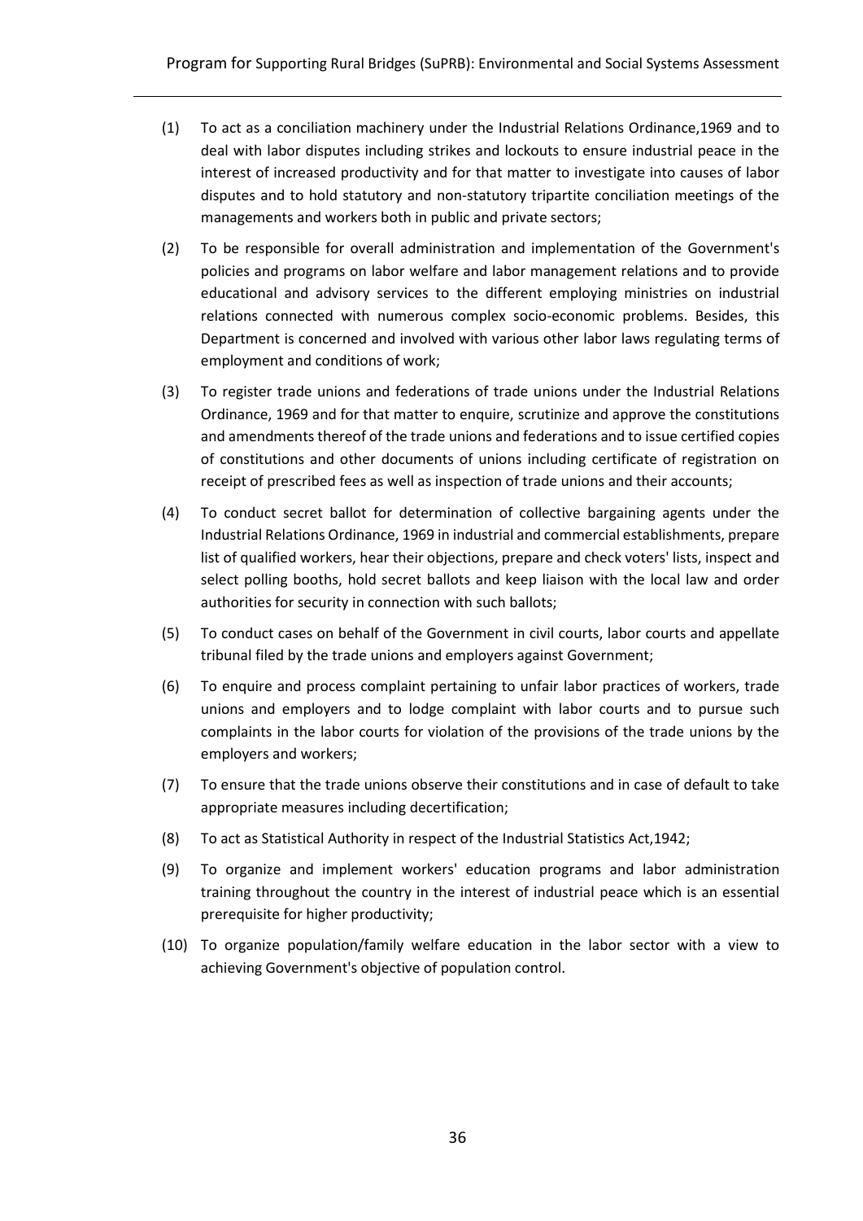(1) To act as a conciliation machinery under the Industrial Relations Ordinance,1969 and to deal with labor disputes including strikes and lockouts to ensure industrial peace in the interest of increased productivity and for that matter to investigate into causes of labor disputes and to hold statutory and non-statutory tripartite conciliation meetings of the managements and workers both in public and private sectors;

(2) To be responsible for overall administration and implementation of the Government's policies and programs on labor welfare and labor management relations and to provide educational and advisory services to the different employing ministries on industrial relations connected with numerous complex socio-economic problems. Besides, this Department is concerned and involved with various other labor laws regulating terms of employment and conditions of work;

(3) To register trade unions and federations of trade unions under the Industrial Relations Ordinance, 1969 and for that matter to enquire, scrutinize and approve the constitutions and amendments thereof of the trade unions and federations and to issue certified copies of constitutions and other documents of unions including certificate of registration on receipt of prescribed fees as well as inspection of trade unions and their accounts;

(4) To conduct secret ballot for determination of collective bargaining agents under the Industrial Relations Ordinance, 1969 in industrial and commercial establishments, prepare list of qualified workers, hear their objections, prepare and check voters' lists, inspect and select polling booths, hold secret ballots and keep liaison with the local law and order authorities for security in connection with such ballots;

(5) To conduct cases on behalf of the Government in civil courts, labor courts and appellate tribunal filed by the trade unions and employers against Government;

(6) To enquire and process complaint pertaining to unfair labor practices of workers, trade unions and employers and to lodge complaint with labor courts and to pursue such complaints in the labor courts for violation of the provisions of the trade unions by the employers and workers;

(7) To ensure that the trade unions observe their constitutions and in case of default to take appropriate measures including decertification;

(8) To act as Statistical Authority in respect of the Industrial Statistics Act,1942;

(9) To organize and implement workers' education programs and labor administration training throughout the country in the interest of industrial peace which is an essential prerequisite for higher productivity;

(10) To organize population/family welfare education in the labor sector with a view to achieving Government's objective of population control.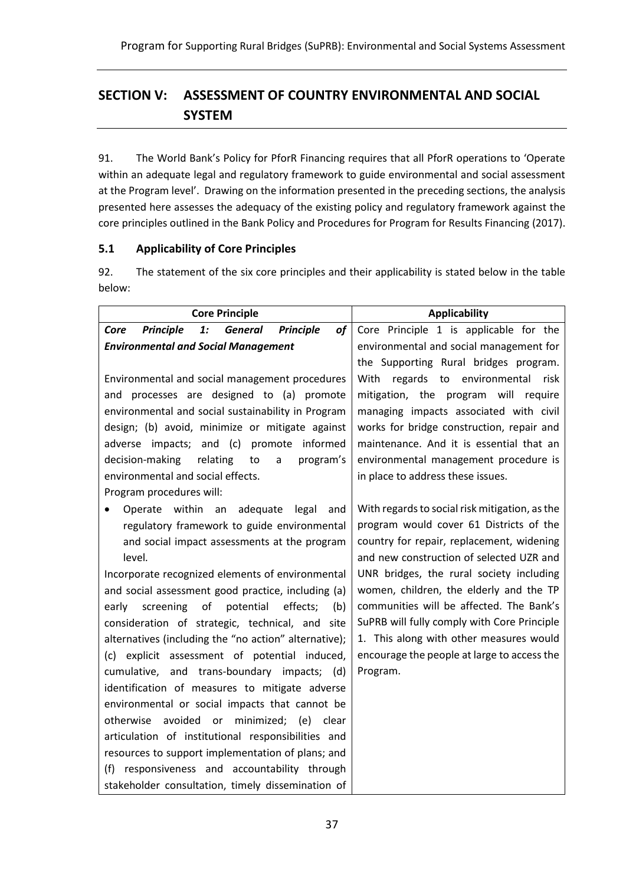## SECTION V: ASSESSMENT OF COUNTRY ENVIRONMENTAL AND SOCIAL SYSTEM

91. The World Bank's Policy for PforR Financing requires that all PforR operations to 'Operate within an adequate legal and regulatory framework to guide environmental and social assessment at the Program level'. Drawing on the information presented in the preceding sections, the analysis presented here assesses the adequacy of the existing policy and regulatory framework against the core principles outlined in the Bank Policy and Procedures for Program for Results Financing (2017).

### 5.1 Applicability of Core Principles

92. The statement of the six core principles and their applicability is stated below in the table below:

| Core Principle | Applicability |
|---|---|
| ***Core Principle 1: General Principle of Environmental and Social Management***<br><br>Environmental and social management procedures and processes are designed to (a) promote environmental and social sustainability in Program design; (b) avoid, minimize or mitigate against adverse impacts; and (c) promote informed decision-making relating to a program's environmental and social effects.<br>Program procedures will:<br>• Operate within an adequate legal and regulatory framework to guide environmental and social impact assessments at the program level.<br>Incorporate recognized elements of environmental and social assessment good practice, including (a) early screening of potential effects; (b) consideration of strategic, technical, and site alternatives (including the "no action" alternative); (c) explicit assessment of potential induced, cumulative, and trans-boundary impacts; (d) identification of measures to mitigate adverse environmental or social impacts that cannot be otherwise avoided or minimized; (e) clear articulation of institutional responsibilities and resources to support implementation of plans; and (f) responsiveness and accountability through stakeholder consultation, timely dissemination of | Core Principle 1 is applicable for the environmental and social management for the Supporting Rural bridges program. With regards to environmental risk mitigation, the program will require managing impacts associated with civil works for bridge construction, repair and maintenance. And it is essential that an environmental management procedure is in place to address these issues.<br><br>With regards to social risk mitigation, as the program would cover 61 Districts of the country for repair, replacement, widening and new construction of selected UZR and UNR bridges, the rural society including women, children, the elderly and the TP communities will be affected. The Bank's SuPRB will fully comply with Core Principle 1. This along with other measures would encourage the people at large to access the Program. |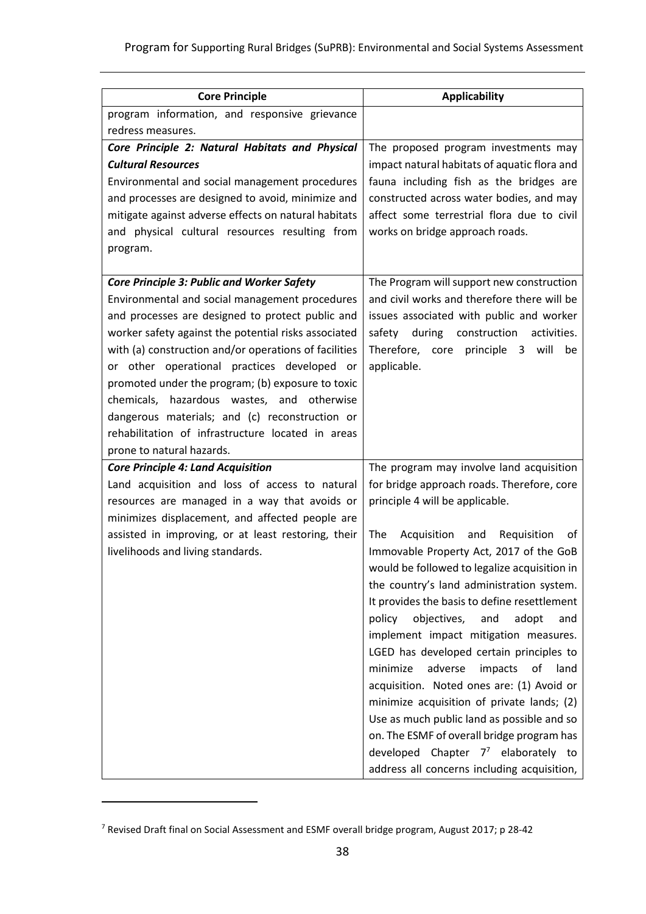| Core Principle | Applicability |
|---|---|
| program information, and responsive grievance redress measures. | |
| ***Core Principle 2: Natural Habitats and Physical Cultural Resources*** Environmental and social management procedures and processes are designed to avoid, minimize and mitigate against adverse effects on natural habitats and physical cultural resources resulting from program. | The proposed program investments may impact natural habitats of aquatic flora and fauna including fish as the bridges are constructed across water bodies, and may affect some terrestrial flora due to civil works on bridge approach roads. |
| ***Core Principle 3: Public and Worker Safety*** Environmental and social management procedures and processes are designed to protect public and worker safety against the potential risks associated with (a) construction and/or operations of facilities or other operational practices developed or promoted under the program; (b) exposure to toxic chemicals, hazardous wastes, and otherwise dangerous materials; and (c) reconstruction or rehabilitation of infrastructure located in areas prone to natural hazards. | The Program will support new construction and civil works and therefore there will be issues associated with public and worker safety during construction activities. Therefore, core principle 3 will be applicable. |
| ***Core Principle 4: Land Acquisition*** Land acquisition and loss of access to natural resources are managed in a way that avoids or minimizes displacement, and affected people are assisted in improving, or at least restoring, their livelihoods and living standards. | The program may involve land acquisition for bridge approach roads. Therefore, core principle 4 will be applicable. The Acquisition and Requisition of Immovable Property Act, 2017 of the GoB would be followed to legalize acquisition in the country's land administration system. It provides the basis to define resettlement policy objectives, and adopt and implement impact mitigation measures. LGED has developed certain principles to minimize adverse impacts of land acquisition. Noted ones are: (1) Avoid or minimize acquisition of private lands; (2) Use as much public land as possible and so on. The ESMF of overall bridge program has developed Chapter 7[7] elaborately to address all concerns including acquisition, |

[7] Revised Draft final on Social Assessment and ESMF overall bridge program, August 2017; p 28-42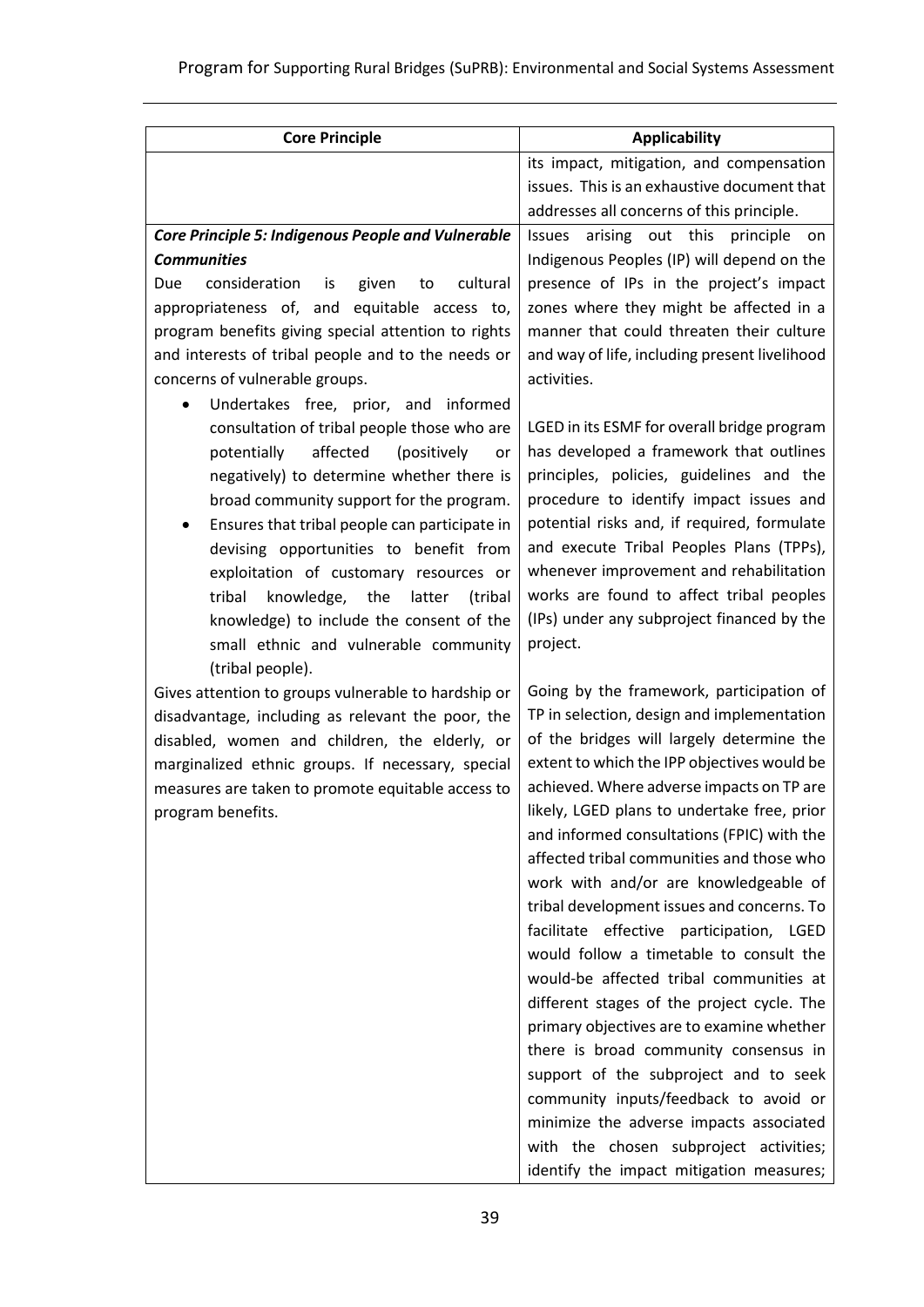| Core Principle | Applicability |
|---|---|
| | its impact, mitigation, and compensation issues. This is an exhaustive document that addresses all concerns of this principle. |
| ***Core Principle 5: Indigenous People and Vulnerable Communities*** <br> Due consideration is given to cultural appropriateness of, and equitable access to, program benefits giving special attention to rights and interests of tribal people and to the needs or concerns of vulnerable groups. <br> • Undertakes free, prior, and informed consultation of tribal people those who are potentially affected (positively or negatively) to determine whether there is broad community support for the program. <br> • Ensures that tribal people can participate in devising opportunities to benefit from exploitation of customary resources or tribal knowledge, the latter (tribal knowledge) to include the consent of the small ethnic and vulnerable community (tribal people). <br> Gives attention to groups vulnerable to hardship or disadvantage, including as relevant the poor, the disabled, women and children, the elderly, or marginalized ethnic groups. If necessary, special measures are taken to promote equitable access to program benefits. | Issues arising out this principle on Indigenous Peoples (IP) will depend on the presence of IPs in the project's impact zones where they might be affected in a manner that could threaten their culture and way of life, including present livelihood activities. <br><br> LGED in its ESMF for overall bridge program has developed a framework that outlines principles, policies, guidelines and the procedure to identify impact issues and potential risks and, if required, formulate and execute Tribal Peoples Plans (TPPs), whenever improvement and rehabilitation works are found to affect tribal peoples (IPs) under any subproject financed by the project. <br><br> Going by the framework, participation of TP in selection, design and implementation of the bridges will largely determine the extent to which the IPP objectives would be achieved. Where adverse impacts on TP are likely, LGED plans to undertake free, prior and informed consultations (FPIC) with the affected tribal communities and those who work with and/or are knowledgeable of tribal development issues and concerns. To facilitate effective participation, LGED would follow a timetable to consult the would-be affected tribal communities at different stages of the project cycle. The primary objectives are to examine whether there is broad community consensus in support of the subproject and to seek community inputs/feedback to avoid or minimize the adverse impacts associated with the chosen subproject activities; identify the impact mitigation measures; |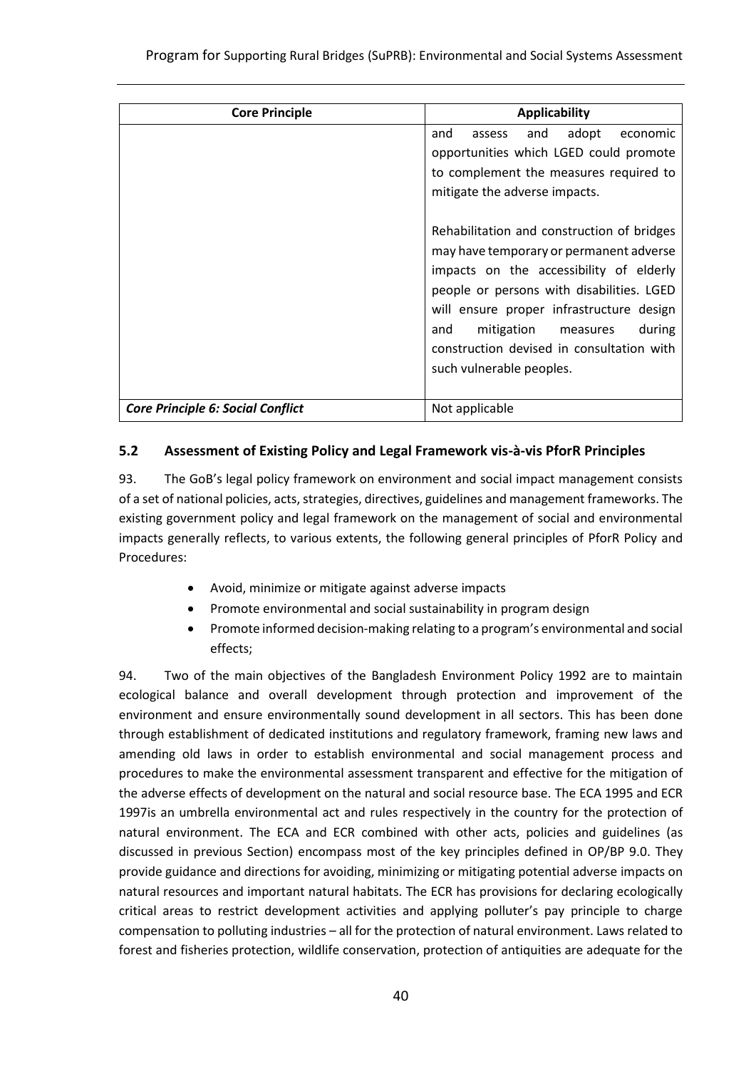| Core Principle | Applicability |
|---|---|
| | and assess and adopt economic opportunities which LGED could promote to complement the measures required to mitigate the adverse impacts.<br><br>Rehabilitation and construction of bridges may have temporary or permanent adverse impacts on the accessibility of elderly people or persons with disabilities. LGED will ensure proper infrastructure design and mitigation measures during construction devised in consultation with such vulnerable peoples. |
| ***Core Principle 6: Social Conflict*** | Not applicable |

### 5.2 Assessment of Existing Policy and Legal Framework vis-à-vis PforR Principles

93. The GoB's legal policy framework on environment and social impact management consists of a set of national policies, acts, strategies, directives, guidelines and management frameworks. The existing government policy and legal framework on the management of social and environmental impacts generally reflects, to various extents, the following general principles of PforR Policy and Procedures:

- Avoid, minimize or mitigate against adverse impacts
- Promote environmental and social sustainability in program design
- Promote informed decision-making relating to a program's environmental and social effects;

94. Two of the main objectives of the Bangladesh Environment Policy 1992 are to maintain ecological balance and overall development through protection and improvement of the environment and ensure environmentally sound development in all sectors. This has been done through establishment of dedicated institutions and regulatory framework, framing new laws and amending old laws in order to establish environmental and social management process and procedures to make the environmental assessment transparent and effective for the mitigation of the adverse effects of development on the natural and social resource base. The ECA 1995 and ECR 1997is an umbrella environmental act and rules respectively in the country for the protection of natural environment. The ECA and ECR combined with other acts, policies and guidelines (as discussed in previous Section) encompass most of the key principles defined in OP/BP 9.0. They provide guidance and directions for avoiding, minimizing or mitigating potential adverse impacts on natural resources and important natural habitats. The ECR has provisions for declaring ecologically critical areas to restrict development activities and applying polluter's pay principle to charge compensation to polluting industries – all for the protection of natural environment. Laws related to forest and fisheries protection, wildlife conservation, protection of antiquities are adequate for the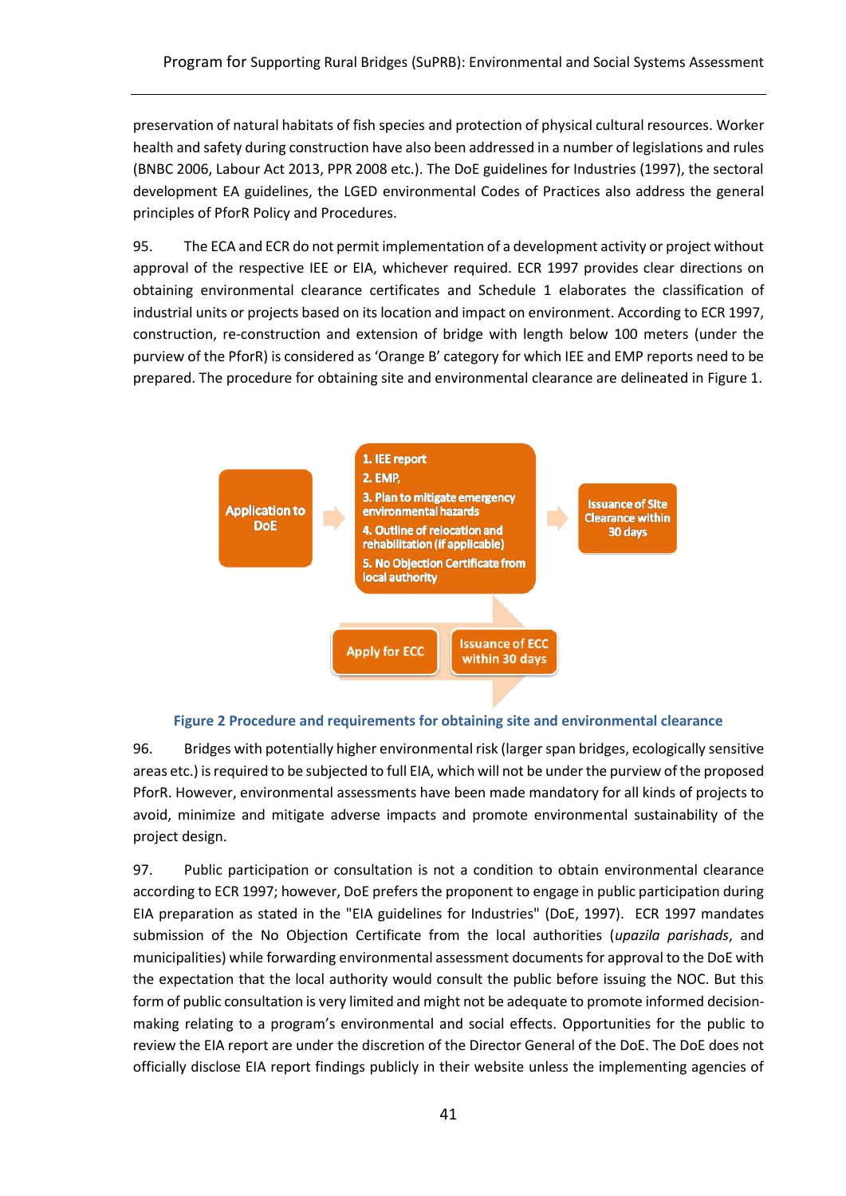preservation of natural habitats of fish species and protection of physical cultural resources. Worker health and safety during construction have also been addressed in a number of legislations and rules (BNBC 2006, Labour Act 2013, PPR 2008 etc.). The DoE guidelines for Industries (1997), the sectoral development EA guidelines, the LGED environmental Codes of Practices also address the general principles of PforR Policy and Procedures.

95. The ECA and ECR do not permit implementation of a development activity or project without approval of the respective IEE or EIA, whichever required. ECR 1997 provides clear directions on obtaining environmental clearance certificates and Schedule 1 elaborates the classification of industrial units or projects based on its location and impact on environment. According to ECR 1997, construction, re-construction and extension of bridge with length below 100 meters (under the purview of the PforR) is considered as 'Orange B' category for which IEE and EMP reports need to be prepared. The procedure for obtaining site and environmental clearance are delineated in Figure 1.

Application to DoE

1. IEE report
2. EMP,
3. Plan to mitigate emergency environmental hazards
4. Outline of relocation and rehabilitation (if applicable)
5. No Objection Certificate from local authority

Issuance of Site Clearance within 30 days

Apply for ECC

Issuance of ECC within 30 days

**Figure 2 Procedure and requirements for obtaining site and environmental clearance**

96. Bridges with potentially higher environmental risk (larger span bridges, ecologically sensitive areas etc.) is required to be subjected to full EIA, which will not be under the purview of the proposed PforR. However, environmental assessments have been made mandatory for all kinds of projects to avoid, minimize and mitigate adverse impacts and promote environmental sustainability of the project design.

97. Public participation or consultation is not a condition to obtain environmental clearance according to ECR 1997; however, DoE prefers the proponent to engage in public participation during EIA preparation as stated in the "EIA guidelines for Industries" (DoE, 1997). ECR 1997 mandates submission of the No Objection Certificate from the local authorities (*upazila parishads*, and municipalities) while forwarding environmental assessment documents for approval to the DoE with the expectation that the local authority would consult the public before issuing the NOC. But this form of public consultation is very limited and might not be adequate to promote informed decision-making relating to a program's environmental and social effects. Opportunities for the public to review the EIA report are under the discretion of the Director General of the DoE. The DoE does not officially disclose EIA report findings publicly in their website unless the implementing agencies of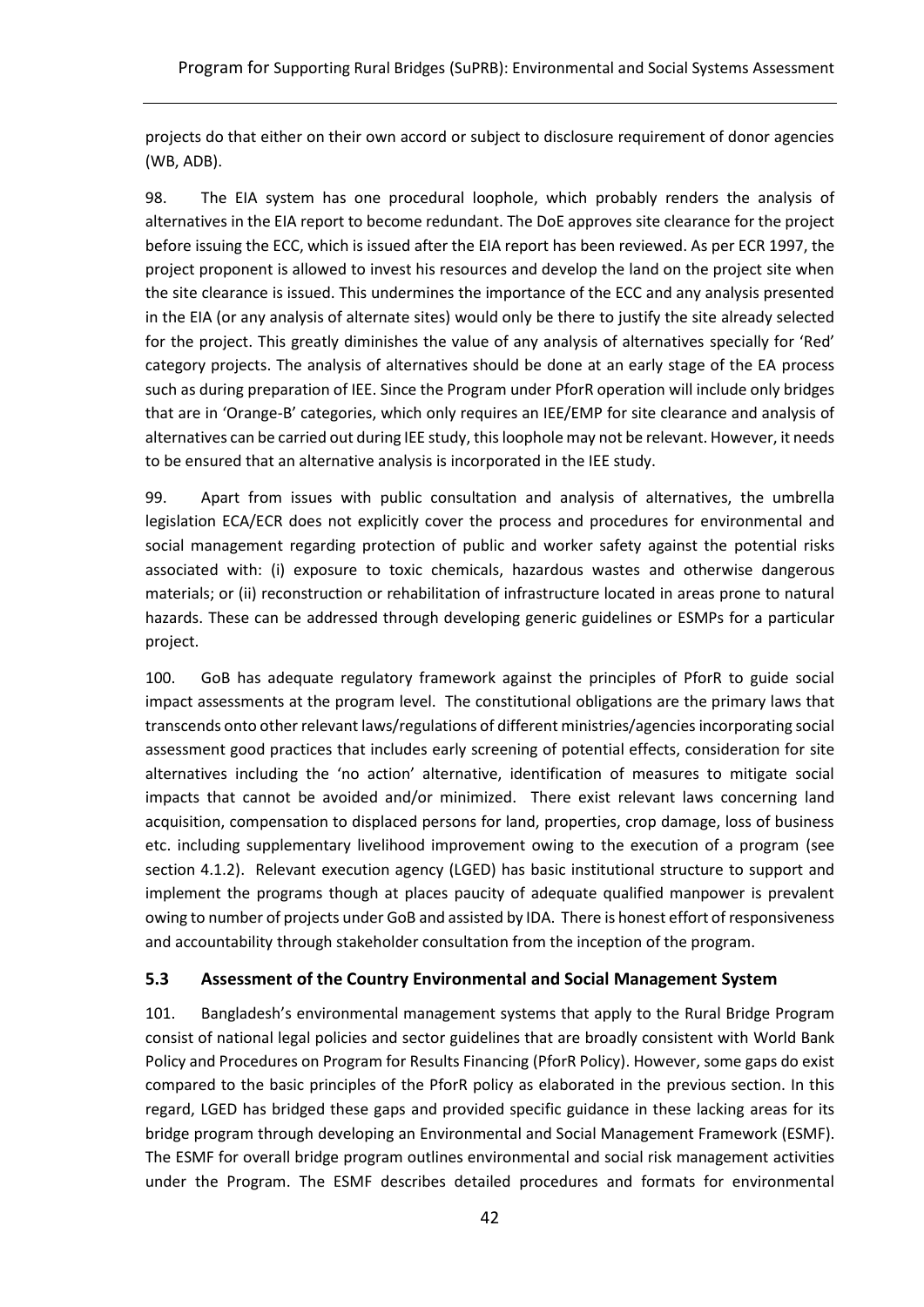projects do that either on their own accord or subject to disclosure requirement of donor agencies (WB, ADB).

98. The EIA system has one procedural loophole, which probably renders the analysis of alternatives in the EIA report to become redundant. The DoE approves site clearance for the project before issuing the ECC, which is issued after the EIA report has been reviewed. As per ECR 1997, the project proponent is allowed to invest his resources and develop the land on the project site when the site clearance is issued. This undermines the importance of the ECC and any analysis presented in the EIA (or any analysis of alternate sites) would only be there to justify the site already selected for the project. This greatly diminishes the value of any analysis of alternatives specially for 'Red' category projects. The analysis of alternatives should be done at an early stage of the EA process such as during preparation of IEE. Since the Program under PforR operation will include only bridges that are in 'Orange-B' categories, which only requires an IEE/EMP for site clearance and analysis of alternatives can be carried out during IEE study, this loophole may not be relevant. However, it needs to be ensured that an alternative analysis is incorporated in the IEE study.

99. Apart from issues with public consultation and analysis of alternatives, the umbrella legislation ECA/ECR does not explicitly cover the process and procedures for environmental and social management regarding protection of public and worker safety against the potential risks associated with: (i) exposure to toxic chemicals, hazardous wastes and otherwise dangerous materials; or (ii) reconstruction or rehabilitation of infrastructure located in areas prone to natural hazards. These can be addressed through developing generic guidelines or ESMPs for a particular project.

100. GoB has adequate regulatory framework against the principles of PforR to guide social impact assessments at the program level. The constitutional obligations are the primary laws that transcends onto other relevant laws/regulations of different ministries/agencies incorporating social assessment good practices that includes early screening of potential effects, consideration for site alternatives including the 'no action' alternative, identification of measures to mitigate social impacts that cannot be avoided and/or minimized. There exist relevant laws concerning land acquisition, compensation to displaced persons for land, properties, crop damage, loss of business etc. including supplementary livelihood improvement owing to the execution of a program (see section 4.1.2). Relevant execution agency (LGED) has basic institutional structure to support and implement the programs though at places paucity of adequate qualified manpower is prevalent owing to number of projects under GoB and assisted by IDA. There is honest effort of responsiveness and accountability through stakeholder consultation from the inception of the program.

### 5.3 Assessment of the Country Environmental and Social Management System

101. Bangladesh's environmental management systems that apply to the Rural Bridge Program consist of national legal policies and sector guidelines that are broadly consistent with World Bank Policy and Procedures on Program for Results Financing (PforR Policy). However, some gaps do exist compared to the basic principles of the PforR policy as elaborated in the previous section. In this regard, LGED has bridged these gaps and provided specific guidance in these lacking areas for its bridge program through developing an Environmental and Social Management Framework (ESMF). The ESMF for overall bridge program outlines environmental and social risk management activities under the Program. The ESMF describes detailed procedures and formats for environmental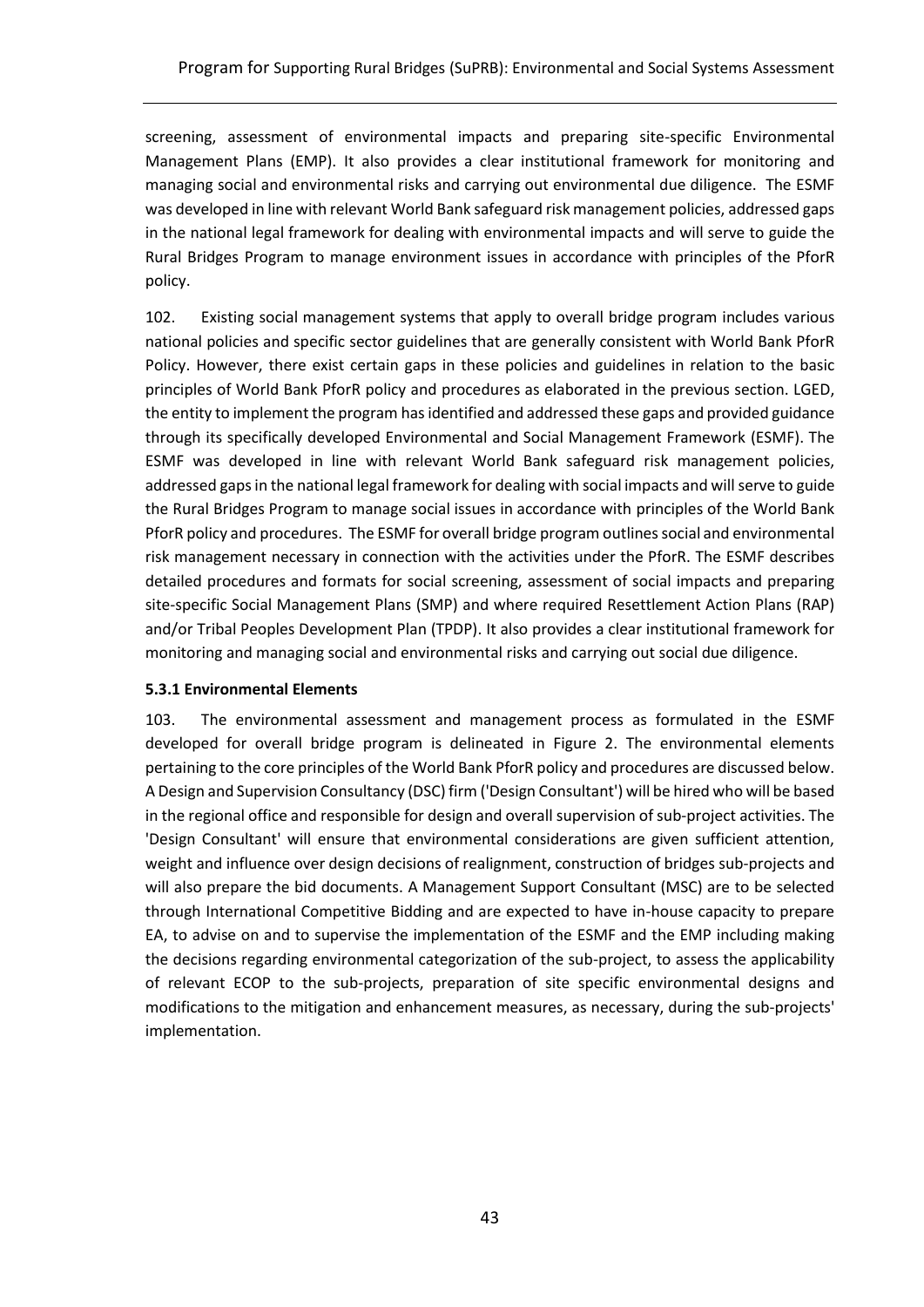screening, assessment of environmental impacts and preparing site-specific Environmental Management Plans (EMP). It also provides a clear institutional framework for monitoring and managing social and environmental risks and carrying out environmental due diligence. The ESMF was developed in line with relevant World Bank safeguard risk management policies, addressed gaps in the national legal framework for dealing with environmental impacts and will serve to guide the Rural Bridges Program to manage environment issues in accordance with principles of the PforR policy.

102. Existing social management systems that apply to overall bridge program includes various national policies and specific sector guidelines that are generally consistent with World Bank PforR Policy. However, there exist certain gaps in these policies and guidelines in relation to the basic principles of World Bank PforR policy and procedures as elaborated in the previous section. LGED, the entity to implement the program has identified and addressed these gaps and provided guidance through its specifically developed Environmental and Social Management Framework (ESMF). The ESMF was developed in line with relevant World Bank safeguard risk management policies, addressed gaps in the national legal framework for dealing with social impacts and will serve to guide the Rural Bridges Program to manage social issues in accordance with principles of the World Bank PforR policy and procedures. The ESMF for overall bridge program outlines social and environmental risk management necessary in connection with the activities under the PforR. The ESMF describes detailed procedures and formats for social screening, assessment of social impacts and preparing site-specific Social Management Plans (SMP) and where required Resettlement Action Plans (RAP) and/or Tribal Peoples Development Plan (TPDP). It also provides a clear institutional framework for monitoring and managing social and environmental risks and carrying out social due diligence.

### 5.3.1 Environmental Elements

103. The environmental assessment and management process as formulated in the ESMF developed for overall bridge program is delineated in Figure 2. The environmental elements pertaining to the core principles of the World Bank PforR policy and procedures are discussed below. A Design and Supervision Consultancy (DSC) firm ('Design Consultant') will be hired who will be based in the regional office and responsible for design and overall supervision of sub-project activities. The 'Design Consultant' will ensure that environmental considerations are given sufficient attention, weight and influence over design decisions of realignment, construction of bridges sub-projects and will also prepare the bid documents. A Management Support Consultant (MSC) are to be selected through International Competitive Bidding and are expected to have in-house capacity to prepare EA, to advise on and to supervise the implementation of the ESMF and the EMP including making the decisions regarding environmental categorization of the sub-project, to assess the applicability of relevant ECOP to the sub-projects, preparation of site specific environmental designs and modifications to the mitigation and enhancement measures, as necessary, during the sub-projects' implementation.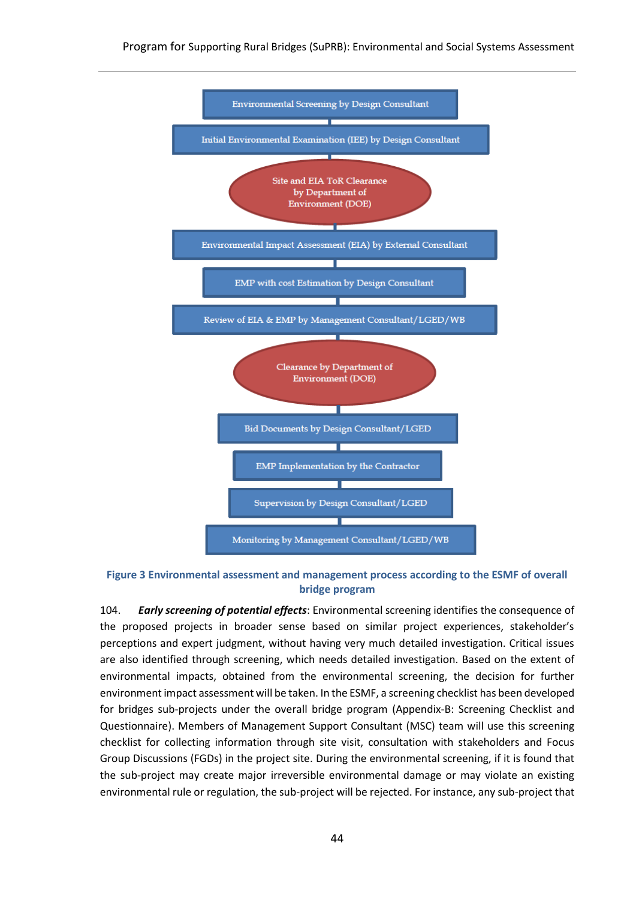Environmental Screening by Design Consultant

Initial Environmental Examination (IEE) by Design Consultant

Site and EIA ToR Clearance by Department of Environment (DOE)

Environmental Impact Assessment (EIA) by External Consultant

EMP with cost Estimation by Design Consultant

Review of EIA & EMP by Management Consultant/LGED/WB

Clearance by Department of Environment (DOE)

Bid Documents by Design Consultant/LGED

EMP Implementation by the Contractor

Supervision by Design Consultant/LGED

Monitoring by Management Consultant/LGED/WB

**Figure 3 Environmental assessment and management process according to the ESMF of overall bridge program**

104. ***Early screening of potential effects***: Environmental screening identifies the consequence of the proposed projects in broader sense based on similar project experiences, stakeholder's perceptions and expert judgment, without having very much detailed investigation. Critical issues are also identified through screening, which needs detailed investigation. Based on the extent of the environmental impacts, obtained from the environmental screening, the decision for further environment impact assessment will be taken. In the ESMF, a screening checklist has been developed for bridges sub-projects under the overall bridge program (Appendix-B: Screening Checklist and Questionnaire). Members of Management Support Consultant (MSC) team will use this screening checklist for collecting information through site visit, consultation with stakeholders and Focus Group Discussions (FGDs) in the project site. During the environmental screening, if it is found that the sub-project may create major irreversible environmental damage or may violate an existing environmental rule or regulation, the sub-project will be rejected. For instance, any sub-project that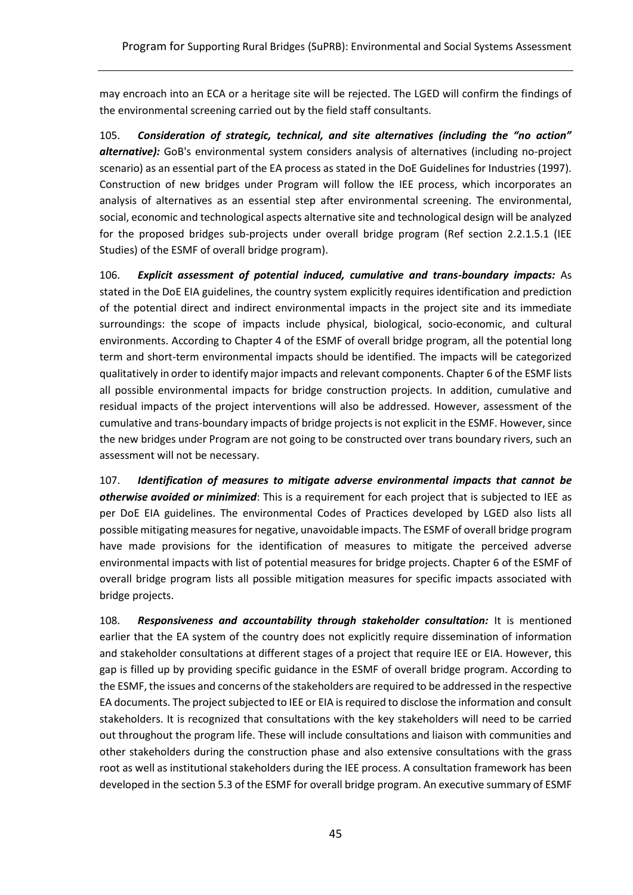may encroach into an ECA or a heritage site will be rejected. The LGED will confirm the findings of the environmental screening carried out by the field staff consultants.

105. ***Consideration of strategic, technical, and site alternatives (including the "no action" alternative):*** GoB's environmental system considers analysis of alternatives (including no-project scenario) as an essential part of the EA process as stated in the DoE Guidelines for Industries (1997). Construction of new bridges under Program will follow the IEE process, which incorporates an analysis of alternatives as an essential step after environmental screening. The environmental, social, economic and technological aspects alternative site and technological design will be analyzed for the proposed bridges sub-projects under overall bridge program (Ref section 2.2.1.5.1 (IEE Studies) of the ESMF of overall bridge program).

106. ***Explicit assessment of potential induced, cumulative and trans-boundary impacts:*** As stated in the DoE EIA guidelines, the country system explicitly requires identification and prediction of the potential direct and indirect environmental impacts in the project site and its immediate surroundings: the scope of impacts include physical, biological, socio-economic, and cultural environments. According to Chapter 4 of the ESMF of overall bridge program, all the potential long term and short-term environmental impacts should be identified. The impacts will be categorized qualitatively in order to identify major impacts and relevant components. Chapter 6 of the ESMF lists all possible environmental impacts for bridge construction projects. In addition, cumulative and residual impacts of the project interventions will also be addressed. However, assessment of the cumulative and trans-boundary impacts of bridge projects is not explicit in the ESMF. However, since the new bridges under Program are not going to be constructed over trans boundary rivers, such an assessment will not be necessary.

107. ***Identification of measures to mitigate adverse environmental impacts that cannot be otherwise avoided or minimized***: This is a requirement for each project that is subjected to IEE as per DoE EIA guidelines. The environmental Codes of Practices developed by LGED also lists all possible mitigating measures for negative, unavoidable impacts. The ESMF of overall bridge program have made provisions for the identification of measures to mitigate the perceived adverse environmental impacts with list of potential measures for bridge projects. Chapter 6 of the ESMF of overall bridge program lists all possible mitigation measures for specific impacts associated with bridge projects.

108. ***Responsiveness and accountability through stakeholder consultation:*** It is mentioned earlier that the EA system of the country does not explicitly require dissemination of information and stakeholder consultations at different stages of a project that require IEE or EIA. However, this gap is filled up by providing specific guidance in the ESMF of overall bridge program. According to the ESMF, the issues and concerns of the stakeholders are required to be addressed in the respective EA documents. The project subjected to IEE or EIA is required to disclose the information and consult stakeholders. It is recognized that consultations with the key stakeholders will need to be carried out throughout the program life. These will include consultations and liaison with communities and other stakeholders during the construction phase and also extensive consultations with the grass root as well as institutional stakeholders during the IEE process. A consultation framework has been developed in the section 5.3 of the ESMF for overall bridge program. An executive summary of ESMF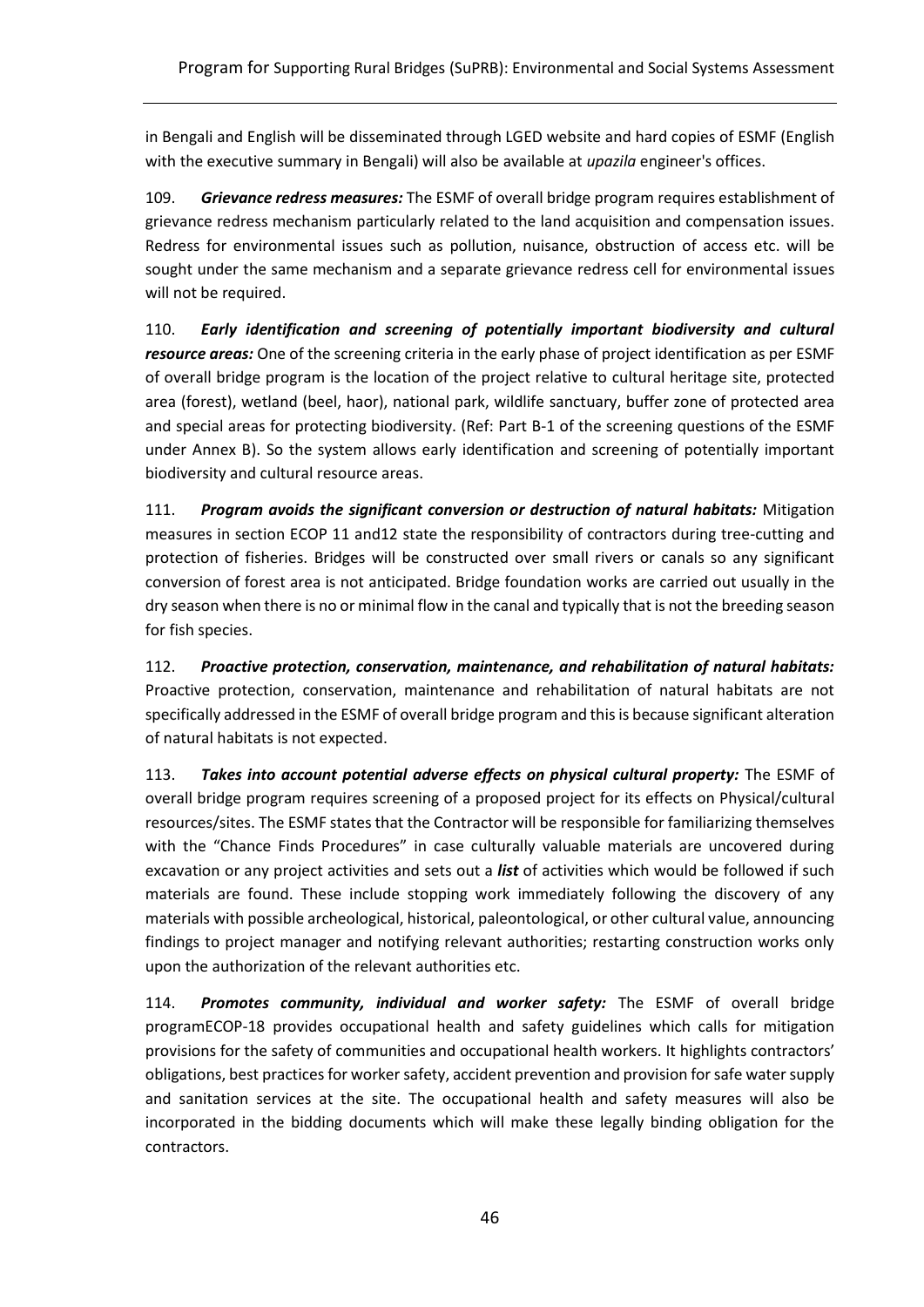in Bengali and English will be disseminated through LGED website and hard copies of ESMF (English with the executive summary in Bengali) will also be available at *upazila* engineer's offices.

109. ***Grievance redress measures:*** The ESMF of overall bridge program requires establishment of grievance redress mechanism particularly related to the land acquisition and compensation issues. Redress for environmental issues such as pollution, nuisance, obstruction of access etc. will be sought under the same mechanism and a separate grievance redress cell for environmental issues will not be required.

110. ***Early identification and screening of potentially important biodiversity and cultural resource areas:*** One of the screening criteria in the early phase of project identification as per ESMF of overall bridge program is the location of the project relative to cultural heritage site, protected area (forest), wetland (beel, haor), national park, wildlife sanctuary, buffer zone of protected area and special areas for protecting biodiversity. (Ref: Part B-1 of the screening questions of the ESMF under Annex B). So the system allows early identification and screening of potentially important biodiversity and cultural resource areas.

111. ***Program avoids the significant conversion or destruction of natural habitats:*** Mitigation measures in section ECOP 11 and12 state the responsibility of contractors during tree-cutting and protection of fisheries. Bridges will be constructed over small rivers or canals so any significant conversion of forest area is not anticipated. Bridge foundation works are carried out usually in the dry season when there is no or minimal flow in the canal and typically that is not the breeding season for fish species.

112. ***Proactive protection, conservation, maintenance, and rehabilitation of natural habitats:*** Proactive protection, conservation, maintenance and rehabilitation of natural habitats are not specifically addressed in the ESMF of overall bridge program and this is because significant alteration of natural habitats is not expected.

113. ***Takes into account potential adverse effects on physical cultural property:*** The ESMF of overall bridge program requires screening of a proposed project for its effects on Physical/cultural resources/sites. The ESMF states that the Contractor will be responsible for familiarizing themselves with the "Chance Finds Procedures" in case culturally valuable materials are uncovered during excavation or any project activities and sets out a ***list*** of activities which would be followed if such materials are found. These include stopping work immediately following the discovery of any materials with possible archeological, historical, paleontological, or other cultural value, announcing findings to project manager and notifying relevant authorities; restarting construction works only upon the authorization of the relevant authorities etc.

114. ***Promotes community, individual and worker safety:*** The ESMF of overall bridge programECOP-18 provides occupational health and safety guidelines which calls for mitigation provisions for the safety of communities and occupational health workers. It highlights contractors' obligations, best practices for worker safety, accident prevention and provision for safe water supply and sanitation services at the site. The occupational health and safety measures will also be incorporated in the bidding documents which will make these legally binding obligation for the contractors.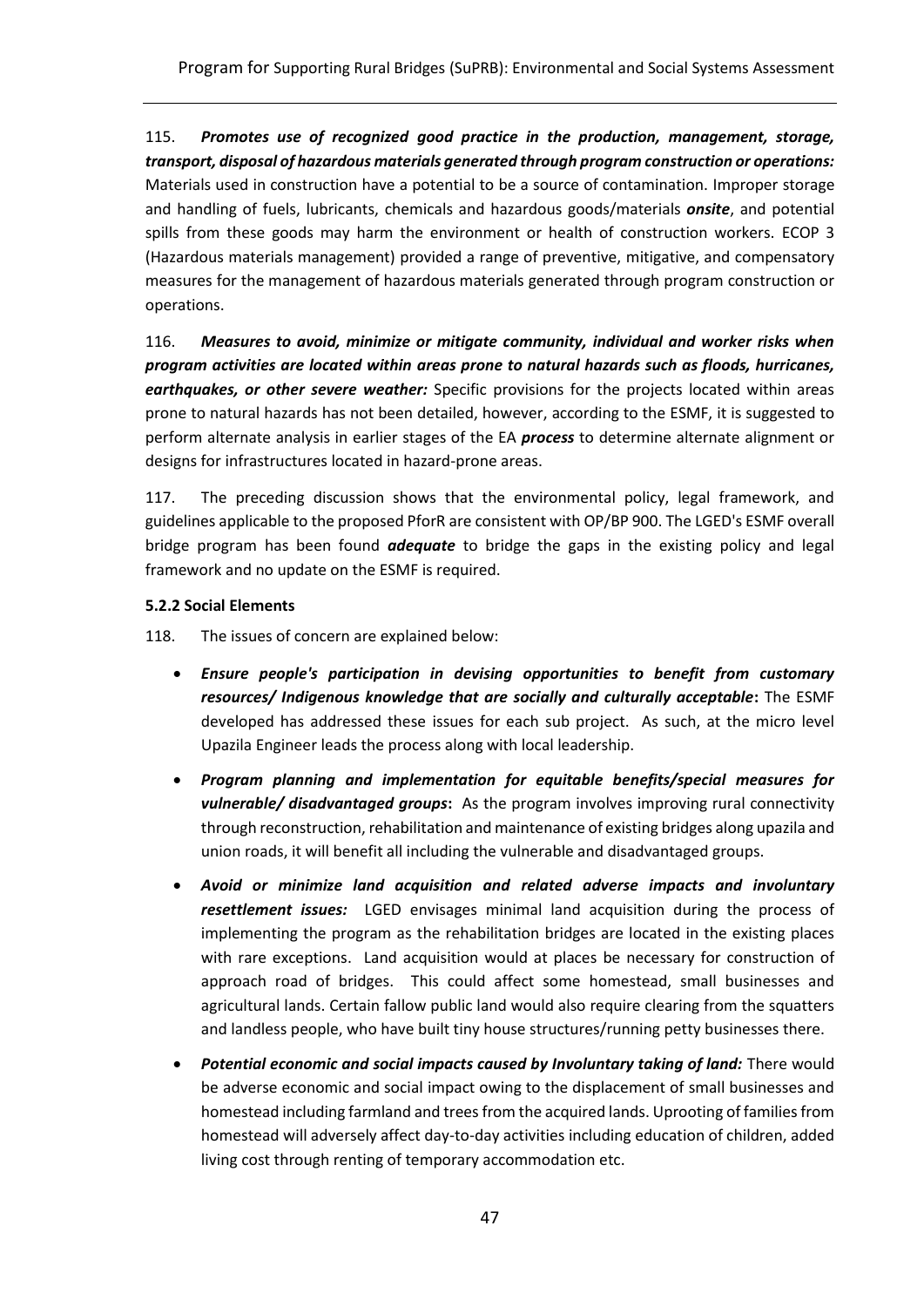115. ***Promotes use of recognized good practice in the production, management, storage, transport, disposal of hazardous materials generated through program construction or operations:*** Materials used in construction have a potential to be a source of contamination. Improper storage and handling of fuels, lubricants, chemicals and hazardous goods/materials ***onsite***, and potential spills from these goods may harm the environment or health of construction workers. ECOP 3 (Hazardous materials management) provided a range of preventive, mitigative, and compensatory measures for the management of hazardous materials generated through program construction or operations.

116. ***Measures to avoid, minimize or mitigate community, individual and worker risks when program activities are located within areas prone to natural hazards such as floods, hurricanes, earthquakes, or other severe weather:*** Specific provisions for the projects located within areas prone to natural hazards has not been detailed, however, according to the ESMF, it is suggested to perform alternate analysis in earlier stages of the EA ***process*** to determine alternate alignment or designs for infrastructures located in hazard-prone areas.

117. The preceding discussion shows that the environmental policy, legal framework, and guidelines applicable to the proposed PforR are consistent with OP/BP 900. The LGED's ESMF overall bridge program has been found ***adequate*** to bridge the gaps in the existing policy and legal framework and no update on the ESMF is required.

#### 5.2.2 Social Elements

118. The issues of concern are explained below:

- ***Ensure people's participation in devising opportunities to benefit from customary resources/ Indigenous knowledge that are socially and culturally acceptable*:** The ESMF developed has addressed these issues for each sub project. As such, at the micro level Upazila Engineer leads the process along with local leadership.
- ***Program planning and implementation for equitable benefits/special measures for vulnerable/ disadvantaged groups*:** As the program involves improving rural connectivity through reconstruction, rehabilitation and maintenance of existing bridges along upazila and union roads, it will benefit all including the vulnerable and disadvantaged groups.
- ***Avoid or minimize land acquisition and related adverse impacts and involuntary resettlement issues:*** LGED envisages minimal land acquisition during the process of implementing the program as the rehabilitation bridges are located in the existing places with rare exceptions. Land acquisition would at places be necessary for construction of approach road of bridges. This could affect some homestead, small businesses and agricultural lands. Certain fallow public land would also require clearing from the squatters and landless people, who have built tiny house structures/running petty businesses there.
- ***Potential economic and social impacts caused by Involuntary taking of land:*** There would be adverse economic and social impact owing to the displacement of small businesses and homestead including farmland and trees from the acquired lands. Uprooting of families from homestead will adversely affect day-to-day activities including education of children, added living cost through renting of temporary accommodation etc.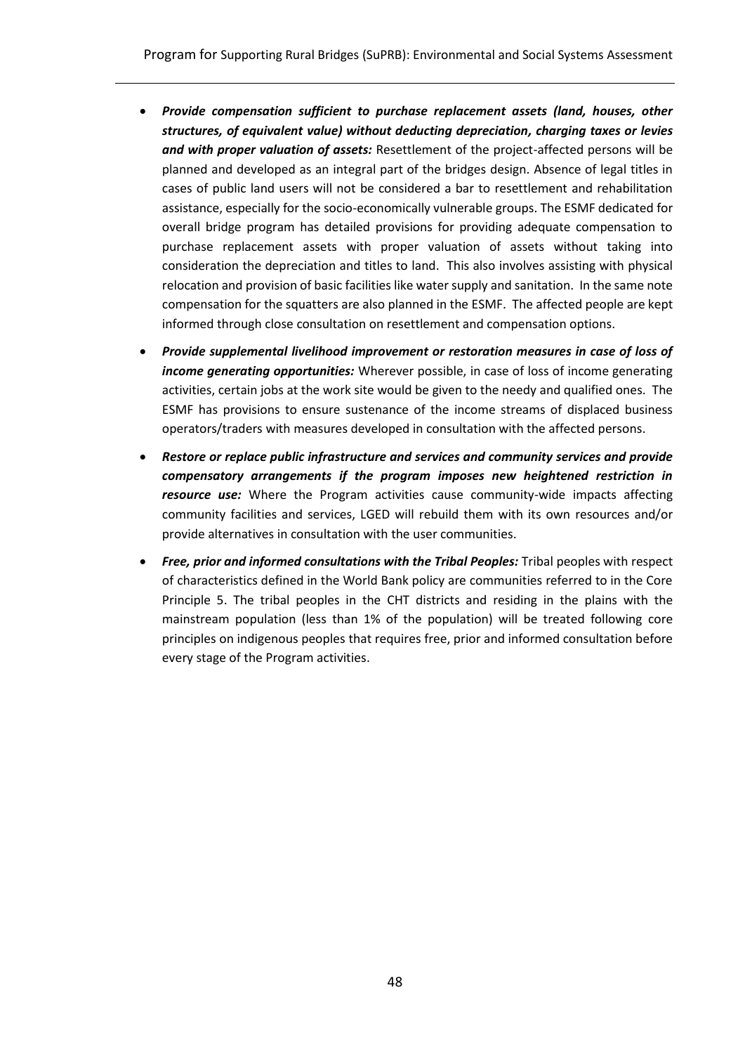- ***Provide compensation sufficient to purchase replacement assets (land, houses, other structures, of equivalent value) without deducting depreciation, charging taxes or levies and with proper valuation of assets:*** Resettlement of the project-affected persons will be planned and developed as an integral part of the bridges design. Absence of legal titles in cases of public land users will not be considered a bar to resettlement and rehabilitation assistance, especially for the socio-economically vulnerable groups. The ESMF dedicated for overall bridge program has detailed provisions for providing adequate compensation to purchase replacement assets with proper valuation of assets without taking into consideration the depreciation and titles to land. This also involves assisting with physical relocation and provision of basic facilities like water supply and sanitation. In the same note compensation for the squatters are also planned in the ESMF. The affected people are kept informed through close consultation on resettlement and compensation options.

- ***Provide supplemental livelihood improvement or restoration measures in case of loss of income generating opportunities:*** Wherever possible, in case of loss of income generating activities, certain jobs at the work site would be given to the needy and qualified ones. The ESMF has provisions to ensure sustenance of the income streams of displaced business operators/traders with measures developed in consultation with the affected persons.

- ***Restore or replace public infrastructure and services and community services and provide compensatory arrangements if the program imposes new heightened restriction in resource use:*** Where the Program activities cause community-wide impacts affecting community facilities and services, LGED will rebuild them with its own resources and/or provide alternatives in consultation with the user communities.

- ***Free, prior and informed consultations with the Tribal Peoples:*** Tribal peoples with respect of characteristics defined in the World Bank policy are communities referred to in the Core Principle 5. The tribal peoples in the CHT districts and residing in the plains with the mainstream population (less than 1% of the population) will be treated following core principles on indigenous peoples that requires free, prior and informed consultation before every stage of the Program activities.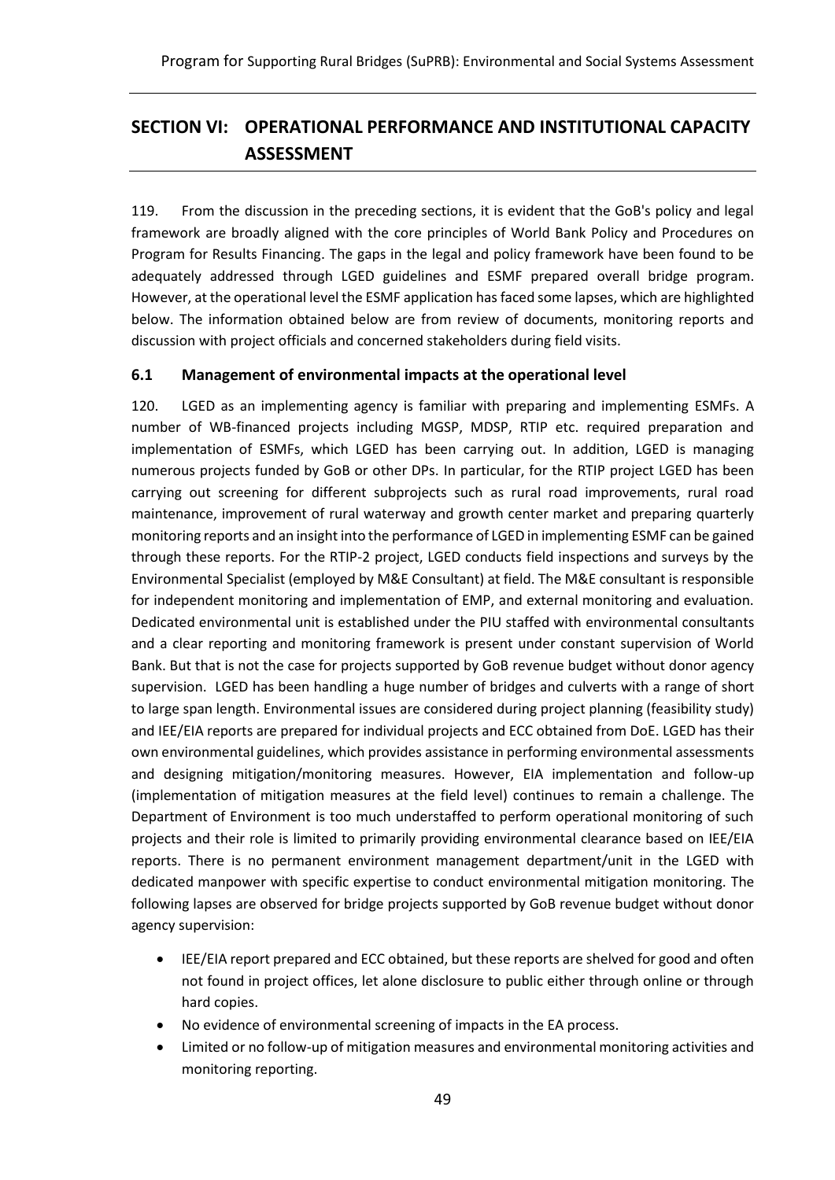## SECTION VI: OPERATIONAL PERFORMANCE AND INSTITUTIONAL CAPACITY ASSESSMENT

119. From the discussion in the preceding sections, it is evident that the GoB's policy and legal framework are broadly aligned with the core principles of World Bank Policy and Procedures on Program for Results Financing. The gaps in the legal and policy framework have been found to be adequately addressed through LGED guidelines and ESMF prepared overall bridge program. However, at the operational level the ESMF application has faced some lapses, which are highlighted below. The information obtained below are from review of documents, monitoring reports and discussion with project officials and concerned stakeholders during field visits.

### 6.1 Management of environmental impacts at the operational level

120. LGED as an implementing agency is familiar with preparing and implementing ESMFs. A number of WB-financed projects including MGSP, MDSP, RTIP etc. required preparation and implementation of ESMFs, which LGED has been carrying out. In addition, LGED is managing numerous projects funded by GoB or other DPs. In particular, for the RTIP project LGED has been carrying out screening for different subprojects such as rural road improvements, rural road maintenance, improvement of rural waterway and growth center market and preparing quarterly monitoring reports and an insight into the performance of LGED in implementing ESMF can be gained through these reports. For the RTIP-2 project, LGED conducts field inspections and surveys by the Environmental Specialist (employed by M&E Consultant) at field. The M&E consultant is responsible for independent monitoring and implementation of EMP, and external monitoring and evaluation. Dedicated environmental unit is established under the PIU staffed with environmental consultants and a clear reporting and monitoring framework is present under constant supervision of World Bank. But that is not the case for projects supported by GoB revenue budget without donor agency supervision. LGED has been handling a huge number of bridges and culverts with a range of short to large span length. Environmental issues are considered during project planning (feasibility study) and IEE/EIA reports are prepared for individual projects and ECC obtained from DoE. LGED has their own environmental guidelines, which provides assistance in performing environmental assessments and designing mitigation/monitoring measures. However, EIA implementation and follow-up (implementation of mitigation measures at the field level) continues to remain a challenge. The Department of Environment is too much understaffed to perform operational monitoring of such projects and their role is limited to primarily providing environmental clearance based on IEE/EIA reports. There is no permanent environment management department/unit in the LGED with dedicated manpower with specific expertise to conduct environmental mitigation monitoring. The following lapses are observed for bridge projects supported by GoB revenue budget without donor agency supervision:

- IEE/EIA report prepared and ECC obtained, but these reports are shelved for good and often not found in project offices, let alone disclosure to public either through online or through hard copies.
- No evidence of environmental screening of impacts in the EA process.
- Limited or no follow-up of mitigation measures and environmental monitoring activities and monitoring reporting.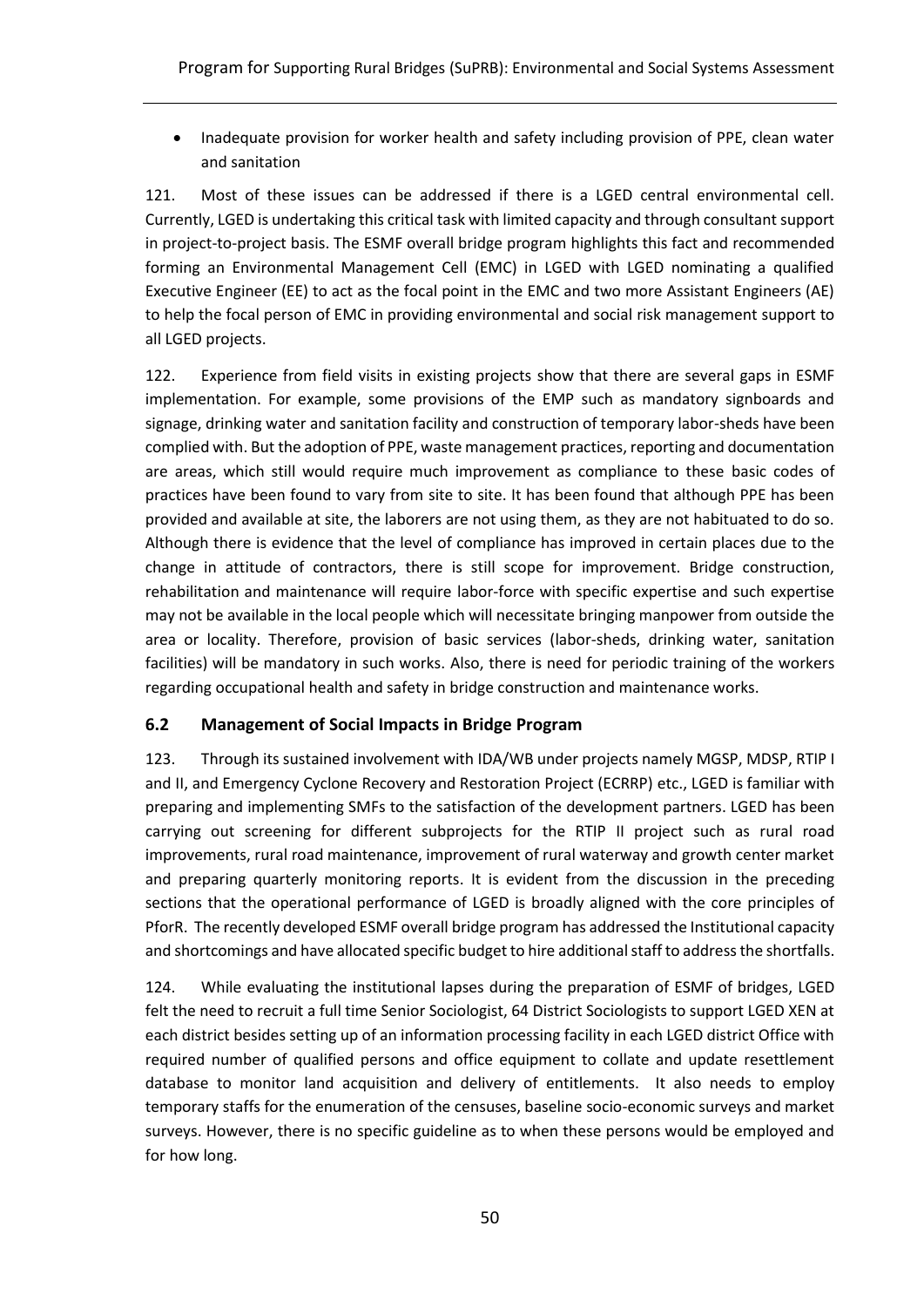- Inadequate provision for worker health and safety including provision of PPE, clean water and sanitation

121. Most of these issues can be addressed if there is a LGED central environmental cell. Currently, LGED is undertaking this critical task with limited capacity and through consultant support in project-to-project basis. The ESMF overall bridge program highlights this fact and recommended forming an Environmental Management Cell (EMC) in LGED with LGED nominating a qualified Executive Engineer (EE) to act as the focal point in the EMC and two more Assistant Engineers (AE) to help the focal person of EMC in providing environmental and social risk management support to all LGED projects.

122. Experience from field visits in existing projects show that there are several gaps in ESMF implementation. For example, some provisions of the EMP such as mandatory signboards and signage, drinking water and sanitation facility and construction of temporary labor-sheds have been complied with. But the adoption of PPE, waste management practices, reporting and documentation are areas, which still would require much improvement as compliance to these basic codes of practices have been found to vary from site to site. It has been found that although PPE has been provided and available at site, the laborers are not using them, as they are not habituated to do so. Although there is evidence that the level of compliance has improved in certain places due to the change in attitude of contractors, there is still scope for improvement. Bridge construction, rehabilitation and maintenance will require labor-force with specific expertise and such expertise may not be available in the local people which will necessitate bringing manpower from outside the area or locality. Therefore, provision of basic services (labor-sheds, drinking water, sanitation facilities) will be mandatory in such works. Also, there is need for periodic training of the workers regarding occupational health and safety in bridge construction and maintenance works.

### 6.2 Management of Social Impacts in Bridge Program

123. Through its sustained involvement with IDA/WB under projects namely MGSP, MDSP, RTIP I and II, and Emergency Cyclone Recovery and Restoration Project (ECRRP) etc., LGED is familiar with preparing and implementing SMFs to the satisfaction of the development partners. LGED has been carrying out screening for different subprojects for the RTIP II project such as rural road improvements, rural road maintenance, improvement of rural waterway and growth center market and preparing quarterly monitoring reports. It is evident from the discussion in the preceding sections that the operational performance of LGED is broadly aligned with the core principles of PforR. The recently developed ESMF overall bridge program has addressed the Institutional capacity and shortcomings and have allocated specific budget to hire additional staff to address the shortfalls.

124. While evaluating the institutional lapses during the preparation of ESMF of bridges, LGED felt the need to recruit a full time Senior Sociologist, 64 District Sociologists to support LGED XEN at each district besides setting up of an information processing facility in each LGED district Office with required number of qualified persons and office equipment to collate and update resettlement database to monitor land acquisition and delivery of entitlements. It also needs to employ temporary staffs for the enumeration of the censuses, baseline socio-economic surveys and market surveys. However, there is no specific guideline as to when these persons would be employed and for how long.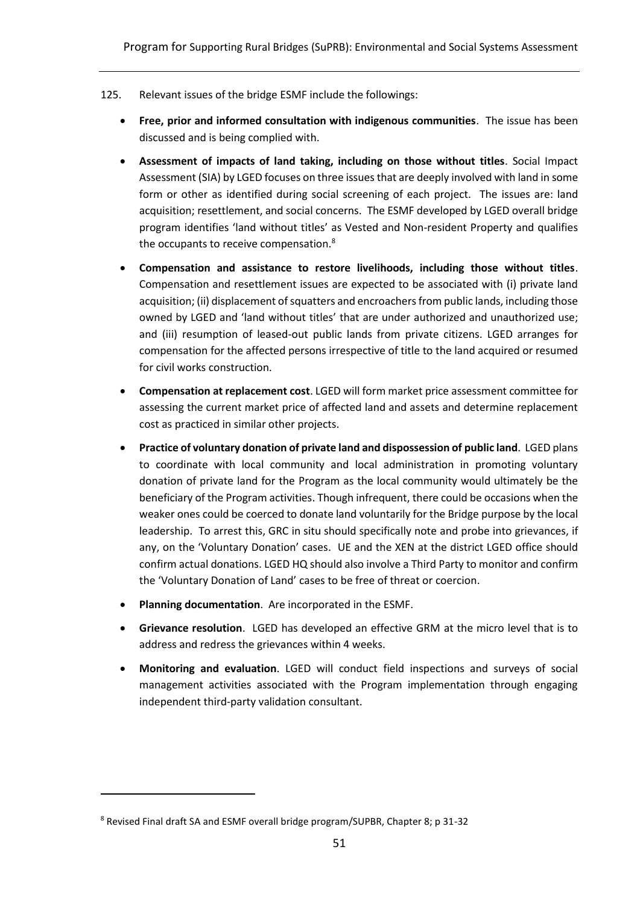125. Relevant issues of the bridge ESMF include the followings:

- **Free, prior and informed consultation with indigenous communities**. The issue has been discussed and is being complied with.
- **Assessment of impacts of land taking, including on those without titles**. Social Impact Assessment (SIA) by LGED focuses on three issues that are deeply involved with land in some form or other as identified during social screening of each project. The issues are: land acquisition; resettlement, and social concerns. The ESMF developed by LGED overall bridge program identifies 'land without titles' as Vested and Non-resident Property and qualifies the occupants to receive compensation.[8]
- **Compensation and assistance to restore livelihoods, including those without titles**. Compensation and resettlement issues are expected to be associated with (i) private land acquisition; (ii) displacement of squatters and encroachers from public lands, including those owned by LGED and 'land without titles' that are under authorized and unauthorized use; and (iii) resumption of leased-out public lands from private citizens. LGED arranges for compensation for the affected persons irrespective of title to the land acquired or resumed for civil works construction.
- **Compensation at replacement cost**. LGED will form market price assessment committee for assessing the current market price of affected land and assets and determine replacement cost as practiced in similar other projects.
- **Practice of voluntary donation of private land and dispossession of public land**. LGED plans to coordinate with local community and local administration in promoting voluntary donation of private land for the Program as the local community would ultimately be the beneficiary of the Program activities. Though infrequent, there could be occasions when the weaker ones could be coerced to donate land voluntarily for the Bridge purpose by the local leadership. To arrest this, GRC in situ should specifically note and probe into grievances, if any, on the 'Voluntary Donation' cases. UE and the XEN at the district LGED office should confirm actual donations. LGED HQ should also involve a Third Party to monitor and confirm the 'Voluntary Donation of Land' cases to be free of threat or coercion.
- **Planning documentation**. Are incorporated in the ESMF.
- **Grievance resolution**. LGED has developed an effective GRM at the micro level that is to address and redress the grievances within 4 weeks.
- **Monitoring and evaluation**. LGED will conduct field inspections and surveys of social management activities associated with the Program implementation through engaging independent third-party validation consultant.

[8] Revised Final draft SA and ESMF overall bridge program/SUPBR, Chapter 8; p 31-32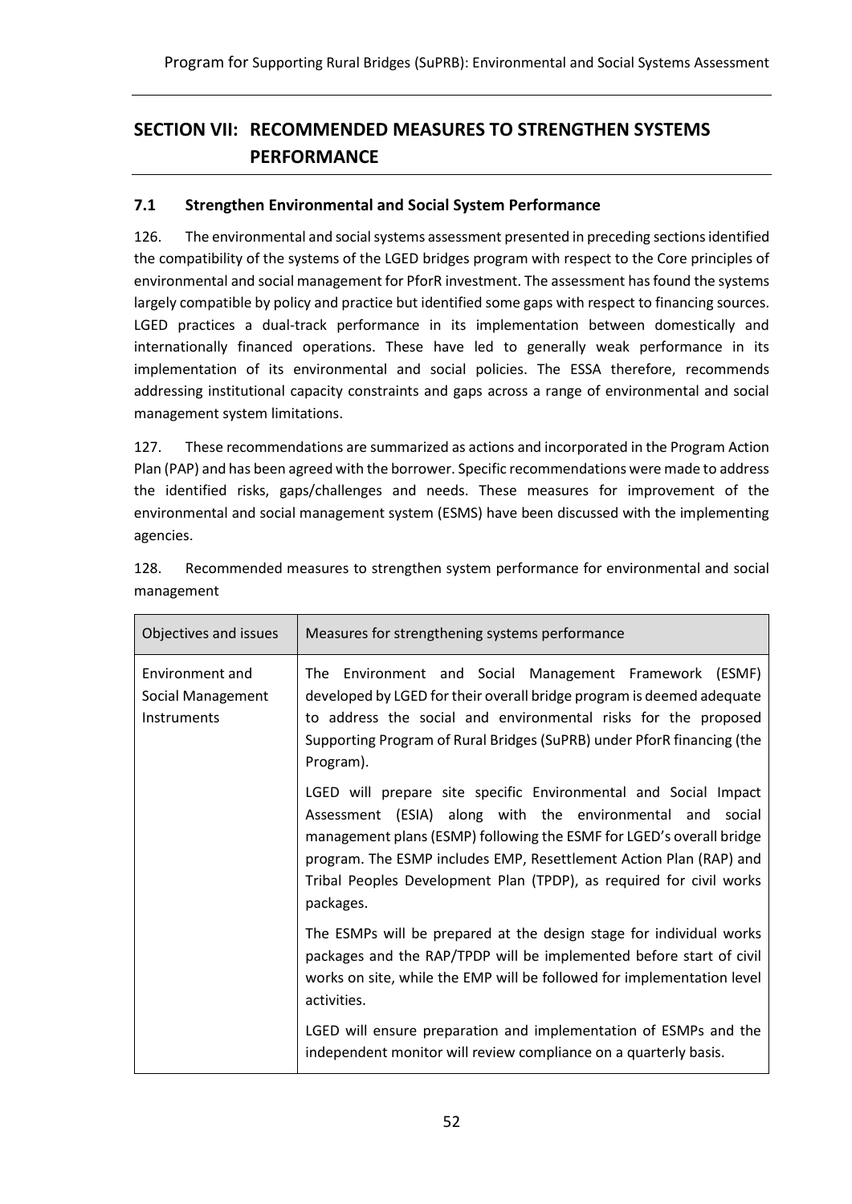# SECTION VII: RECOMMENDED MEASURES TO STRENGTHEN SYSTEMS PERFORMANCE

## 7.1 Strengthen Environmental and Social System Performance

126. The environmental and social systems assessment presented in preceding sections identified the compatibility of the systems of the LGED bridges program with respect to the Core principles of environmental and social management for PforR investment. The assessment has found the systems largely compatible by policy and practice but identified some gaps with respect to financing sources. LGED practices a dual-track performance in its implementation between domestically and internationally financed operations. These have led to generally weak performance in its implementation of its environmental and social policies. The ESSA therefore, recommends addressing institutional capacity constraints and gaps across a range of environmental and social management system limitations.

127. These recommendations are summarized as actions and incorporated in the Program Action Plan (PAP) and has been agreed with the borrower. Specific recommendations were made to address the identified risks, gaps/challenges and needs. These measures for improvement of the environmental and social management system (ESMS) have been discussed with the implementing agencies.

128. Recommended measures to strengthen system performance for environmental and social management

| Objectives and issues | Measures for strengthening systems performance |
|---|---|
| Environment and Social Management Instruments | The Environment and Social Management Framework (ESMF) developed by LGED for their overall bridge program is deemed adequate to address the social and environmental risks for the proposed Supporting Program of Rural Bridges (SuPRB) under PforR financing (the Program).<br><br>LGED will prepare site specific Environmental and Social Impact Assessment (ESIA) along with the environmental and social management plans (ESMP) following the ESMF for LGED's overall bridge program. The ESMP includes EMP, Resettlement Action Plan (RAP) and Tribal Peoples Development Plan (TPDP), as required for civil works packages.<br><br>The ESMPs will be prepared at the design stage for individual works packages and the RAP/TPDP will be implemented before start of civil works on site, while the EMP will be followed for implementation level activities.<br><br>LGED will ensure preparation and implementation of ESMPs and the independent monitor will review compliance on a quarterly basis. |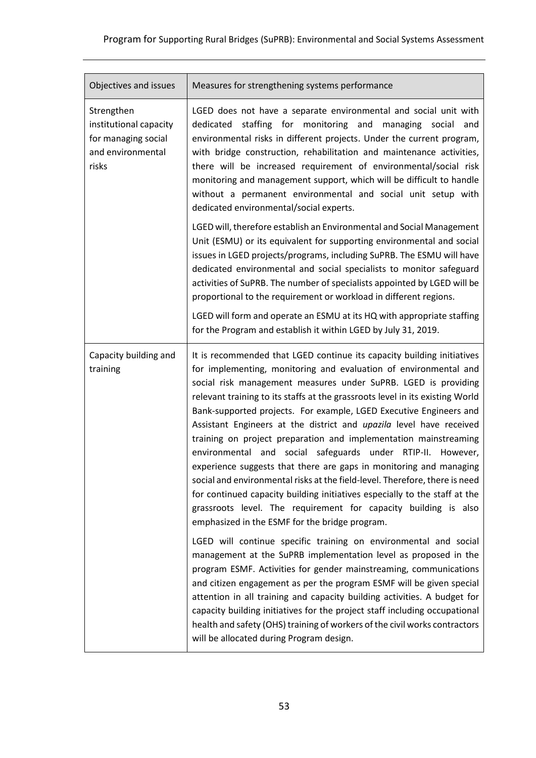| Objectives and issues | Measures for strengthening systems performance |
| --- | --- |
| Strengthen institutional capacity for managing social and environmental risks | LGED does not have a separate environmental and social unit with dedicated staffing for monitoring and managing social and environmental risks in different projects. Under the current program, with bridge construction, rehabilitation and maintenance activities, there will be increased requirement of environmental/social risk monitoring and management support, which will be difficult to handle without a permanent environmental and social unit setup with dedicated environmental/social experts.<br><br>LGED will, therefore establish an Environmental and Social Management Unit (ESMU) or its equivalent for supporting environmental and social issues in LGED projects/programs, including SuPRB. The ESMU will have dedicated environmental and social specialists to monitor safeguard activities of SuPRB. The number of specialists appointed by LGED will be proportional to the requirement or workload in different regions.<br><br>LGED will form and operate an ESMU at its HQ with appropriate staffing for the Program and establish it within LGED by July 31, 2019. |
| Capacity building and training | It is recommended that LGED continue its capacity building initiatives for implementing, monitoring and evaluation of environmental and social risk management measures under SuPRB. LGED is providing relevant training to its staffs at the grassroots level in its existing World Bank-supported projects. For example, LGED Executive Engineers and Assistant Engineers at the district and *upazila* level have received training on project preparation and implementation mainstreaming environmental and social safeguards under RTIP-II. However, experience suggests that there are gaps in monitoring and managing social and environmental risks at the field-level. Therefore, there is need for continued capacity building initiatives especially to the staff at the grassroots level. The requirement for capacity building is also emphasized in the ESMF for the bridge program.<br><br>LGED will continue specific training on environmental and social management at the SuPRB implementation level as proposed in the program ESMF. Activities for gender mainstreaming, communications and citizen engagement as per the program ESMF will be given special attention in all training and capacity building activities. A budget for capacity building initiatives for the project staff including occupational health and safety (OHS) training of workers of the civil works contractors will be allocated during Program design. |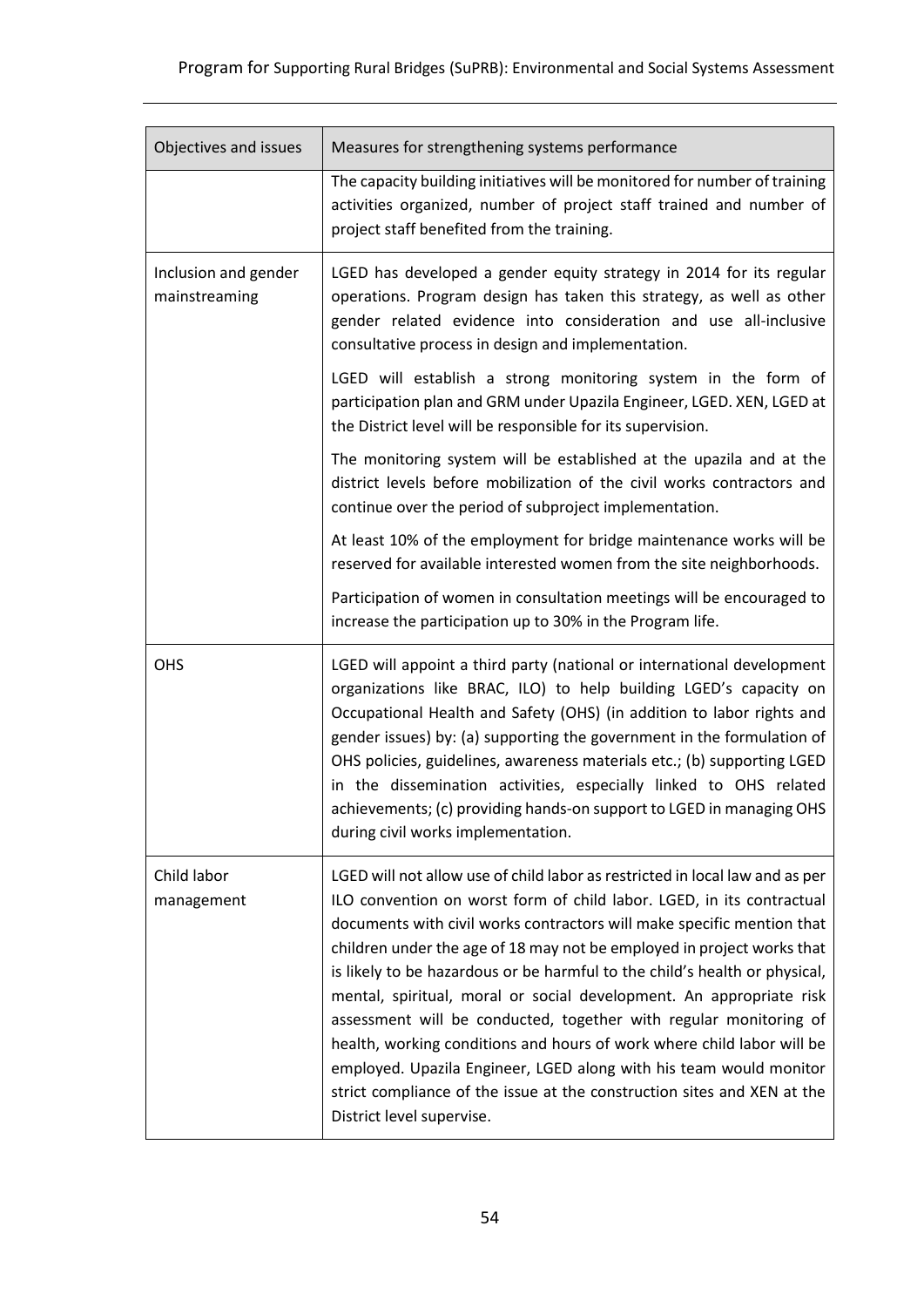| Objectives and issues | Measures for strengthening systems performance |
|---|---|
| | The capacity building initiatives will be monitored for number of training activities organized, number of project staff trained and number of project staff benefited from the training. |
| Inclusion and gender mainstreaming | LGED has developed a gender equity strategy in 2014 for its regular operations. Program design has taken this strategy, as well as other gender related evidence into consideration and use all-inclusive consultative process in design and implementation.<br><br>LGED will establish a strong monitoring system in the form of participation plan and GRM under Upazila Engineer, LGED. XEN, LGED at the District level will be responsible for its supervision.<br><br>The monitoring system will be established at the upazila and at the district levels before mobilization of the civil works contractors and continue over the period of subproject implementation.<br><br>At least 10% of the employment for bridge maintenance works will be reserved for available interested women from the site neighborhoods.<br><br>Participation of women in consultation meetings will be encouraged to increase the participation up to 30% in the Program life. |
| OHS | LGED will appoint a third party (national or international development organizations like BRAC, ILO) to help building LGED's capacity on Occupational Health and Safety (OHS) (in addition to labor rights and gender issues) by: (a) supporting the government in the formulation of OHS policies, guidelines, awareness materials etc.; (b) supporting LGED in the dissemination activities, especially linked to OHS related achievements; (c) providing hands-on support to LGED in managing OHS during civil works implementation. |
| Child labor management | LGED will not allow use of child labor as restricted in local law and as per ILO convention on worst form of child labor. LGED, in its contractual documents with civil works contractors will make specific mention that children under the age of 18 may not be employed in project works that is likely to be hazardous or be harmful to the child's health or physical, mental, spiritual, moral or social development. An appropriate risk assessment will be conducted, together with regular monitoring of health, working conditions and hours of work where child labor will be employed. Upazila Engineer, LGED along with his team would monitor strict compliance of the issue at the construction sites and XEN at the District level supervise. |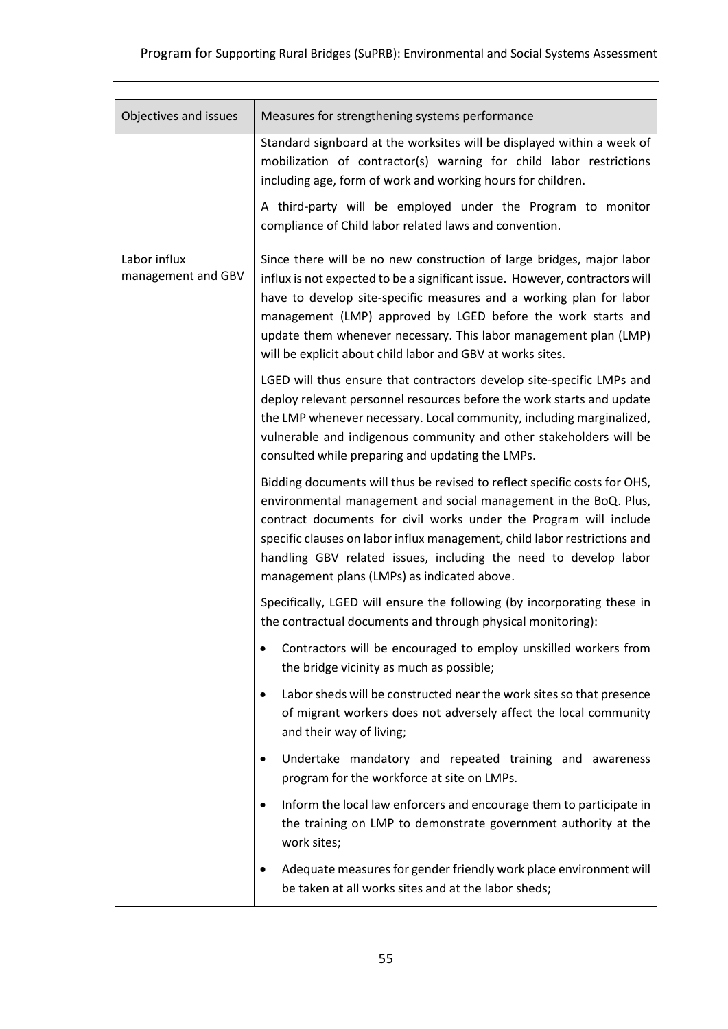| Objectives and issues | Measures for strengthening systems performance |
|---|---|
| | Standard signboard at the worksites will be displayed within a week of mobilization of contractor(s) warning for child labor restrictions including age, form of work and working hours for children.<br><br>A third-party will be employed under the Program to monitor compliance of Child labor related laws and convention. |
| Labor influx management and GBV | Since there will be no new construction of large bridges, major labor influx is not expected to be a significant issue. However, contractors will have to develop site-specific measures and a working plan for labor management (LMP) approved by LGED before the work starts and update them whenever necessary. This labor management plan (LMP) will be explicit about child labor and GBV at works sites.<br><br>LGED will thus ensure that contractors develop site-specific LMPs and deploy relevant personnel resources before the work starts and update the LMP whenever necessary. Local community, including marginalized, vulnerable and indigenous community and other stakeholders will be consulted while preparing and updating the LMPs.<br><br>Bidding documents will thus be revised to reflect specific costs for OHS, environmental management and social management in the BoQ. Plus, contract documents for civil works under the Program will include specific clauses on labor influx management, child labor restrictions and handling GBV related issues, including the need to develop labor management plans (LMPs) as indicated above.<br><br>Specifically, LGED will ensure the following (by incorporating these in the contractual documents and through physical monitoring):<br><br>• Contractors will be encouraged to employ unskilled workers from the bridge vicinity as much as possible;<br>• Labor sheds will be constructed near the work sites so that presence of migrant workers does not adversely affect the local community and their way of living;<br>• Undertake mandatory and repeated training and awareness program for the workforce at site on LMPs.<br>• Inform the local law enforcers and encourage them to participate in the training on LMP to demonstrate government authority at the work sites;<br>• Adequate measures for gender friendly work place environment will be taken at all works sites and at the labor sheds; |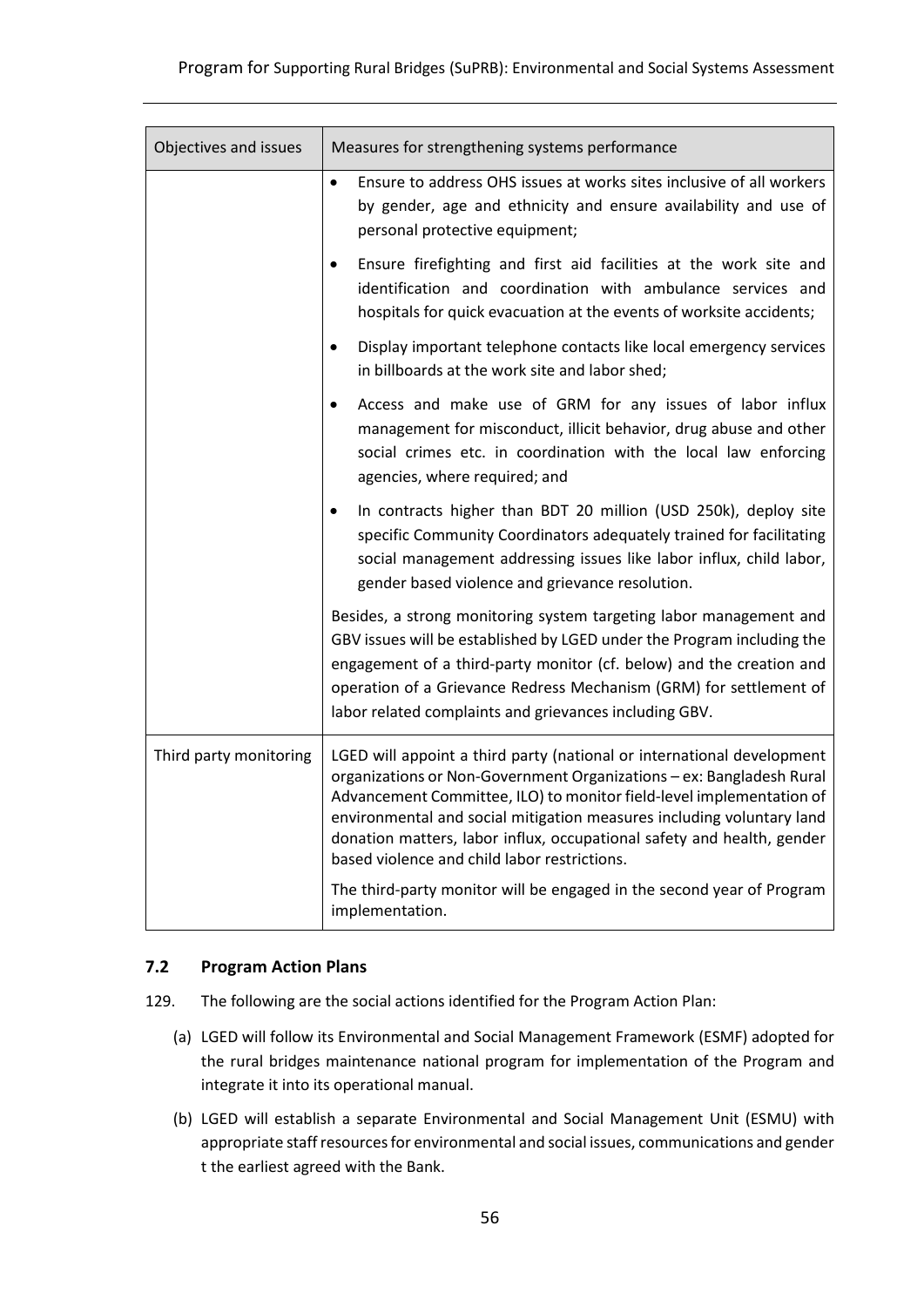| Objectives and issues | Measures for strengthening systems performance |
|---|---|
| | • Ensure to address OHS issues at works sites inclusive of all workers by gender, age and ethnicity and ensure availability and use of personal protective equipment;<br>• Ensure firefighting and first aid facilities at the work site and identification and coordination with ambulance services and hospitals for quick evacuation at the events of worksite accidents;<br>• Display important telephone contacts like local emergency services in billboards at the work site and labor shed;<br>• Access and make use of GRM for any issues of labor influx management for misconduct, illicit behavior, drug abuse and other social crimes etc. in coordination with the local law enforcing agencies, where required; and<br>• In contracts higher than BDT 20 million (USD 250k), deploy site specific Community Coordinators adequately trained for facilitating social management addressing issues like labor influx, child labor, gender based violence and grievance resolution.<br><br>Besides, a strong monitoring system targeting labor management and GBV issues will be established by LGED under the Program including the engagement of a third-party monitor (cf. below) and the creation and operation of a Grievance Redress Mechanism (GRM) for settlement of labor related complaints and grievances including GBV. |
| Third party monitoring | LGED will appoint a third party (national or international development organizations or Non-Government Organizations – ex: Bangladesh Rural Advancement Committee, ILO) to monitor field-level implementation of environmental and social mitigation measures including voluntary land donation matters, labor influx, occupational safety and health, gender based violence and child labor restrictions.<br><br>The third-party monitor will be engaged in the second year of Program implementation. |

### 7.2 Program Action Plans

129. The following are the social actions identified for the Program Action Plan:

(a) LGED will follow its Environmental and Social Management Framework (ESMF) adopted for the rural bridges maintenance national program for implementation of the Program and integrate it into its operational manual.

(b) LGED will establish a separate Environmental and Social Management Unit (ESMU) with appropriate staff resources for environmental and social issues, communications and gender t the earliest agreed with the Bank.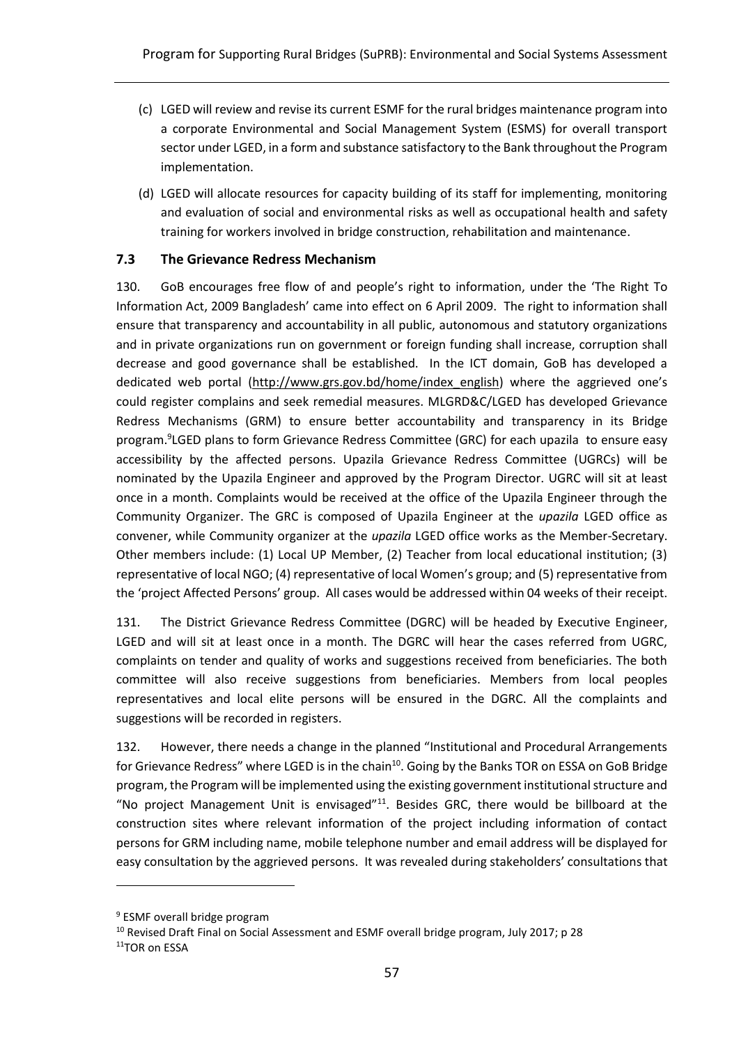(c) LGED will review and revise its current ESMF for the rural bridges maintenance program into a corporate Environmental and Social Management System (ESMS) for overall transport sector under LGED, in a form and substance satisfactory to the Bank throughout the Program implementation.

(d) LGED will allocate resources for capacity building of its staff for implementing, monitoring and evaluation of social and environmental risks as well as occupational health and safety training for workers involved in bridge construction, rehabilitation and maintenance.

### 7.3 The Grievance Redress Mechanism

130. GoB encourages free flow of and people's right to information, under the 'The Right To Information Act, 2009 Bangladesh' came into effect on 6 April 2009. The right to information shall ensure that transparency and accountability in all public, autonomous and statutory organizations and in private organizations run on government or foreign funding shall increase, corruption shall decrease and good governance shall be established. In the ICT domain, GoB has developed a dedicated web portal (http://www.grs.gov.bd/home/index_english) where the aggrieved one's could register complains and seek remedial measures. MLGRD&C/LGED has developed Grievance Redress Mechanisms (GRM) to ensure better accountability and transparency in its Bridge program.[9] LGED plans to form Grievance Redress Committee (GRC) for each upazila to ensure easy accessibility by the affected persons. Upazila Grievance Redress Committee (UGRCs) will be nominated by the Upazila Engineer and approved by the Program Director. UGRC will sit at least once in a month. Complaints would be received at the office of the Upazila Engineer through the Community Organizer. The GRC is composed of Upazila Engineer at the *upazila* LGED office as convener, while Community organizer at the *upazila* LGED office works as the Member-Secretary. Other members include: (1) Local UP Member, (2) Teacher from local educational institution; (3) representative of local NGO; (4) representative of local Women's group; and (5) representative from the 'project Affected Persons' group. All cases would be addressed within 04 weeks of their receipt.

131. The District Grievance Redress Committee (DGRC) will be headed by Executive Engineer, LGED and will sit at least once in a month. The DGRC will hear the cases referred from UGRC, complaints on tender and quality of works and suggestions received from beneficiaries. The both committee will also receive suggestions from beneficiaries. Members from local peoples representatives and local elite persons will be ensured in the DGRC. All the complaints and suggestions will be recorded in registers.

132. However, there needs a change in the planned "Institutional and Procedural Arrangements for Grievance Redress" where LGED is in the chain[10]. Going by the Banks TOR on ESSA on GoB Bridge program, the Program will be implemented using the existing government institutional structure and "No project Management Unit is envisaged"[11]. Besides GRC, there would be billboard at the construction sites where relevant information of the project including information of contact persons for GRM including name, mobile telephone number and email address will be displayed for easy consultation by the aggrieved persons. It was revealed during stakeholders' consultations that

---

[9] ESMF overall bridge program

[10] Revised Draft Final on Social Assessment and ESMF overall bridge program, July 2017; p 28

[11] TOR on ESSA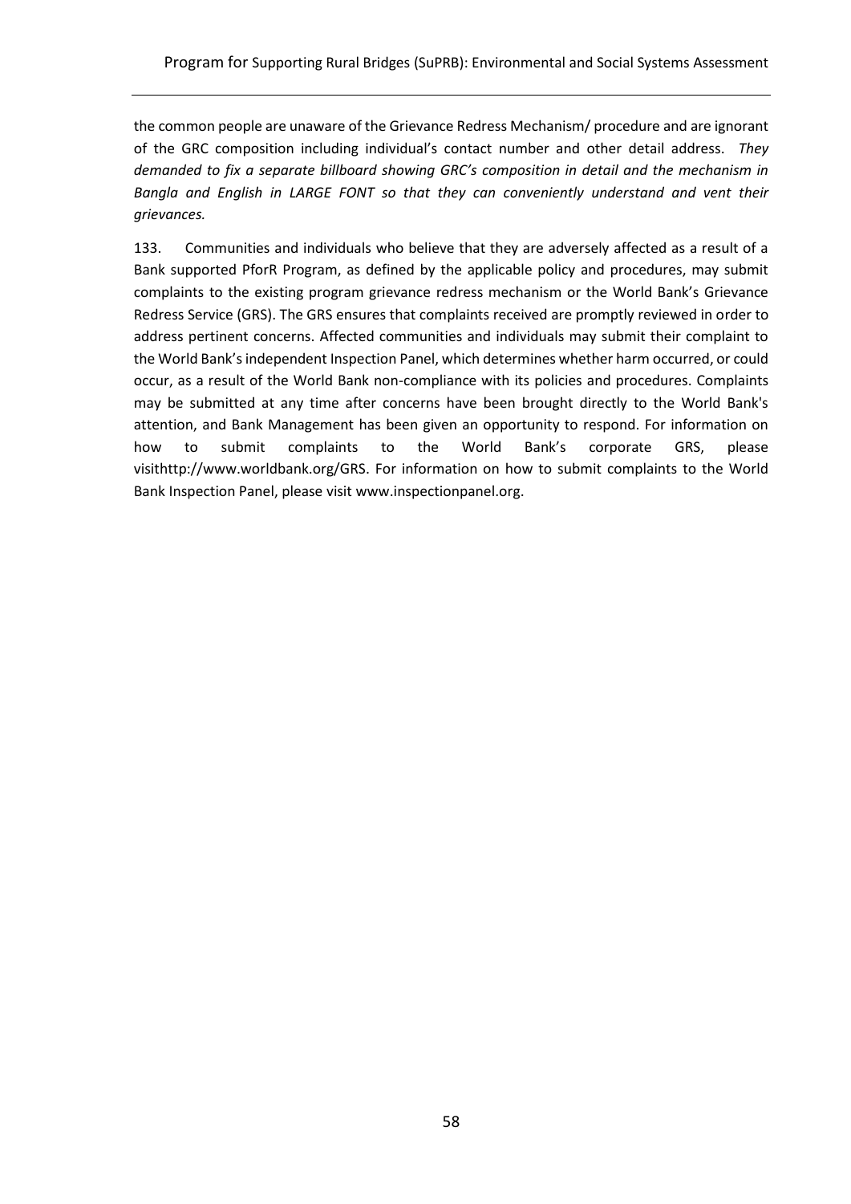the common people are unaware of the Grievance Redress Mechanism/ procedure and are ignorant of the GRC composition including individual's contact number and other detail address. *They demanded to fix a separate billboard showing GRC's composition in detail and the mechanism in Bangla and English in LARGE FONT so that they can conveniently understand and vent their grievances.*

133. Communities and individuals who believe that they are adversely affected as a result of a Bank supported PforR Program, as defined by the applicable policy and procedures, may submit complaints to the existing program grievance redress mechanism or the World Bank's Grievance Redress Service (GRS). The GRS ensures that complaints received are promptly reviewed in order to address pertinent concerns. Affected communities and individuals may submit their complaint to the World Bank's independent Inspection Panel, which determines whether harm occurred, or could occur, as a result of the World Bank non-compliance with its policies and procedures. Complaints may be submitted at any time after concerns have been brought directly to the World Bank's attention, and Bank Management has been given an opportunity to respond. For information on how to submit complaints to the World Bank's corporate GRS, please visithttp://www.worldbank.org/GRS. For information on how to submit complaints to the World Bank Inspection Panel, please visit www.inspectionpanel.org.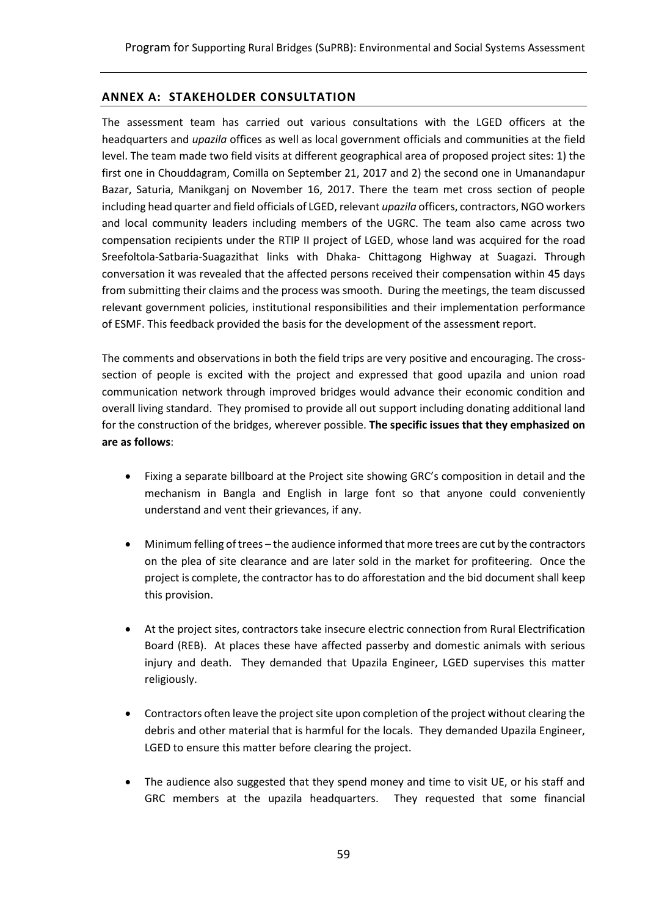## ANNEX A: STAKEHOLDER CONSULTATION

The assessment team has carried out various consultations with the LGED officers at the headquarters and *upazila* offices as well as local government officials and communities at the field level. The team made two field visits at different geographical area of proposed project sites: 1) the first one in Chouddagram, Comilla on September 21, 2017 and 2) the second one in Umanandapur Bazar, Saturia, Manikganj on November 16, 2017. There the team met cross section of people including head quarter and field officials of LGED, relevant *upazila* officers, contractors, NGO workers and local community leaders including members of the UGRC. The team also came across two compensation recipients under the RTIP II project of LGED, whose land was acquired for the road Sreefoltola-Satbaria-Suagazithat links with Dhaka- Chittagong Highway at Suagazi. Through conversation it was revealed that the affected persons received their compensation within 45 days from submitting their claims and the process was smooth. During the meetings, the team discussed relevant government policies, institutional responsibilities and their implementation performance of ESMF. This feedback provided the basis for the development of the assessment report.

The comments and observations in both the field trips are very positive and encouraging. The cross-section of people is excited with the project and expressed that good upazila and union road communication network through improved bridges would advance their economic condition and overall living standard. They promised to provide all out support including donating additional land for the construction of the bridges, wherever possible. **The specific issues that they emphasized on are as follows**:

- Fixing a separate billboard at the Project site showing GRC's composition in detail and the mechanism in Bangla and English in large font so that anyone could conveniently understand and vent their grievances, if any.

- Minimum felling of trees – the audience informed that more trees are cut by the contractors on the plea of site clearance and are later sold in the market for profiteering. Once the project is complete, the contractor has to do afforestation and the bid document shall keep this provision.

- At the project sites, contractors take insecure electric connection from Rural Electrification Board (REB). At places these have affected passerby and domestic animals with serious injury and death. They demanded that Upazila Engineer, LGED supervises this matter religiously.

- Contractors often leave the project site upon completion of the project without clearing the debris and other material that is harmful for the locals. They demanded Upazila Engineer, LGED to ensure this matter before clearing the project.

- The audience also suggested that they spend money and time to visit UE, or his staff and GRC members at the upazila headquarters. They requested that some financial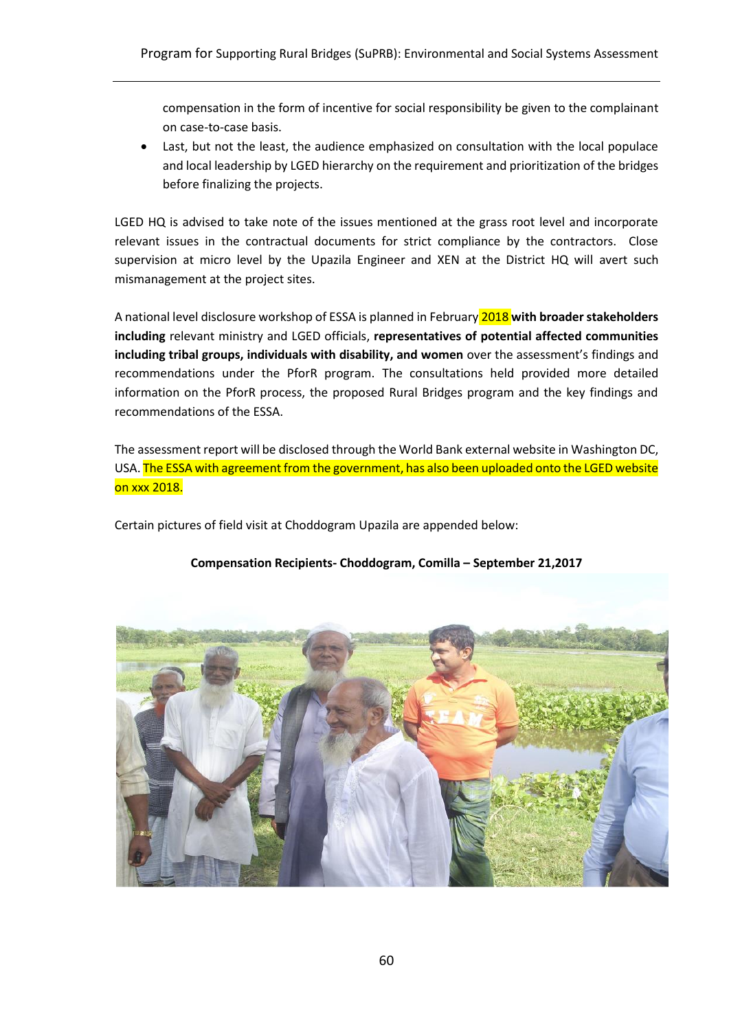compensation in the form of incentive for social responsibility be given to the complainant on case-to-case basis.

- Last, but not the least, the audience emphasized on consultation with the local populace and local leadership by LGED hierarchy on the requirement and prioritization of the bridges before finalizing the projects.

LGED HQ is advised to take note of the issues mentioned at the grass root level and incorporate relevant issues in the contractual documents for strict compliance by the contractors. Close supervision at micro level by the Upazila Engineer and XEN at the District HQ will avert such mismanagement at the project sites.

A national level disclosure workshop of ESSA is planned in February 2018 **with broader stakeholders including** relevant ministry and LGED officials, **representatives of potential affected communities including tribal groups, individuals with disability, and women** over the assessment's findings and recommendations under the PforR program. The consultations held provided more detailed information on the PforR process, the proposed Rural Bridges program and the key findings and recommendations of the ESSA.

The assessment report will be disclosed through the World Bank external website in Washington DC, USA. The ESSA with agreement from the government, has also been uploaded onto the LGED website on xxx 2018.

Certain pictures of field visit at Choddogram Upazila are appended below:

**Compensation Recipients- Choddogram, Comilla – September 21,2017**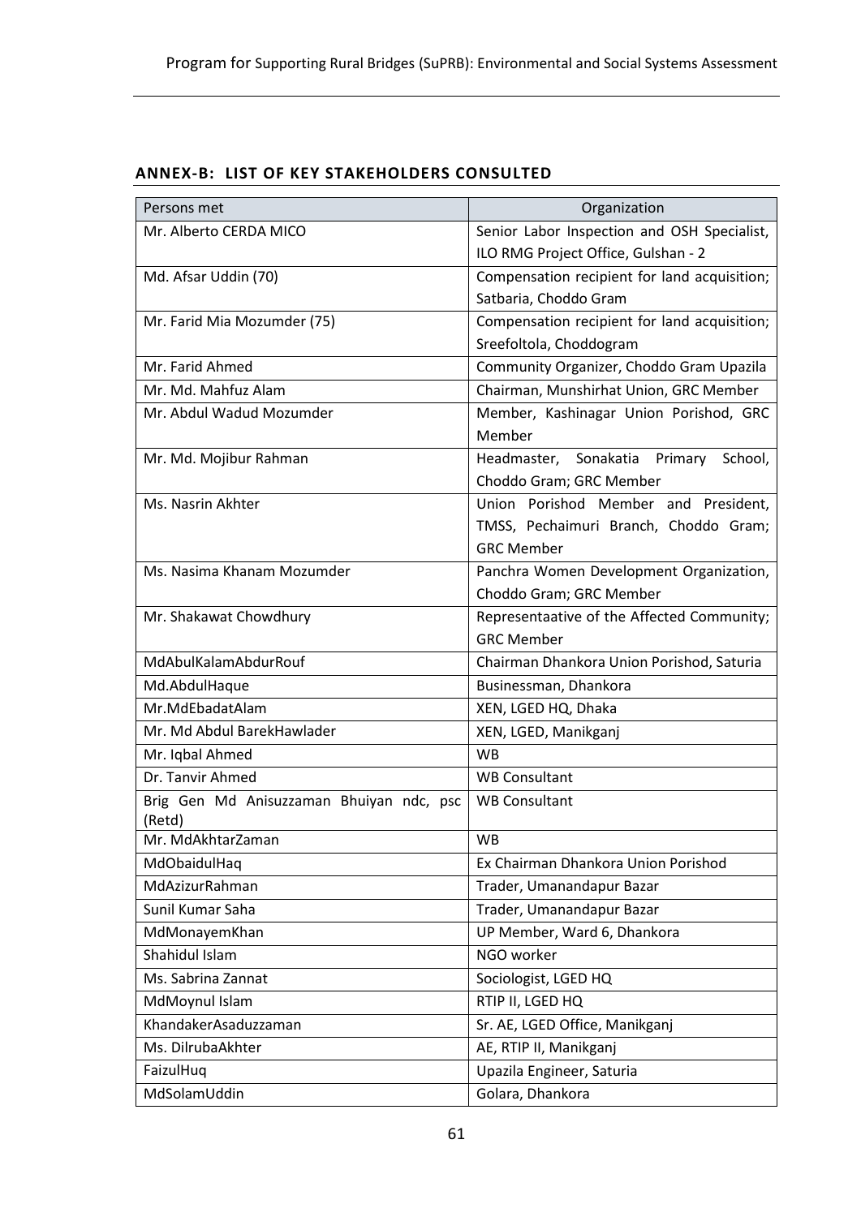## ANNEX-B: LIST OF KEY STAKEHOLDERS CONSULTED

| Persons met | Organization |
|---|---|
| Mr. Alberto CERDA MICO | Senior Labor Inspection and OSH Specialist, ILO RMG Project Office, Gulshan - 2 |
| Md. Afsar Uddin (70) | Compensation recipient for land acquisition; Satbaria, Choddo Gram |
| Mr. Farid Mia Mozumder (75) | Compensation recipient for land acquisition; Sreefoltola, Choddogram |
| Mr. Farid Ahmed | Community Organizer, Choddo Gram Upazila |
| Mr. Md. Mahfuz Alam | Chairman, Munshirhat Union, GRC Member |
| Mr. Abdul Wadud Mozumder | Member, Kashinagar Union Porishod, GRC Member |
| Mr. Md. Mojibur Rahman | Headmaster, Sonakatia Primary School, Choddo Gram; GRC Member |
| Ms. Nasrin Akhter | Union Porishod Member and President, TMSS, Pechaimuri Branch, Choddo Gram; GRC Member |
| Ms. Nasima Khanam Mozumder | Panchra Women Development Organization, Choddo Gram; GRC Member |
| Mr. Shakawat Chowdhury | Representaative of the Affected Community; GRC Member |
| MdAbulKalamAbdurRouf | Chairman Dhankora Union Porishod, Saturia |
| Md.AbdulHaque | Businessman, Dhankora |
| Mr.MdEbadatAlam | XEN, LGED HQ, Dhaka |
| Mr. Md Abdul BarekHawlader | XEN, LGED, Manikganj |
| Mr. Iqbal Ahmed | WB |
| Dr. Tanvir Ahmed | WB Consultant |
| Brig Gen Md Anisuzzaman Bhuiyan ndc, psc (Retd) | WB Consultant |
| Mr. MdAkhtarZaman | WB |
| MdObaidulHaq | Ex Chairman Dhankora Union Porishod |
| MdAzizurRahman | Trader, Umanandapur Bazar |
| Sunil Kumar Saha | Trader, Umanandapur Bazar |
| MdMonayemKhan | UP Member, Ward 6, Dhankora |
| Shahidul Islam | NGO worker |
| Ms. Sabrina Zannat | Sociologist, LGED HQ |
| MdMoynul Islam | RTIP II, LGED HQ |
| KhandakerAsaduzzaman | Sr. AE, LGED Office, Manikganj |
| Ms. DilrubaAkhter | AE, RTIP II, Manikganj |
| FaizulHuq | Upazila Engineer, Saturia |
| MdSolamUddin | Golara, Dhankora |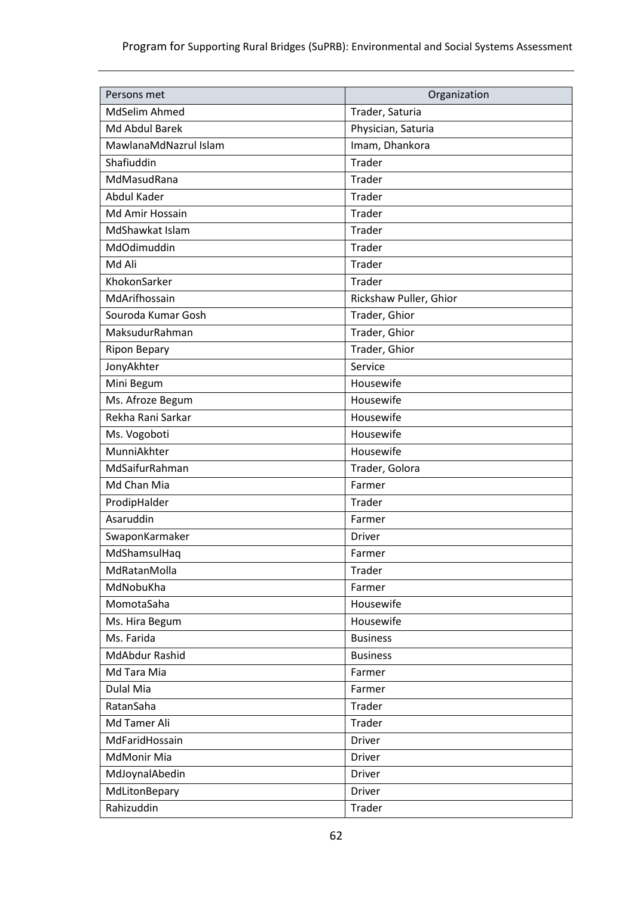| Persons met | Organization |
|---|---|
| MdSelim Ahmed | Trader, Saturia |
| Md Abdul Barek | Physician, Saturia |
| MawlanaMdNazrul Islam | Imam, Dhankora |
| Shafiuddin | Trader |
| MdMasudRana | Trader |
| Abdul Kader | Trader |
| Md Amir Hossain | Trader |
| MdShawkat Islam | Trader |
| MdOdimuddin | Trader |
| Md Ali | Trader |
| KhokonSarker | Trader |
| MdArifhossain | Rickshaw Puller, Ghior |
| Souroda Kumar Gosh | Trader, Ghior |
| MaksudurRahman | Trader, Ghior |
| Ripon Bepary | Trader, Ghior |
| JonyAkhter | Service |
| Mini Begum | Housewife |
| Ms. Afroze Begum | Housewife |
| Rekha Rani Sarkar | Housewife |
| Ms. Vogoboti | Housewife |
| MunniAkhter | Housewife |
| MdSaifurRahman | Trader, Golora |
| Md Chan Mia | Farmer |
| ProdipHalder | Trader |
| Asaruddin | Farmer |
| SwaponKarmaker | Driver |
| MdShamsulHaq | Farmer |
| MdRatanMolla | Trader |
| MdNobuKha | Farmer |
| MomotaSaha | Housewife |
| Ms. Hira Begum | Housewife |
| Ms. Farida | Business |
| MdAbdur Rashid | Business |
| Md Tara Mia | Farmer |
| Dulal Mia | Farmer |
| RatanSaha | Trader |
| Md Tamer Ali | Trader |
| MdFaridHossain | Driver |
| MdMonir Mia | Driver |
| MdJoynalAbedin | Driver |
| MdLitonBepary | Driver |
| Rahizuddin | Trader |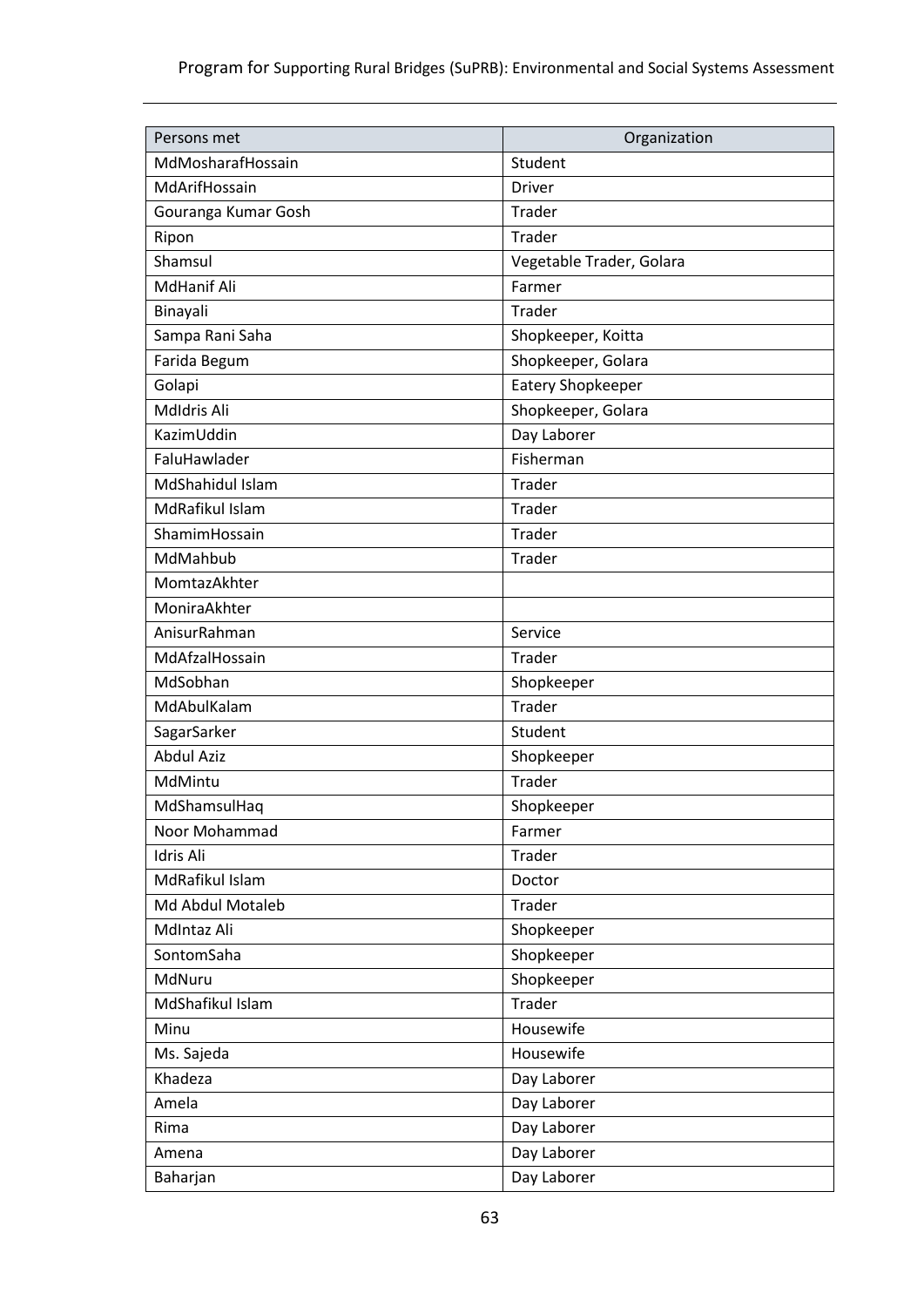| Persons met | Organization |
|---|---|
| MdMosharafHossain | Student |
| MdArifHossain | Driver |
| Gouranga Kumar Gosh | Trader |
| Ripon | Trader |
| Shamsul | Vegetable Trader, Golara |
| MdHanif Ali | Farmer |
| Binayali | Trader |
| Sampa Rani Saha | Shopkeeper, Koitta |
| Farida Begum | Shopkeeper, Golara |
| Golapi | Eatery Shopkeeper |
| MdIdris Ali | Shopkeeper, Golara |
| KazimUddin | Day Laborer |
| FaluHawlader | Fisherman |
| MdShahidul Islam | Trader |
| MdRafikul Islam | Trader |
| ShamimHossain | Trader |
| MdMahbub | Trader |
| MomtazAkhter | |
| MoniraAkhter | |
| AnisurRahman | Service |
| MdAfzalHossain | Trader |
| MdSobhan | Shopkeeper |
| MdAbulKalam | Trader |
| SagarSarker | Student |
| Abdul Aziz | Shopkeeper |
| MdMintu | Trader |
| MdShamsulHaq | Shopkeeper |
| Noor Mohammad | Farmer |
| Idris Ali | Trader |
| MdRafikul Islam | Doctor |
| Md Abdul Motaleb | Trader |
| MdIntaz Ali | Shopkeeper |
| SontomSaha | Shopkeeper |
| MdNuru | Shopkeeper |
| MdShafikul Islam | Trader |
| Minu | Housewife |
| Ms. Sajeda | Housewife |
| Khadeza | Day Laborer |
| Amela | Day Laborer |
| Rima | Day Laborer |
| Amena | Day Laborer |
| Baharjan | Day Laborer |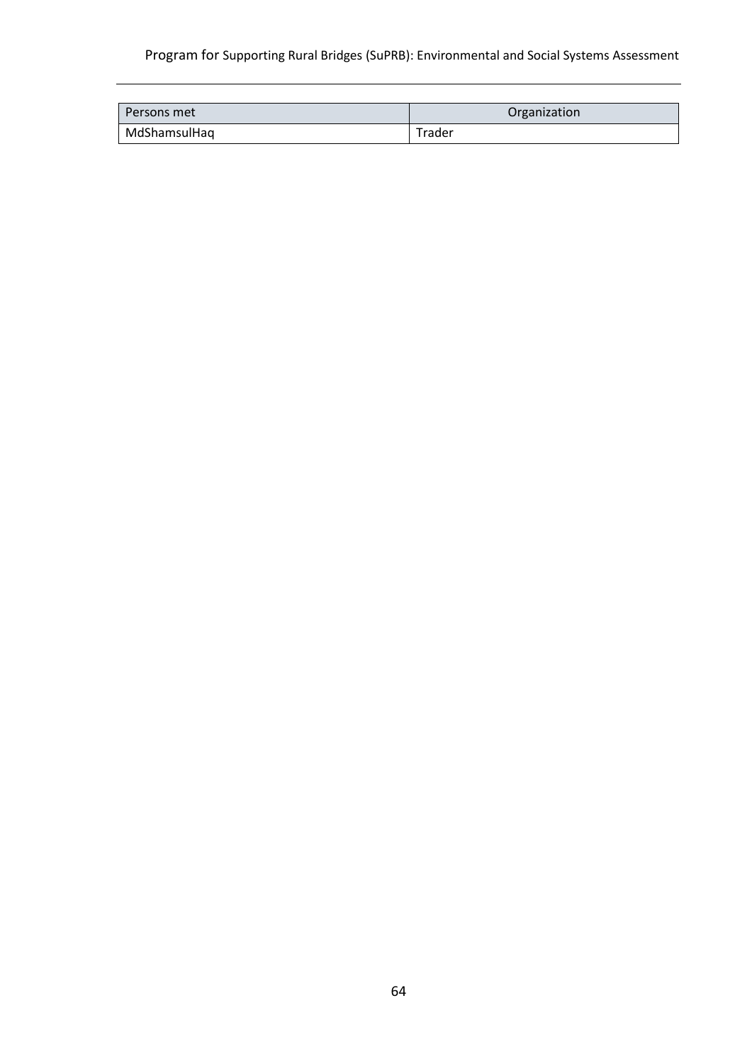| Persons met | Organization |
| --- | --- |
| MdShamsulHaq | Trader |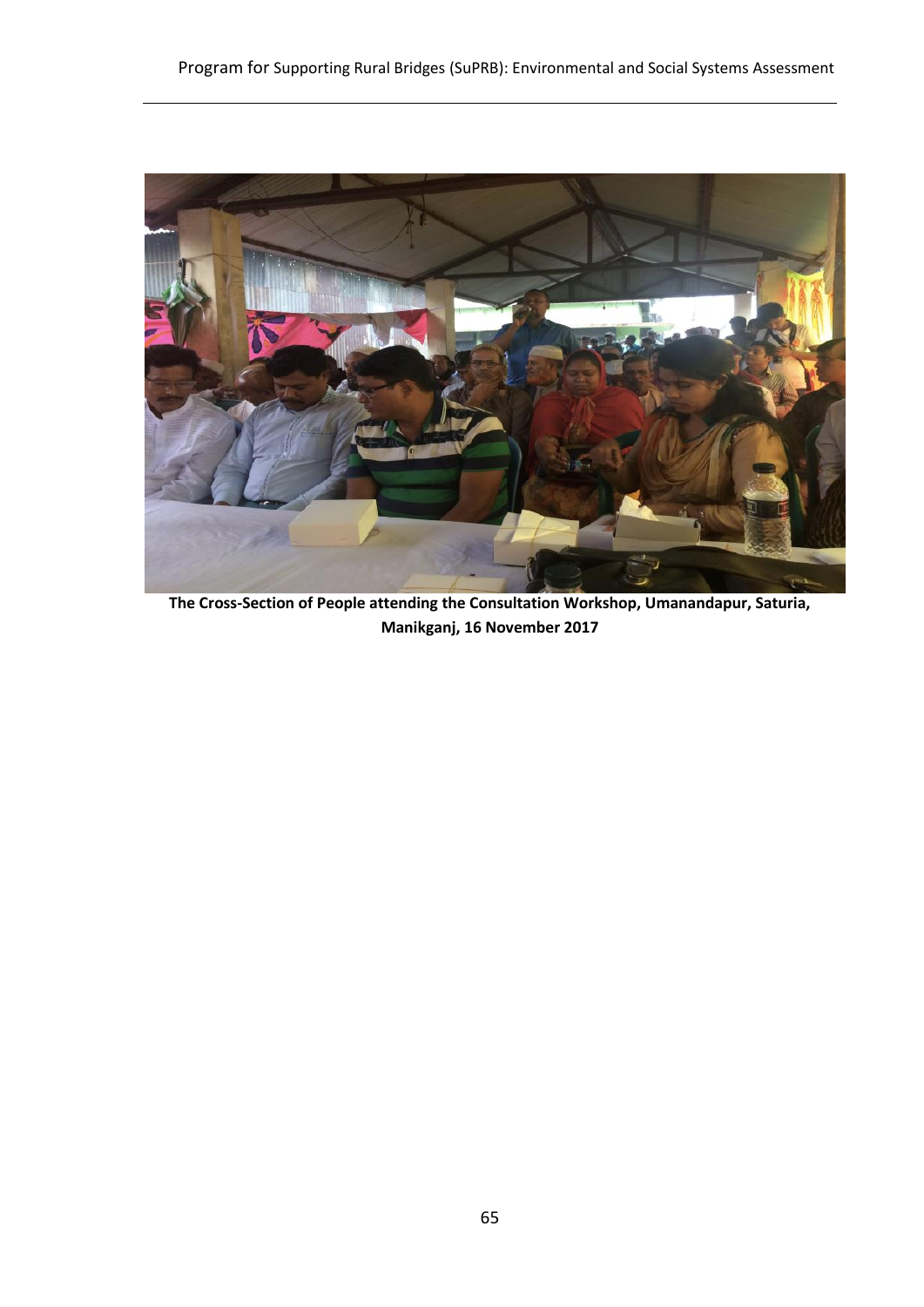**The Cross-Section of People attending the Consultation Workshop, Umanandapur, Saturia, Manikganj, 16 November 2017**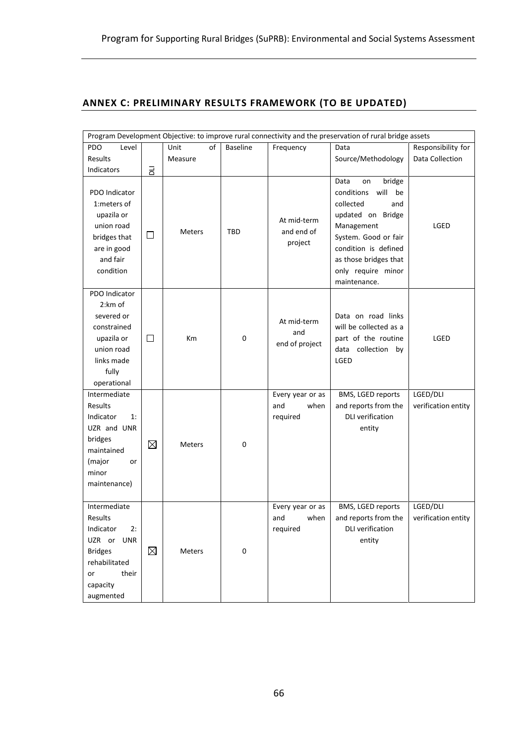## ANNEX C: PRELIMINARY RESULTS FRAMEWORK (TO BE UPDATED)

| Program Development Objective: to improve rural connectivity and the preservation of rural bridge assets | | | | | | |
|---|---|---|---|---|---|---|
| PDO Level Results Indicators | DLI | Unit of Measure | Baseline | Frequency | Data Source/Methodology | Responsibility for Data Collection |
| PDO Indicator 1:meters of upazila or union road bridges that are in good and fair condition | ☐ | Meters | TBD | At mid-term and end of project | Data on bridge conditions will be collected and updated on Bridge Management System. Good or fair condition is defined as those bridges that only require minor maintenance. | LGED |
| PDO Indicator 2:km of severed or constrained upazila or union road links made fully operational | ☐ | Km | 0 | At mid-term and end of project | Data on road links will be collected as a part of the routine data collection by LGED | LGED |
| Intermediate Results Indicator 1: UZR and UNR bridges maintained (major or minor maintenance) | ☒ | Meters | 0 | Every year or as and when required | BMS, LGED reports and reports from the DLI verification entity | LGED/DLI verification entity |
| Intermediate Results Indicator 2: UZR or UNR Bridges rehabilitated or their capacity augmented | ☒ | Meters | 0 | Every year or as and when required | BMS, LGED reports and reports from the DLI verification entity | LGED/DLI verification entity |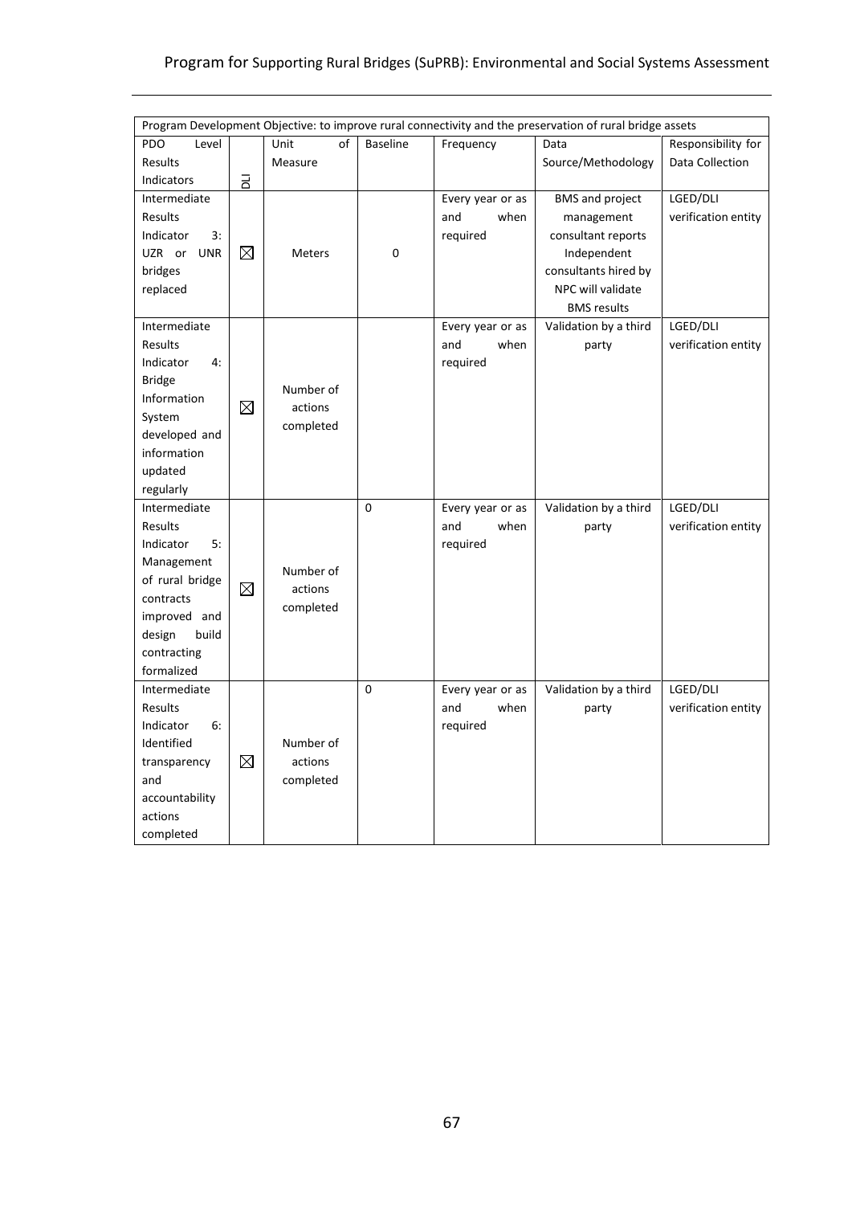| Program Development Objective: to improve rural connectivity and the preservation of rural bridge assets | | | | | | |
|---|---|---|---|---|---|---|
| PDO Level Results Indicators | DLI | Unit of Measure | Baseline | Frequency | Data Source/Methodology | Responsibility for Data Collection |
| Intermediate Results Indicator 3: UZR or UNR bridges replaced | ☒ | Meters | 0 | Every year or as and when required | BMS and project management consultant reports Independent consultants hired by NPC will validate BMS results | LGED/DLI verification entity |
| Intermediate Results Indicator 4: Bridge Information System developed and information updated regularly | ☒ | Number of actions completed | | Every year or as and when required | Validation by a third party | LGED/DLI verification entity |
| Intermediate Results Indicator 5: Management of rural bridge contracts improved and design build contracting formalized | ☒ | Number of actions completed | 0 | Every year or as and when required | Validation by a third party | LGED/DLI verification entity |
| Intermediate Results Indicator 6: Identified transparency and accountability actions completed | ☒ | Number of actions completed | 0 | Every year or as and when required | Validation by a third party | LGED/DLI verification entity |